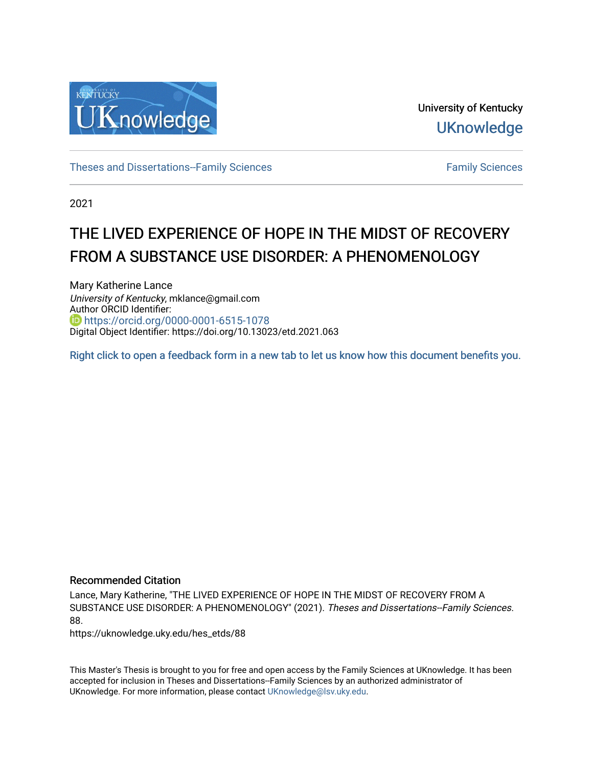University of Kentucky

UKnowledge

Theses and Dissertations--Family Sciences | Family Sciences

2021

# THE LIVED EXPERIENCE OF HOPE IN THE MIDST OF RECOVERY FROM A SUBSTANCE USE DISORDER: A PHENOMENOLOGY

Mary Katherine Lance
*University of Kentucky*, mklance@gmail.com
Author ORCID Identifier:
https://orcid.org/0000-0001-6515-1078
Digital Object Identifier: https://doi.org/10.13023/etd.2021.063

Right click to open a feedback form in a new tab to let us know how this document benefits you.

## Recommended Citation

Lance, Mary Katherine, "THE LIVED EXPERIENCE OF HOPE IN THE MIDST OF RECOVERY FROM A SUBSTANCE USE DISORDER: A PHENOMENOLOGY" (2021). *Theses and Dissertations--Family Sciences*. 88.
https://uknowledge.uky.edu/hes_etds/88

This Master's Thesis is brought to you for free and open access by the Family Sciences at UKnowledge. It has been accepted for inclusion in Theses and Dissertations--Family Sciences by an authorized administrator of UKnowledge. For more information, please contact UKnowledge@lsv.uky.edu.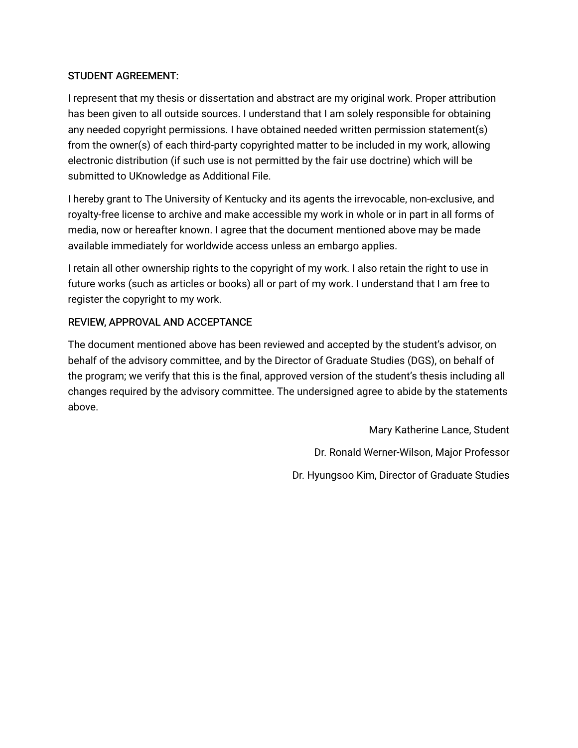STUDENT AGREEMENT:

I represent that my thesis or dissertation and abstract are my original work. Proper attribution has been given to all outside sources. I understand that I am solely responsible for obtaining any needed copyright permissions. I have obtained needed written permission statement(s) from the owner(s) of each third-party copyrighted matter to be included in my work, allowing electronic distribution (if such use is not permitted by the fair use doctrine) which will be submitted to UKnowledge as Additional File.

I hereby grant to The University of Kentucky and its agents the irrevocable, non-exclusive, and royalty-free license to archive and make accessible my work in whole or in part in all forms of media, now or hereafter known. I agree that the document mentioned above may be made available immediately for worldwide access unless an embargo applies.

I retain all other ownership rights to the copyright of my work. I also retain the right to use in future works (such as articles or books) all or part of my work. I understand that I am free to register the copyright to my work.

REVIEW, APPROVAL AND ACCEPTANCE

The document mentioned above has been reviewed and accepted by the student's advisor, on behalf of the advisory committee, and by the Director of Graduate Studies (DGS), on behalf of the program; we verify that this is the final, approved version of the student's thesis including all changes required by the advisory committee. The undersigned agree to abide by the statements above.

Mary Katherine Lance, Student

Dr. Ronald Werner-Wilson, Major Professor

Dr. Hyungsoo Kim, Director of Graduate Studies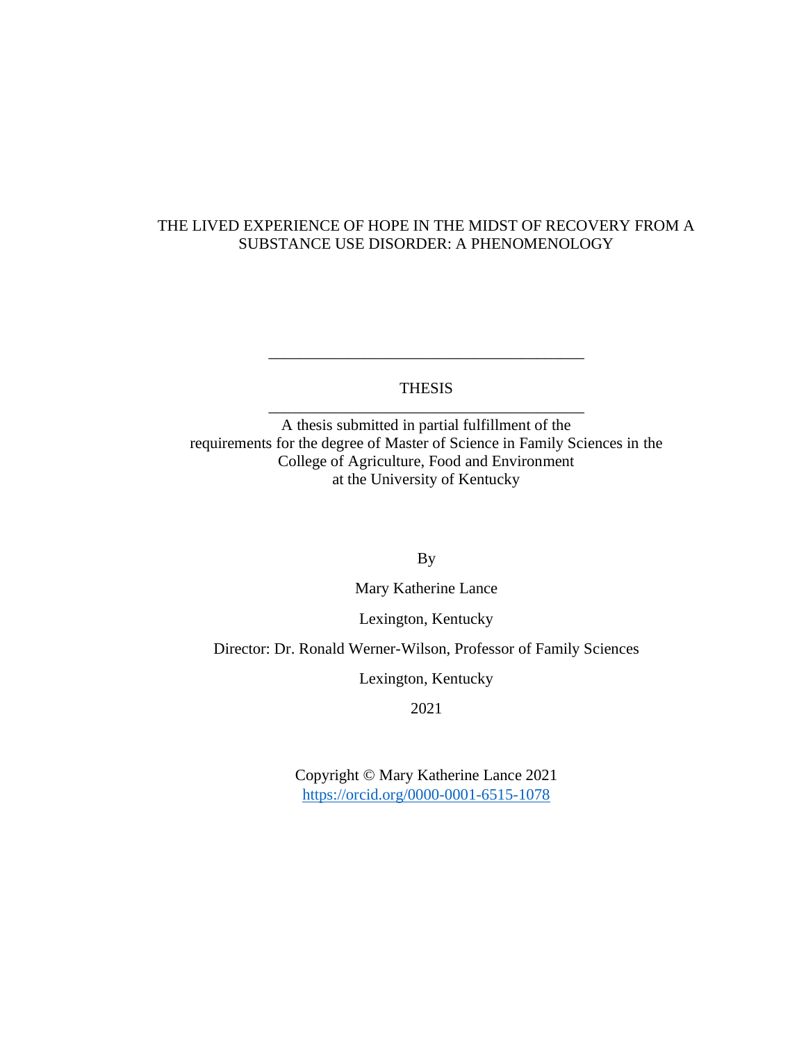# THE LIVED EXPERIENCE OF HOPE IN THE MIDST OF RECOVERY FROM A SUBSTANCE USE DISORDER: A PHENOMENOLOGY

---

THESIS

---

A thesis submitted in partial fulfillment of the requirements for the degree of Master of Science in Family Sciences in the College of Agriculture, Food and Environment at the University of Kentucky

By

Mary Katherine Lance

Lexington, Kentucky

Director: Dr. Ronald Werner-Wilson, Professor of Family Sciences

Lexington, Kentucky

2021

Copyright © Mary Katherine Lance 2021
https://orcid.org/0000-0001-6515-1078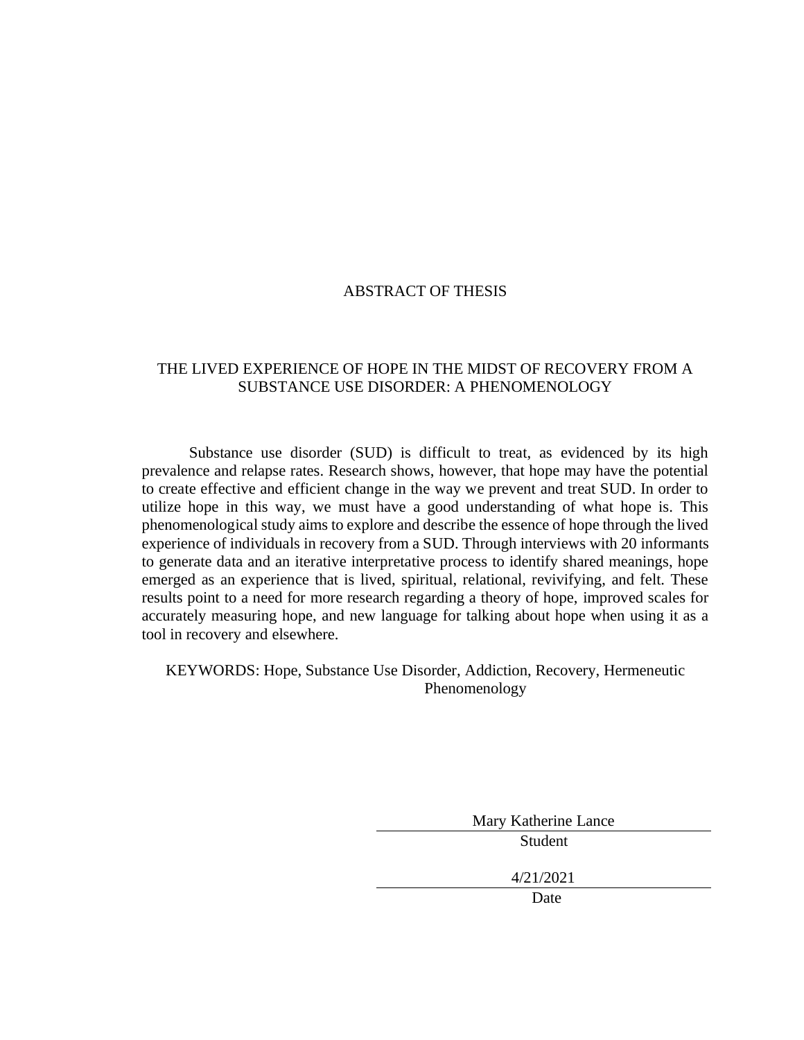# ABSTRACT OF THESIS

## THE LIVED EXPERIENCE OF HOPE IN THE MIDST OF RECOVERY FROM A SUBSTANCE USE DISORDER: A PHENOMENOLOGY

Substance use disorder (SUD) is difficult to treat, as evidenced by its high prevalence and relapse rates. Research shows, however, that hope may have the potential to create effective and efficient change in the way we prevent and treat SUD. In order to utilize hope in this way, we must have a good understanding of what hope is. This phenomenological study aims to explore and describe the essence of hope through the lived experience of individuals in recovery from a SUD. Through interviews with 20 informants to generate data and an iterative interpretative process to identify shared meanings, hope emerged as an experience that is lived, spiritual, relational, revivifying, and felt. These results point to a need for more research regarding a theory of hope, improved scales for accurately measuring hope, and new language for talking about hope when using it as a tool in recovery and elsewhere.

KEYWORDS: Hope, Substance Use Disorder, Addiction, Recovery, Hermeneutic Phenomenology

Mary Katherine Lance

Student

4/21/2021

Date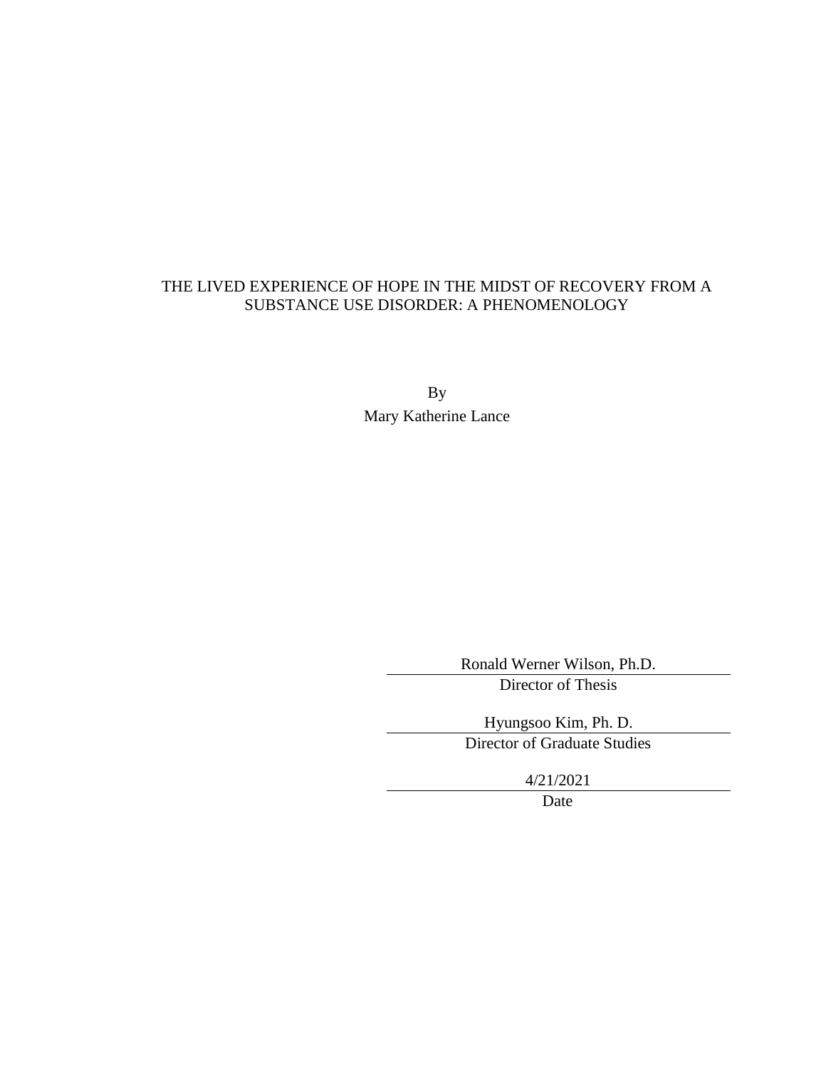THE LIVED EXPERIENCE OF HOPE IN THE MIDST OF RECOVERY FROM A SUBSTANCE USE DISORDER: A PHENOMENOLOGY

By

Mary Katherine Lance

Ronald Werner Wilson, Ph.D.
Director of Thesis

Hyungsoo Kim, Ph. D.
Director of Graduate Studies

4/21/2021
Date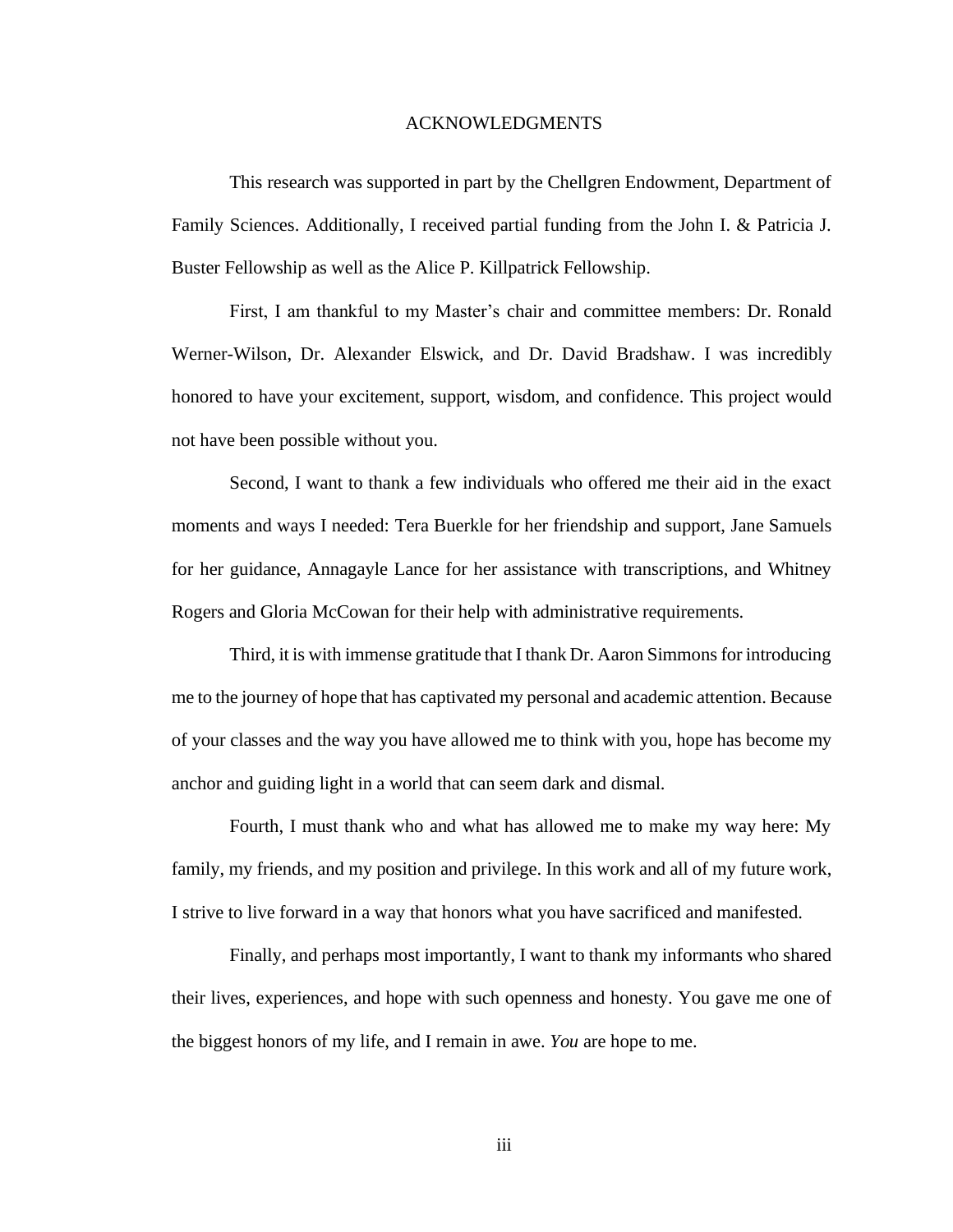# ACKNOWLEDGMENTS

This research was supported in part by the Chellgren Endowment, Department of Family Sciences. Additionally, I received partial funding from the John I. & Patricia J. Buster Fellowship as well as the Alice P. Killpatrick Fellowship.

First, I am thankful to my Master's chair and committee members: Dr. Ronald Werner-Wilson, Dr. Alexander Elswick, and Dr. David Bradshaw. I was incredibly honored to have your excitement, support, wisdom, and confidence. This project would not have been possible without you.

Second, I want to thank a few individuals who offered me their aid in the exact moments and ways I needed: Tera Buerkle for her friendship and support, Jane Samuels for her guidance, Annagayle Lance for her assistance with transcriptions, and Whitney Rogers and Gloria McCowan for their help with administrative requirements.

Third, it is with immense gratitude that I thank Dr. Aaron Simmons for introducing me to the journey of hope that has captivated my personal and academic attention. Because of your classes and the way you have allowed me to think with you, hope has become my anchor and guiding light in a world that can seem dark and dismal.

Fourth, I must thank who and what has allowed me to make my way here: My family, my friends, and my position and privilege. In this work and all of my future work, I strive to live forward in a way that honors what you have sacrificed and manifested.

Finally, and perhaps most importantly, I want to thank my informants who shared their lives, experiences, and hope with such openness and honesty. You gave me one of the biggest honors of my life, and I remain in awe. *You* are hope to me.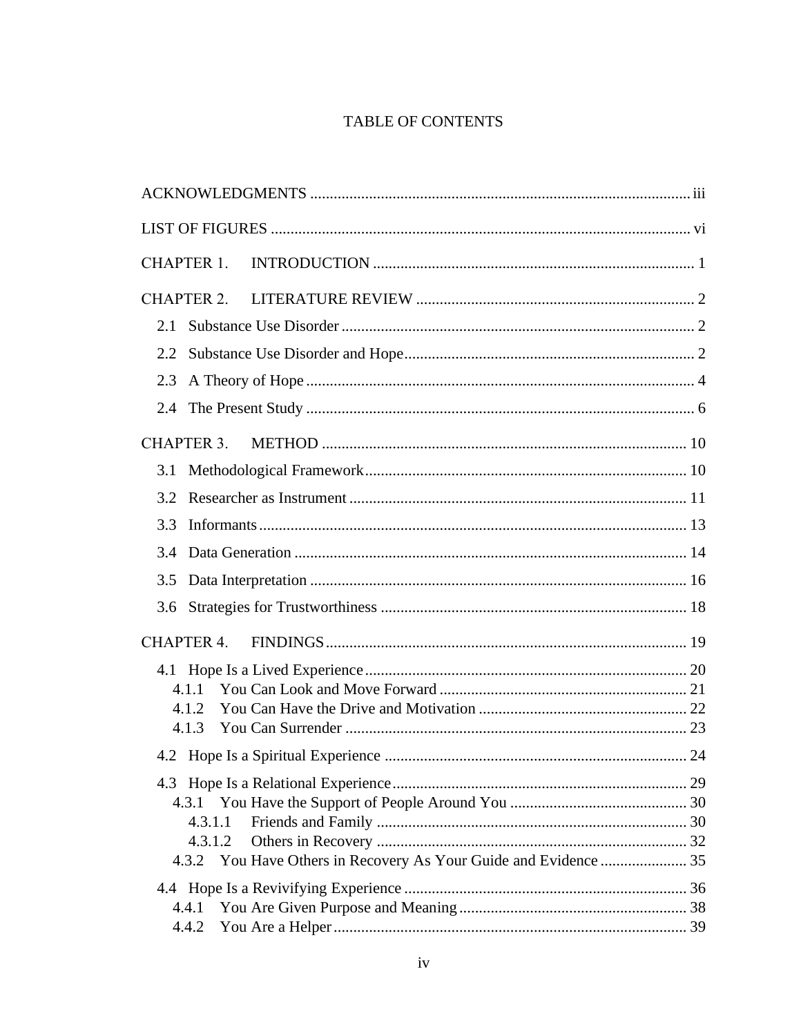# TABLE OF CONTENTS

ACKNOWLEDGMENTS ... iii

LIST OF FIGURES ... vi

CHAPTER 1. INTRODUCTION ... 1

CHAPTER 2. LITERATURE REVIEW ... 2

- 2.1 Substance Use Disorder ... 2
- 2.2 Substance Use Disorder and Hope ... 2
- 2.3 A Theory of Hope ... 4
- 2.4 The Present Study ... 6

CHAPTER 3. METHOD ... 10

- 3.1 Methodological Framework ... 10
- 3.2 Researcher as Instrument ... 11
- 3.3 Informants ... 13
- 3.4 Data Generation ... 14
- 3.5 Data Interpretation ... 16
- 3.6 Strategies for Trustworthiness ... 18

CHAPTER 4. FINDINGS ... 19

- 4.1 Hope Is a Lived Experience ... 20
  - 4.1.1 You Can Look and Move Forward ... 21
  - 4.1.2 You Can Have the Drive and Motivation ... 22
  - 4.1.3 You Can Surrender ... 23
- 4.2 Hope Is a Spiritual Experience ... 24
- 4.3 Hope Is a Relational Experience ... 29
  - 4.3.1 You Have the Support of People Around You ... 30
    - 4.3.1.1 Friends and Family ... 30
    - 4.3.1.2 Others in Recovery ... 32
  - 4.3.2 You Have Others in Recovery As Your Guide and Evidence ... 35
- 4.4 Hope Is a Revivifying Experience ... 36
  - 4.4.1 You Are Given Purpose and Meaning ... 38
  - 4.4.2 You Are a Helper ... 39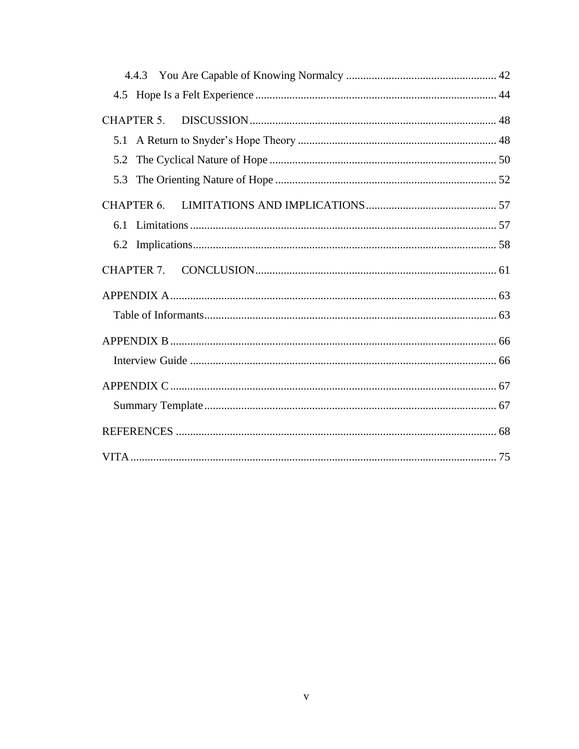4.4.3 You Are Capable of Knowing Normalcy ..................................................... 42

4.5 Hope Is a Felt Experience ..................................................................................... 44

CHAPTER 5. DISCUSSION ....................................................................................... 48

5.1 A Return to Snyder's Hope Theory ...................................................................... 48

5.2 The Cyclical Nature of Hope ................................................................................ 50

5.3 The Orienting Nature of Hope .............................................................................. 52

CHAPTER 6. LIMITATIONS AND IMPLICATIONS .............................................. 57

6.1 Limitations ............................................................................................................ 57

6.2 Implications ........................................................................................................... 58

CHAPTER 7. CONCLUSION ..................................................................................... 61

APPENDIX A ................................................................................................................... 63

Table of Informants ....................................................................................................... 63

APPENDIX B ................................................................................................................... 66

Interview Guide ............................................................................................................ 66

APPENDIX C ................................................................................................................... 67

Summary Template ....................................................................................................... 67

REFERENCES ................................................................................................................. 68

VITA ................................................................................................................................. 75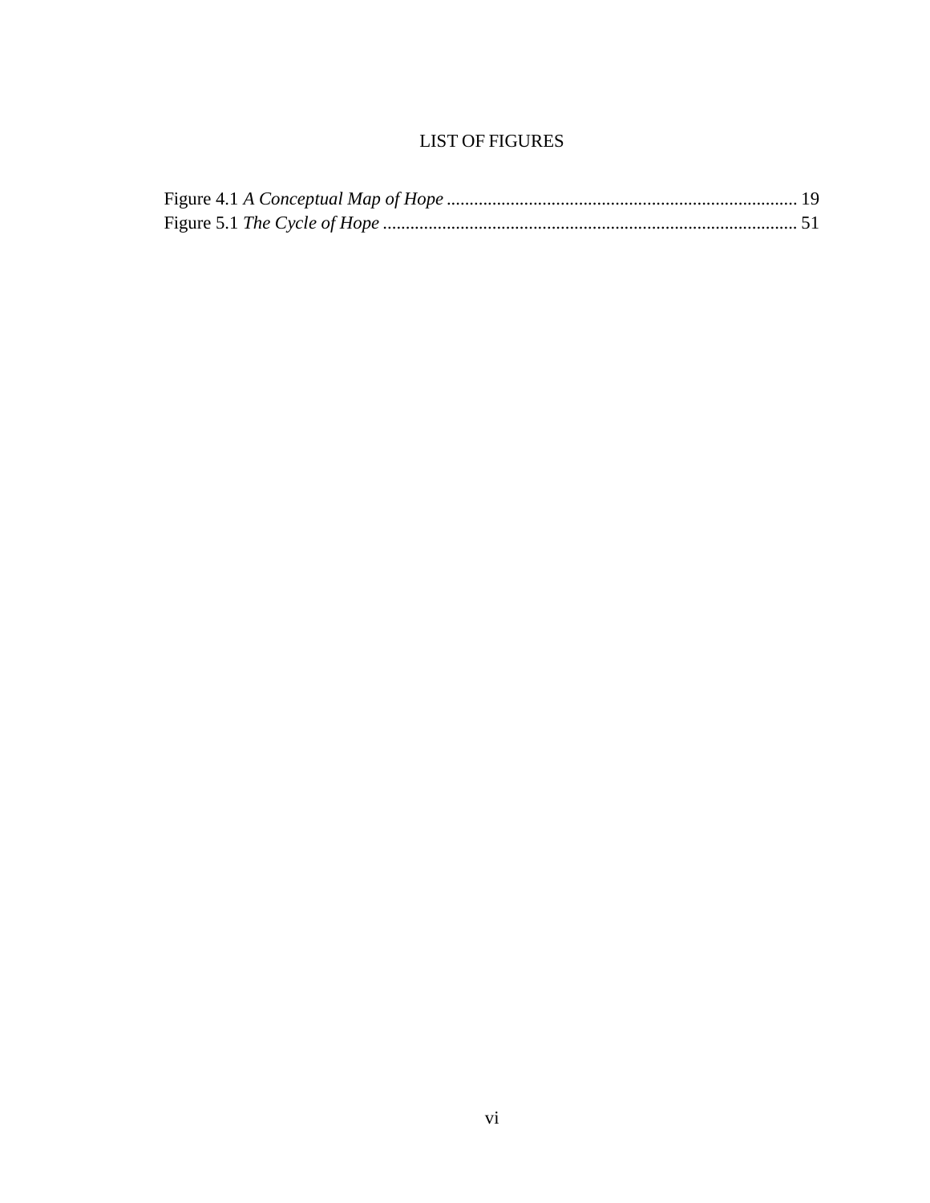# LIST OF FIGURES

Figure 4.1 *A Conceptual Map of Hope* ............................................................................ 19
Figure 5.1 *The Cycle of Hope* .......................................................................................... 51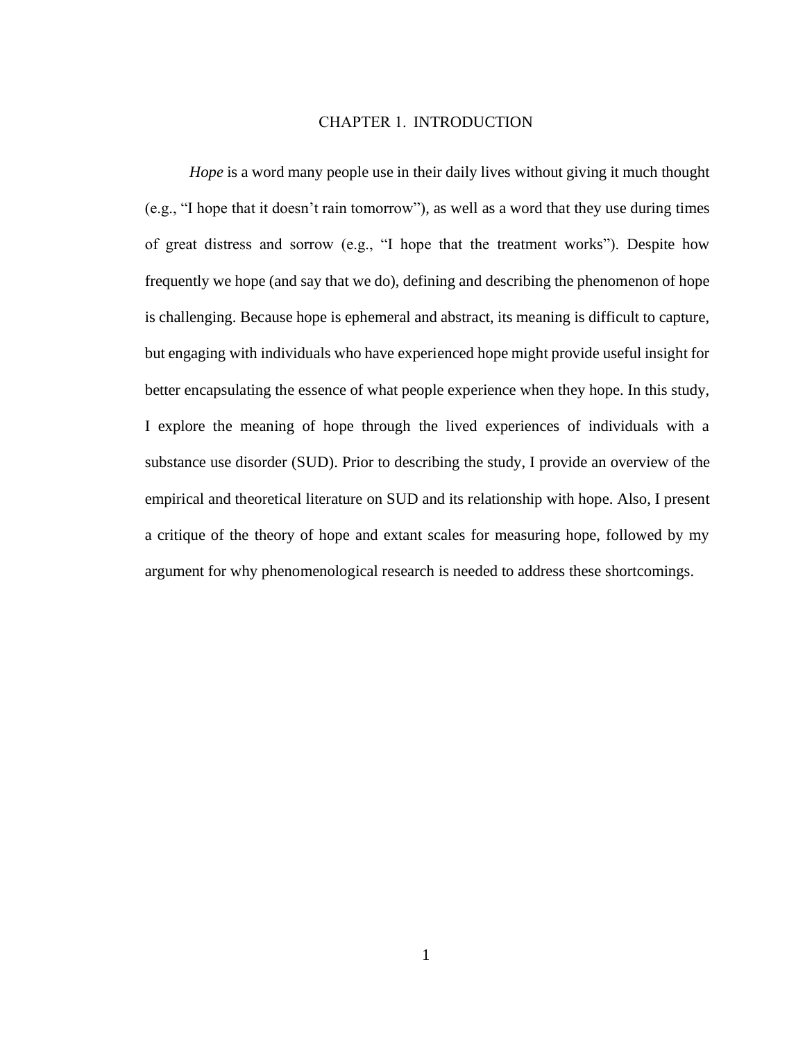# CHAPTER 1. INTRODUCTION

*Hope* is a word many people use in their daily lives without giving it much thought (e.g., "I hope that it doesn't rain tomorrow"), as well as a word that they use during times of great distress and sorrow (e.g., "I hope that the treatment works"). Despite how frequently we hope (and say that we do), defining and describing the phenomenon of hope is challenging. Because hope is ephemeral and abstract, its meaning is difficult to capture, but engaging with individuals who have experienced hope might provide useful insight for better encapsulating the essence of what people experience when they hope. In this study, I explore the meaning of hope through the lived experiences of individuals with a substance use disorder (SUD). Prior to describing the study, I provide an overview of the empirical and theoretical literature on SUD and its relationship with hope. Also, I present a critique of the theory of hope and extant scales for measuring hope, followed by my argument for why phenomenological research is needed to address these shortcomings.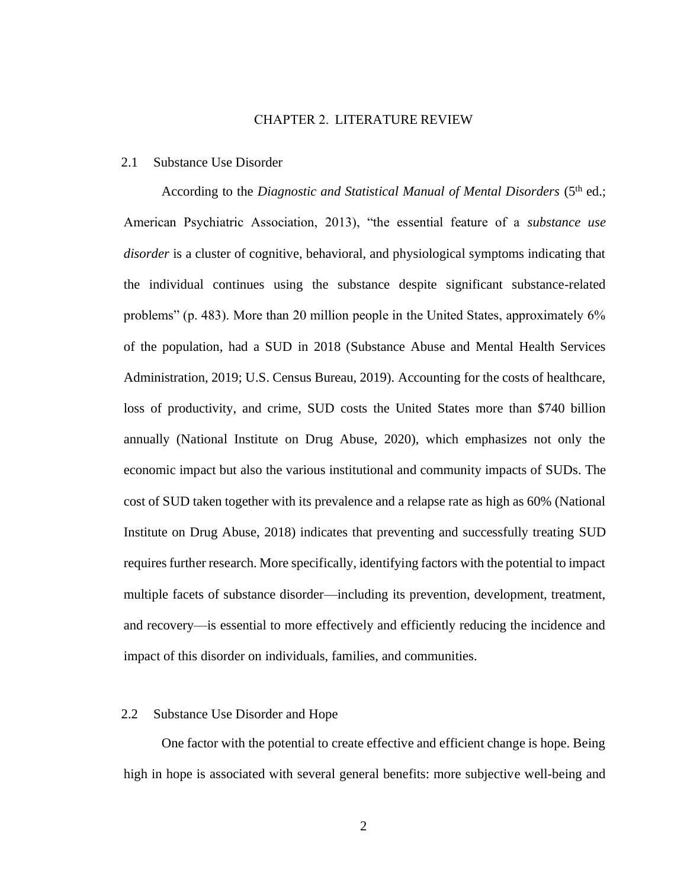# CHAPTER 2. LITERATURE REVIEW

## 2.1 Substance Use Disorder

According to the *Diagnostic and Statistical Manual of Mental Disorders* (5th ed.; American Psychiatric Association, 2013), "the essential feature of a *substance use disorder* is a cluster of cognitive, behavioral, and physiological symptoms indicating that the individual continues using the substance despite significant substance-related problems" (p. 483). More than 20 million people in the United States, approximately 6% of the population, had a SUD in 2018 (Substance Abuse and Mental Health Services Administration, 2019; U.S. Census Bureau, 2019). Accounting for the costs of healthcare, loss of productivity, and crime, SUD costs the United States more than $740 billion annually (National Institute on Drug Abuse, 2020), which emphasizes not only the economic impact but also the various institutional and community impacts of SUDs. The cost of SUD taken together with its prevalence and a relapse rate as high as 60% (National Institute on Drug Abuse, 2018) indicates that preventing and successfully treating SUD requires further research. More specifically, identifying factors with the potential to impact multiple facets of substance disorder—including its prevention, development, treatment, and recovery—is essential to more effectively and efficiently reducing the incidence and impact of this disorder on individuals, families, and communities.

## 2.2 Substance Use Disorder and Hope

One factor with the potential to create effective and efficient change is hope. Being high in hope is associated with several general benefits: more subjective well-being and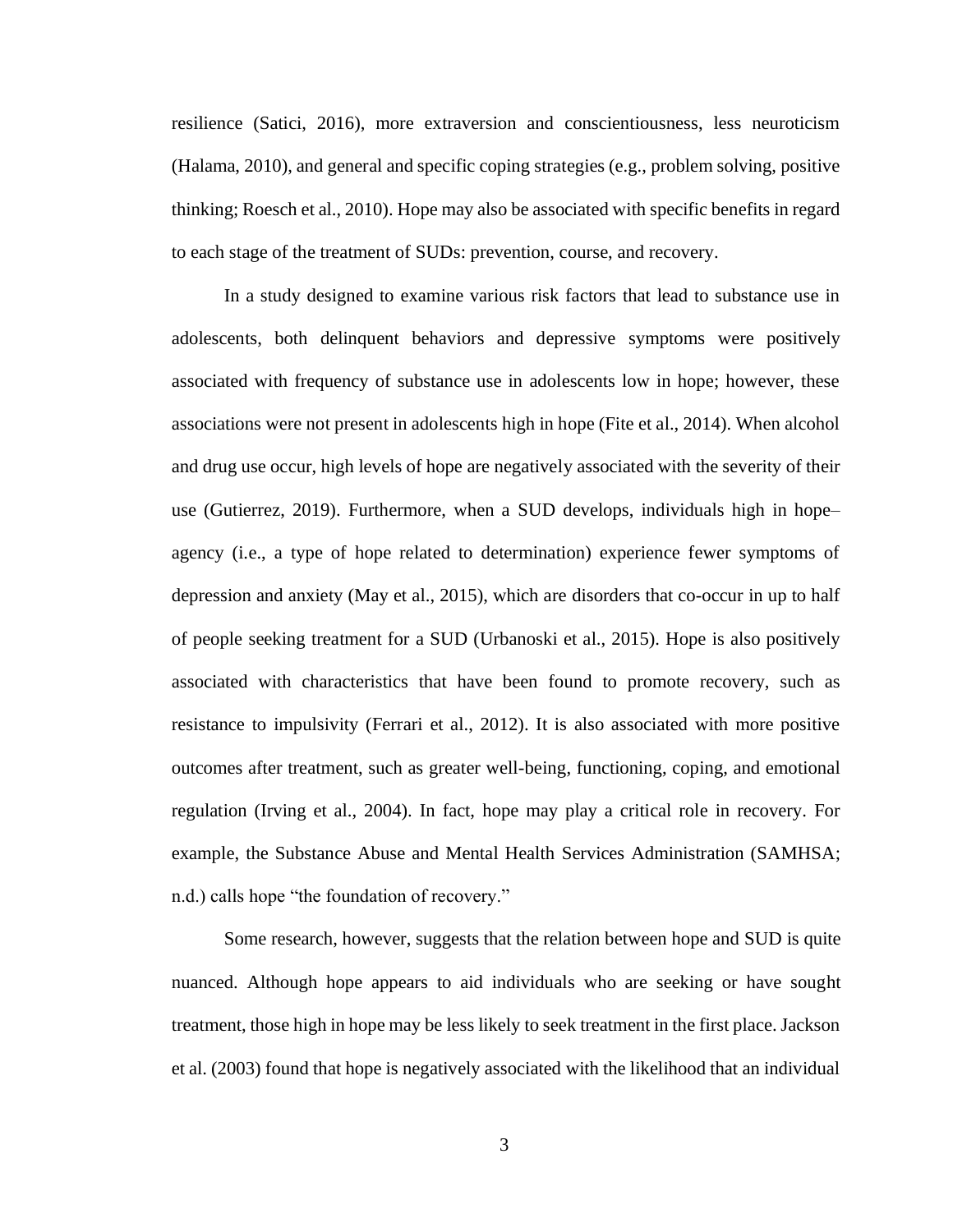resilience (Satici, 2016), more extraversion and conscientiousness, less neuroticism (Halama, 2010), and general and specific coping strategies (e.g., problem solving, positive thinking; Roesch et al., 2010). Hope may also be associated with specific benefits in regard to each stage of the treatment of SUDs: prevention, course, and recovery.

In a study designed to examine various risk factors that lead to substance use in adolescents, both delinquent behaviors and depressive symptoms were positively associated with frequency of substance use in adolescents low in hope; however, these associations were not present in adolescents high in hope (Fite et al., 2014). When alcohol and drug use occur, high levels of hope are negatively associated with the severity of their use (Gutierrez, 2019). Furthermore, when a SUD develops, individuals high in hope–agency (i.e., a type of hope related to determination) experience fewer symptoms of depression and anxiety (May et al., 2015), which are disorders that co-occur in up to half of people seeking treatment for a SUD (Urbanoski et al., 2015). Hope is also positively associated with characteristics that have been found to promote recovery, such as resistance to impulsivity (Ferrari et al., 2012). It is also associated with more positive outcomes after treatment, such as greater well-being, functioning, coping, and emotional regulation (Irving et al., 2004). In fact, hope may play a critical role in recovery. For example, the Substance Abuse and Mental Health Services Administration (SAMHSA; n.d.) calls hope "the foundation of recovery."

Some research, however, suggests that the relation between hope and SUD is quite nuanced. Although hope appears to aid individuals who are seeking or have sought treatment, those high in hope may be less likely to seek treatment in the first place. Jackson et al. (2003) found that hope is negatively associated with the likelihood that an individual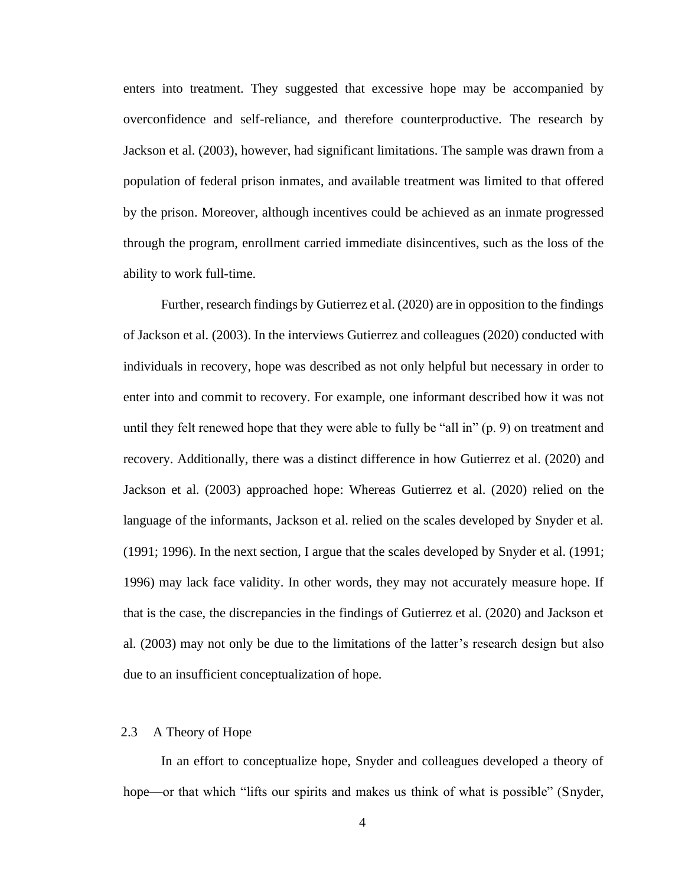enters into treatment. They suggested that excessive hope may be accompanied by overconfidence and self-reliance, and therefore counterproductive. The research by Jackson et al. (2003), however, had significant limitations. The sample was drawn from a population of federal prison inmates, and available treatment was limited to that offered by the prison. Moreover, although incentives could be achieved as an inmate progressed through the program, enrollment carried immediate disincentives, such as the loss of the ability to work full-time.

Further, research findings by Gutierrez et al. (2020) are in opposition to the findings of Jackson et al. (2003). In the interviews Gutierrez and colleagues (2020) conducted with individuals in recovery, hope was described as not only helpful but necessary in order to enter into and commit to recovery. For example, one informant described how it was not until they felt renewed hope that they were able to fully be "all in" (p. 9) on treatment and recovery. Additionally, there was a distinct difference in how Gutierrez et al. (2020) and Jackson et al. (2003) approached hope: Whereas Gutierrez et al. (2020) relied on the language of the informants, Jackson et al. relied on the scales developed by Snyder et al. (1991; 1996). In the next section, I argue that the scales developed by Snyder et al. (1991; 1996) may lack face validity. In other words, they may not accurately measure hope. If that is the case, the discrepancies in the findings of Gutierrez et al. (2020) and Jackson et al. (2003) may not only be due to the limitations of the latter's research design but also due to an insufficient conceptualization of hope.

## 2.3 A Theory of Hope

In an effort to conceptualize hope, Snyder and colleagues developed a theory of hope—or that which "lifts our spirits and makes us think of what is possible" (Snyder,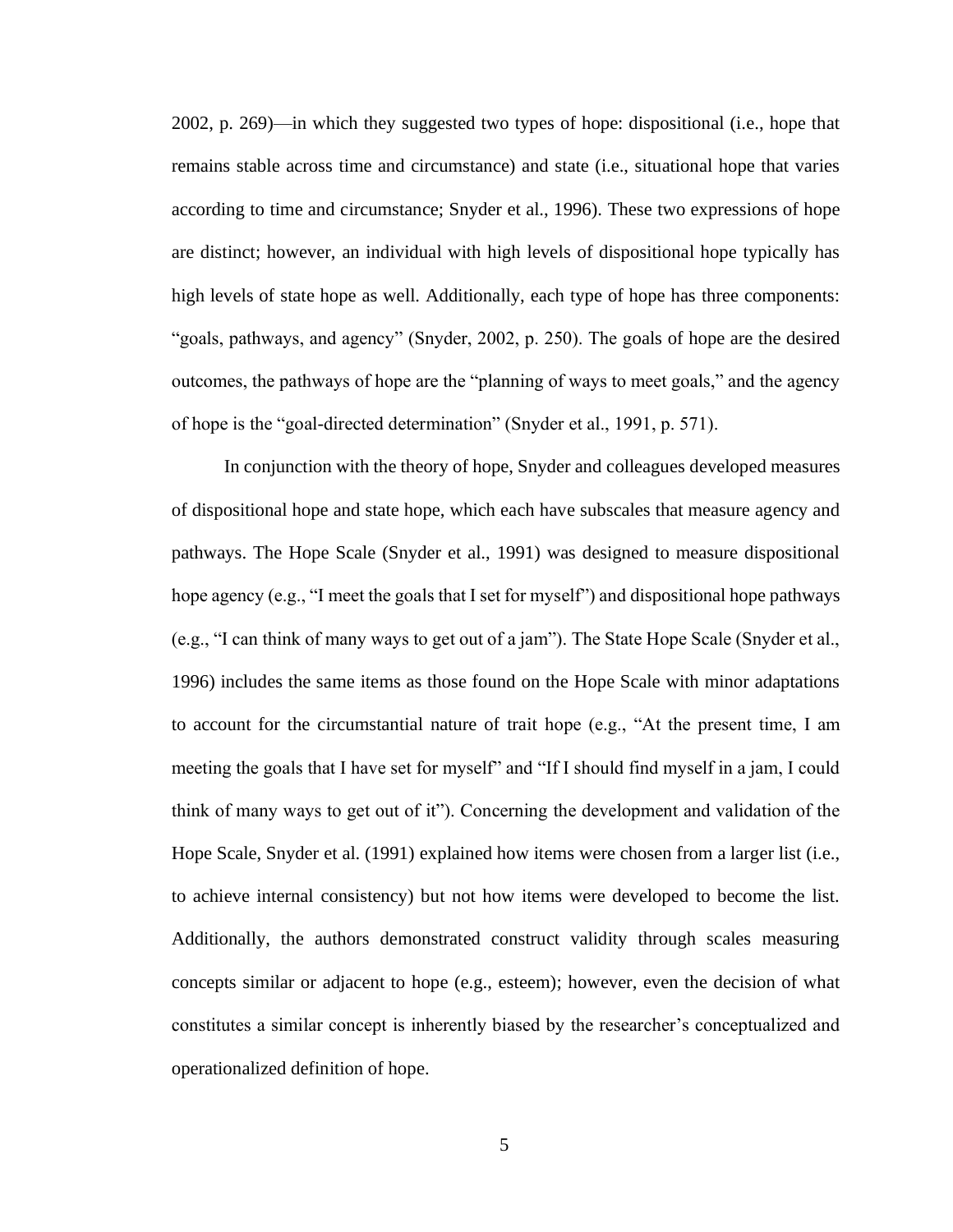2002, p. 269)—in which they suggested two types of hope: dispositional (i.e., hope that remains stable across time and circumstance) and state (i.e., situational hope that varies according to time and circumstance; Snyder et al., 1996). These two expressions of hope are distinct; however, an individual with high levels of dispositional hope typically has high levels of state hope as well. Additionally, each type of hope has three components: "goals, pathways, and agency" (Snyder, 2002, p. 250). The goals of hope are the desired outcomes, the pathways of hope are the "planning of ways to meet goals," and the agency of hope is the "goal-directed determination" (Snyder et al., 1991, p. 571).

In conjunction with the theory of hope, Snyder and colleagues developed measures of dispositional hope and state hope, which each have subscales that measure agency and pathways. The Hope Scale (Snyder et al., 1991) was designed to measure dispositional hope agency (e.g., "I meet the goals that I set for myself") and dispositional hope pathways (e.g., "I can think of many ways to get out of a jam"). The State Hope Scale (Snyder et al., 1996) includes the same items as those found on the Hope Scale with minor adaptations to account for the circumstantial nature of trait hope (e.g., "At the present time, I am meeting the goals that I have set for myself" and "If I should find myself in a jam, I could think of many ways to get out of it"). Concerning the development and validation of the Hope Scale, Snyder et al. (1991) explained how items were chosen from a larger list (i.e., to achieve internal consistency) but not how items were developed to become the list. Additionally, the authors demonstrated construct validity through scales measuring concepts similar or adjacent to hope (e.g., esteem); however, even the decision of what constitutes a similar concept is inherently biased by the researcher's conceptualized and operationalized definition of hope.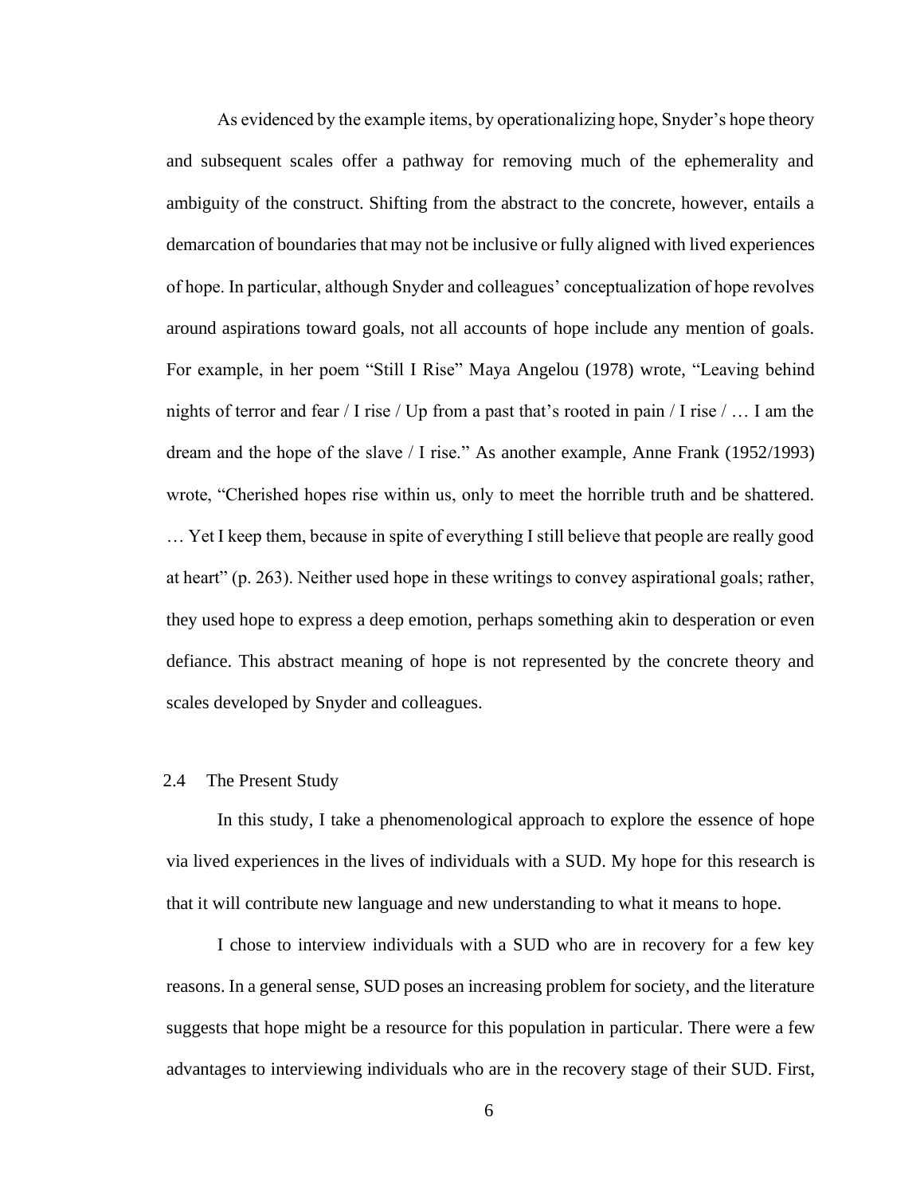As evidenced by the example items, by operationalizing hope, Snyder's hope theory and subsequent scales offer a pathway for removing much of the ephemerality and ambiguity of the construct. Shifting from the abstract to the concrete, however, entails a demarcation of boundaries that may not be inclusive or fully aligned with lived experiences of hope. In particular, although Snyder and colleagues' conceptualization of hope revolves around aspirations toward goals, not all accounts of hope include any mention of goals. For example, in her poem "Still I Rise" Maya Angelou (1978) wrote, "Leaving behind nights of terror and fear / I rise / Up from a past that's rooted in pain / I rise / … I am the dream and the hope of the slave / I rise." As another example, Anne Frank (1952/1993) wrote, "Cherished hopes rise within us, only to meet the horrible truth and be shattered. … Yet I keep them, because in spite of everything I still believe that people are really good at heart" (p. 263). Neither used hope in these writings to convey aspirational goals; rather, they used hope to express a deep emotion, perhaps something akin to desperation or even defiance. This abstract meaning of hope is not represented by the concrete theory and scales developed by Snyder and colleagues.

## 2.4 The Present Study

In this study, I take a phenomenological approach to explore the essence of hope via lived experiences in the lives of individuals with a SUD. My hope for this research is that it will contribute new language and new understanding to what it means to hope.

I chose to interview individuals with a SUD who are in recovery for a few key reasons. In a general sense, SUD poses an increasing problem for society, and the literature suggests that hope might be a resource for this population in particular. There were a few advantages to interviewing individuals who are in the recovery stage of their SUD. First,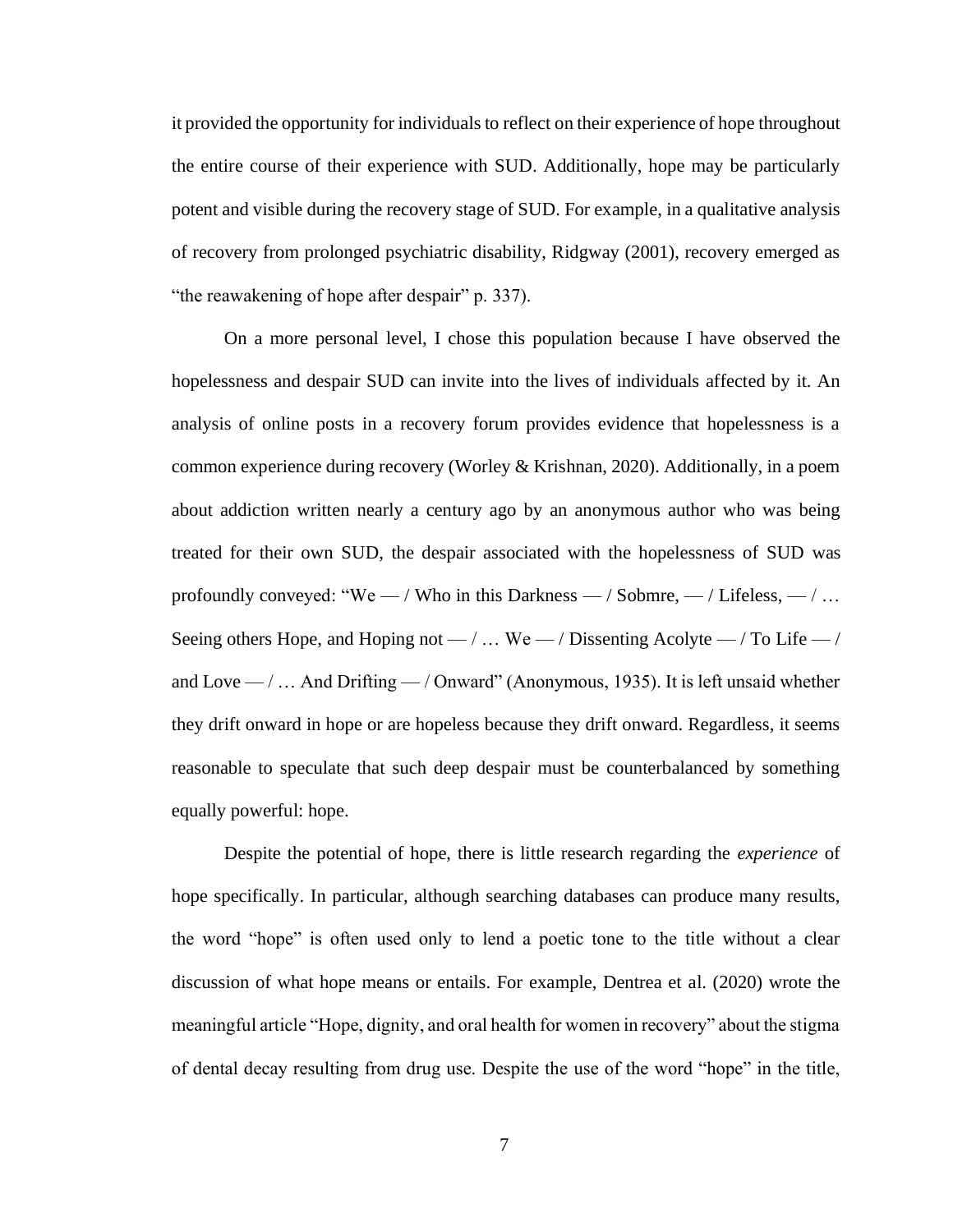it provided the opportunity for individuals to reflect on their experience of hope throughout the entire course of their experience with SUD. Additionally, hope may be particularly potent and visible during the recovery stage of SUD. For example, in a qualitative analysis of recovery from prolonged psychiatric disability, Ridgway (2001), recovery emerged as "the reawakening of hope after despair" p. 337).

On a more personal level, I chose this population because I have observed the hopelessness and despair SUD can invite into the lives of individuals affected by it. An analysis of online posts in a recovery forum provides evidence that hopelessness is a common experience during recovery (Worley & Krishnan, 2020). Additionally, in a poem about addiction written nearly a century ago by an anonymous author who was being treated for their own SUD, the despair associated with the hopelessness of SUD was profoundly conveyed: "We — / Who in this Darkness — / Sobmre, — / Lifeless, — / … Seeing others Hope, and Hoping not — / … We — / Dissenting Acolyte — / To Life — / and Love — / … And Drifting — / Onward" (Anonymous, 1935). It is left unsaid whether they drift onward in hope or are hopeless because they drift onward. Regardless, it seems reasonable to speculate that such deep despair must be counterbalanced by something equally powerful: hope.

Despite the potential of hope, there is little research regarding the *experience* of hope specifically. In particular, although searching databases can produce many results, the word "hope" is often used only to lend a poetic tone to the title without a clear discussion of what hope means or entails. For example, Dentrea et al. (2020) wrote the meaningful article "Hope, dignity, and oral health for women in recovery" about the stigma of dental decay resulting from drug use. Despite the use of the word "hope" in the title,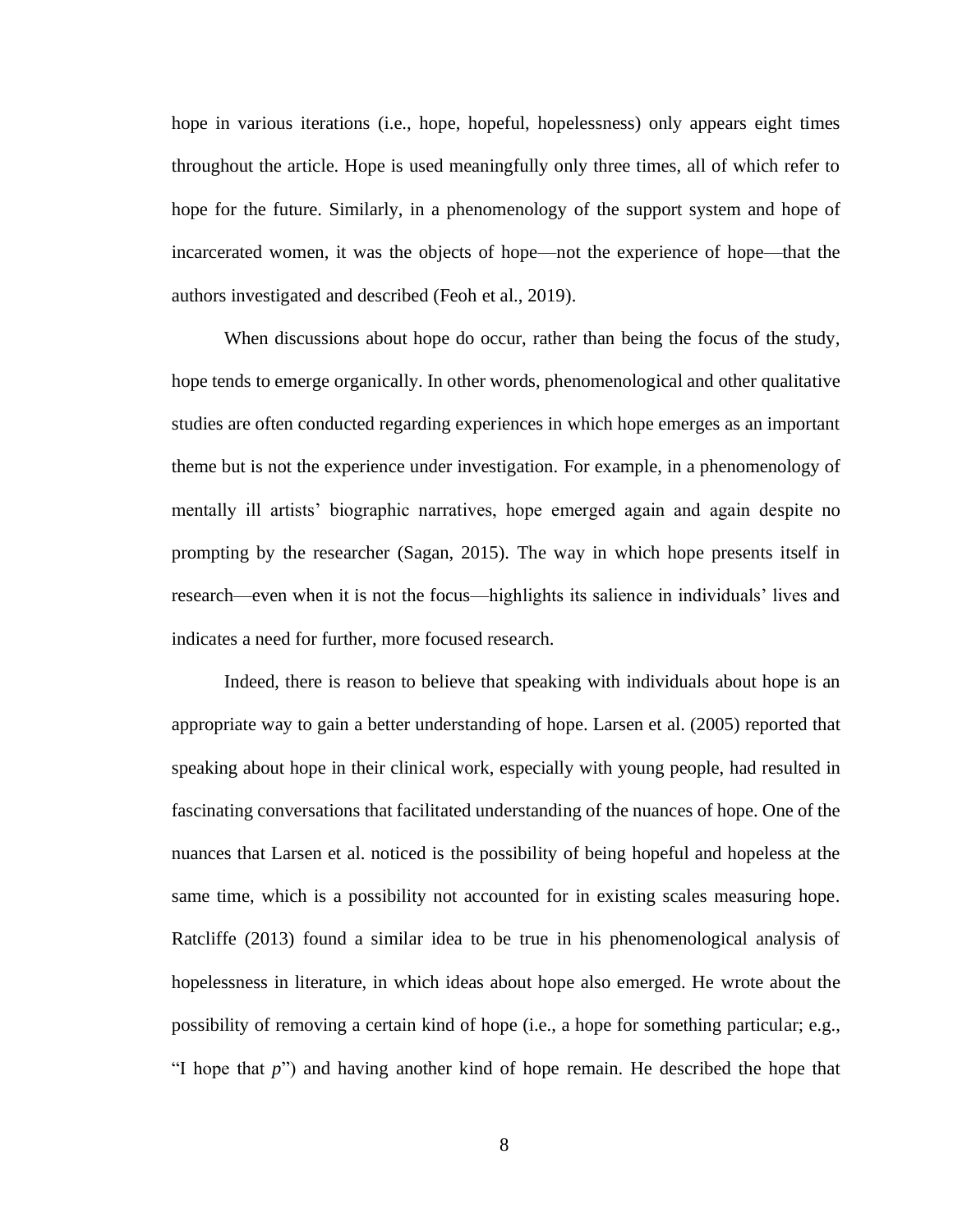hope in various iterations (i.e., hope, hopeful, hopelessness) only appears eight times throughout the article. Hope is used meaningfully only three times, all of which refer to hope for the future. Similarly, in a phenomenology of the support system and hope of incarcerated women, it was the objects of hope—not the experience of hope—that the authors investigated and described (Feoh et al., 2019).

When discussions about hope do occur, rather than being the focus of the study, hope tends to emerge organically. In other words, phenomenological and other qualitative studies are often conducted regarding experiences in which hope emerges as an important theme but is not the experience under investigation. For example, in a phenomenology of mentally ill artists' biographic narratives, hope emerged again and again despite no prompting by the researcher (Sagan, 2015). The way in which hope presents itself in research—even when it is not the focus—highlights its salience in individuals' lives and indicates a need for further, more focused research.

Indeed, there is reason to believe that speaking with individuals about hope is an appropriate way to gain a better understanding of hope. Larsen et al. (2005) reported that speaking about hope in their clinical work, especially with young people, had resulted in fascinating conversations that facilitated understanding of the nuances of hope. One of the nuances that Larsen et al. noticed is the possibility of being hopeful and hopeless at the same time, which is a possibility not accounted for in existing scales measuring hope. Ratcliffe (2013) found a similar idea to be true in his phenomenological analysis of hopelessness in literature, in which ideas about hope also emerged. He wrote about the possibility of removing a certain kind of hope (i.e., a hope for something particular; e.g., "I hope that *p*") and having another kind of hope remain. He described the hope that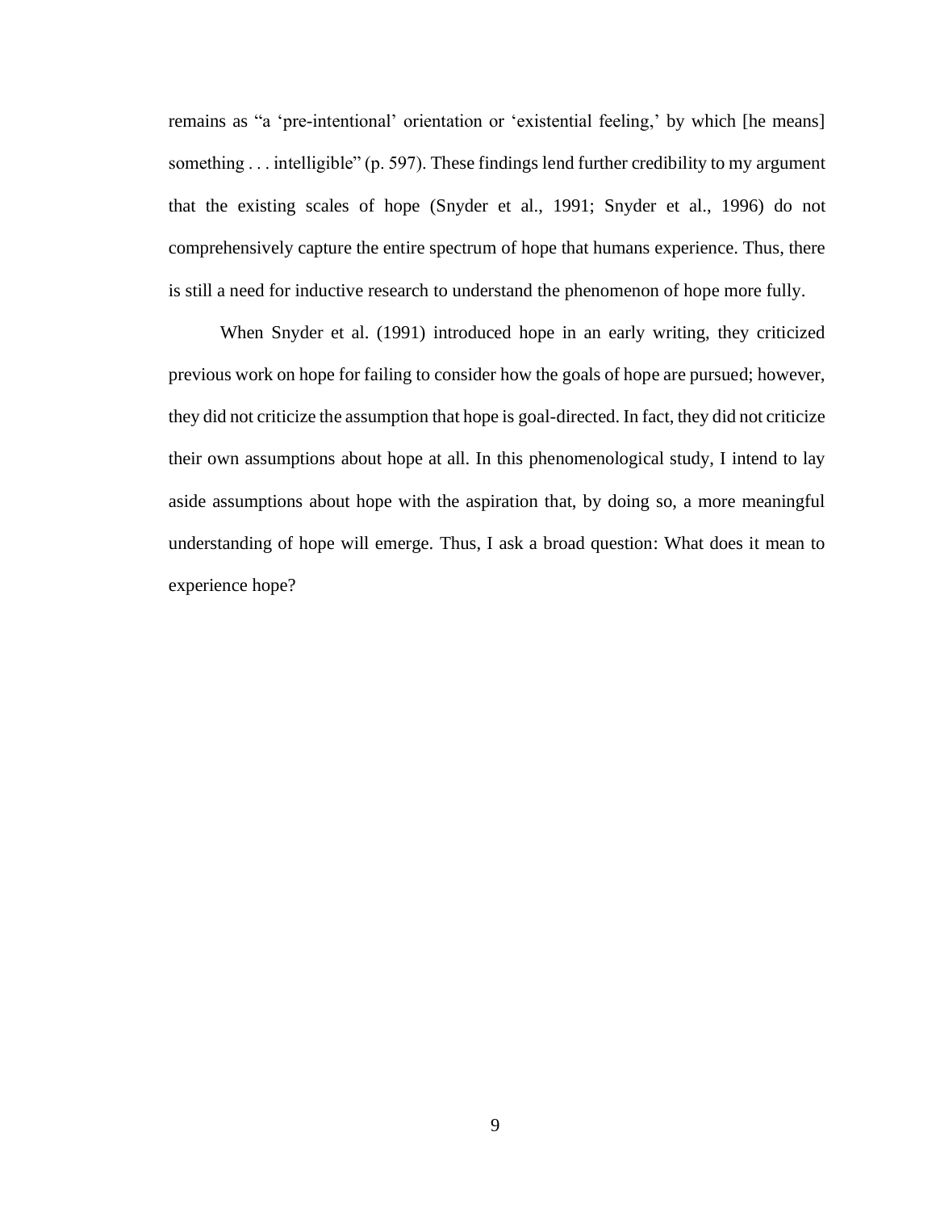remains as "a 'pre-intentional' orientation or 'existential feeling,' by which [he means] something . . . intelligible" (p. 597). These findings lend further credibility to my argument that the existing scales of hope (Snyder et al., 1991; Snyder et al., 1996) do not comprehensively capture the entire spectrum of hope that humans experience. Thus, there is still a need for inductive research to understand the phenomenon of hope more fully.

When Snyder et al. (1991) introduced hope in an early writing, they criticized previous work on hope for failing to consider how the goals of hope are pursued; however, they did not criticize the assumption that hope is goal-directed. In fact, they did not criticize their own assumptions about hope at all. In this phenomenological study, I intend to lay aside assumptions about hope with the aspiration that, by doing so, a more meaningful understanding of hope will emerge. Thus, I ask a broad question: What does it mean to experience hope?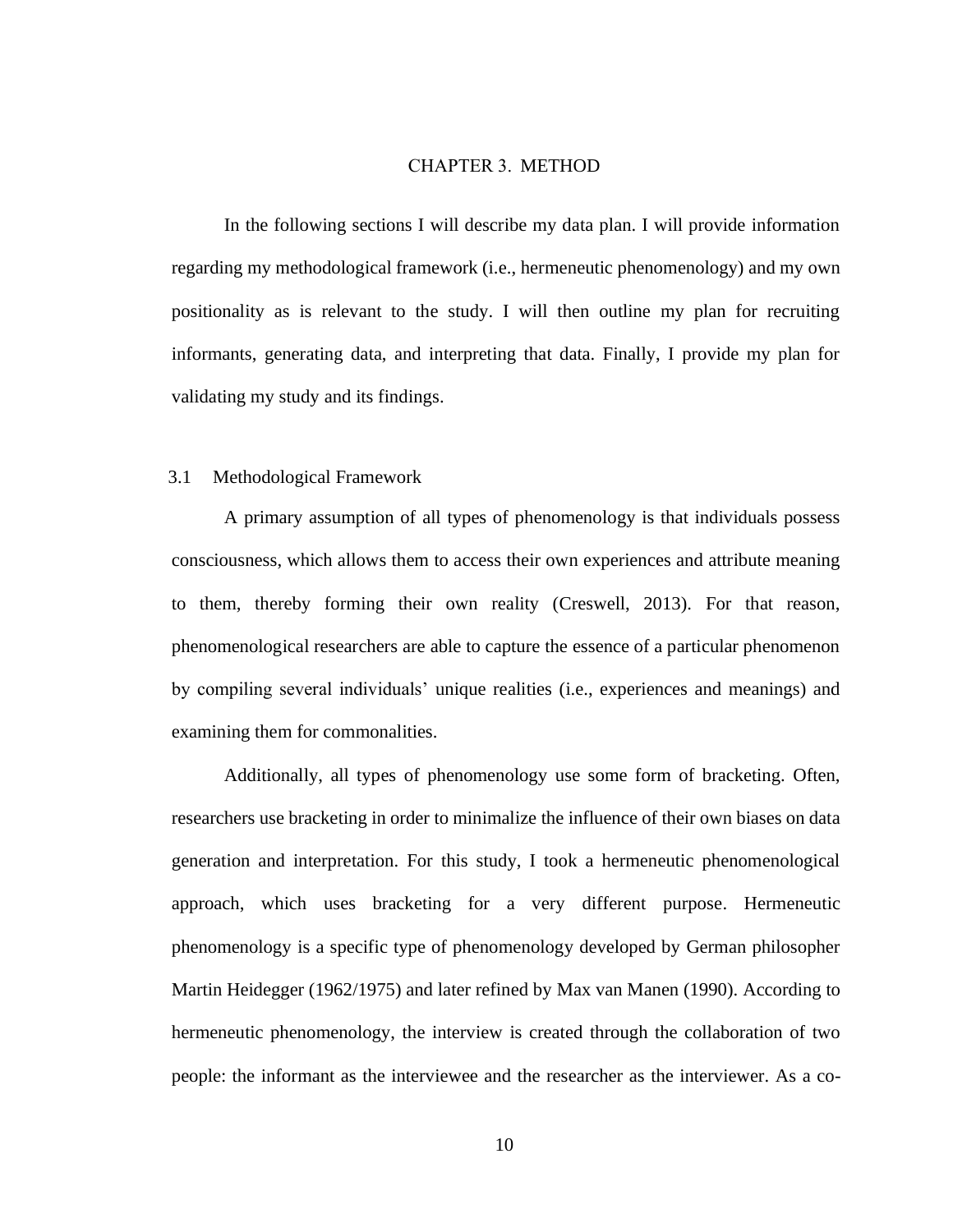# CHAPTER 3. METHOD

In the following sections I will describe my data plan. I will provide information regarding my methodological framework (i.e., hermeneutic phenomenology) and my own positionality as is relevant to the study. I will then outline my plan for recruiting informants, generating data, and interpreting that data. Finally, I provide my plan for validating my study and its findings.

## 3.1 Methodological Framework

A primary assumption of all types of phenomenology is that individuals possess consciousness, which allows them to access their own experiences and attribute meaning to them, thereby forming their own reality (Creswell, 2013). For that reason, phenomenological researchers are able to capture the essence of a particular phenomenon by compiling several individuals' unique realities (i.e., experiences and meanings) and examining them for commonalities.

Additionally, all types of phenomenology use some form of bracketing. Often, researchers use bracketing in order to minimalize the influence of their own biases on data generation and interpretation. For this study, I took a hermeneutic phenomenological approach, which uses bracketing for a very different purpose. Hermeneutic phenomenology is a specific type of phenomenology developed by German philosopher Martin Heidegger (1962/1975) and later refined by Max van Manen (1990). According to hermeneutic phenomenology, the interview is created through the collaboration of two people: the informant as the interviewee and the researcher as the interviewer. As a co-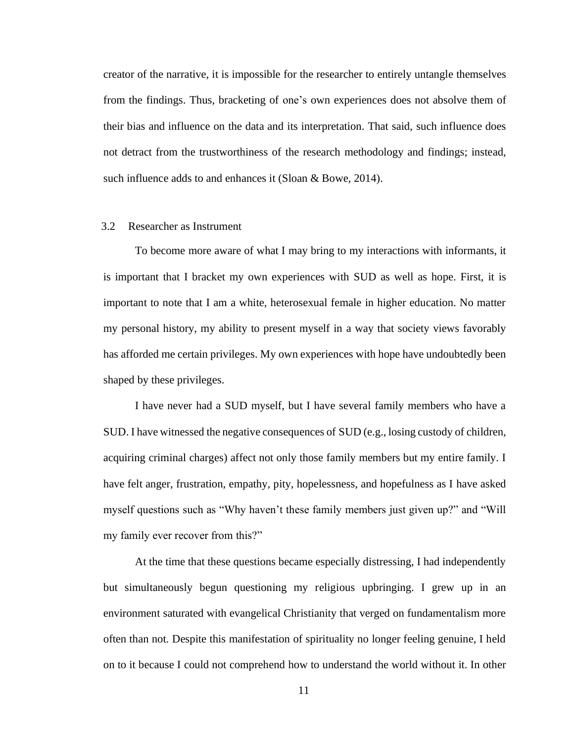creator of the narrative, it is impossible for the researcher to entirely untangle themselves from the findings. Thus, bracketing of one's own experiences does not absolve them of their bias and influence on the data and its interpretation. That said, such influence does not detract from the trustworthiness of the research methodology and findings; instead, such influence adds to and enhances it (Sloan & Bowe, 2014).

## 3.2 Researcher as Instrument

To become more aware of what I may bring to my interactions with informants, it is important that I bracket my own experiences with SUD as well as hope. First, it is important to note that I am a white, heterosexual female in higher education. No matter my personal history, my ability to present myself in a way that society views favorably has afforded me certain privileges. My own experiences with hope have undoubtedly been shaped by these privileges.

I have never had a SUD myself, but I have several family members who have a SUD. I have witnessed the negative consequences of SUD (e.g., losing custody of children, acquiring criminal charges) affect not only those family members but my entire family. I have felt anger, frustration, empathy, pity, hopelessness, and hopefulness as I have asked myself questions such as "Why haven't these family members just given up?" and "Will my family ever recover from this?"

At the time that these questions became especially distressing, I had independently but simultaneously begun questioning my religious upbringing. I grew up in an environment saturated with evangelical Christianity that verged on fundamentalism more often than not. Despite this manifestation of spirituality no longer feeling genuine, I held on to it because I could not comprehend how to understand the world without it. In other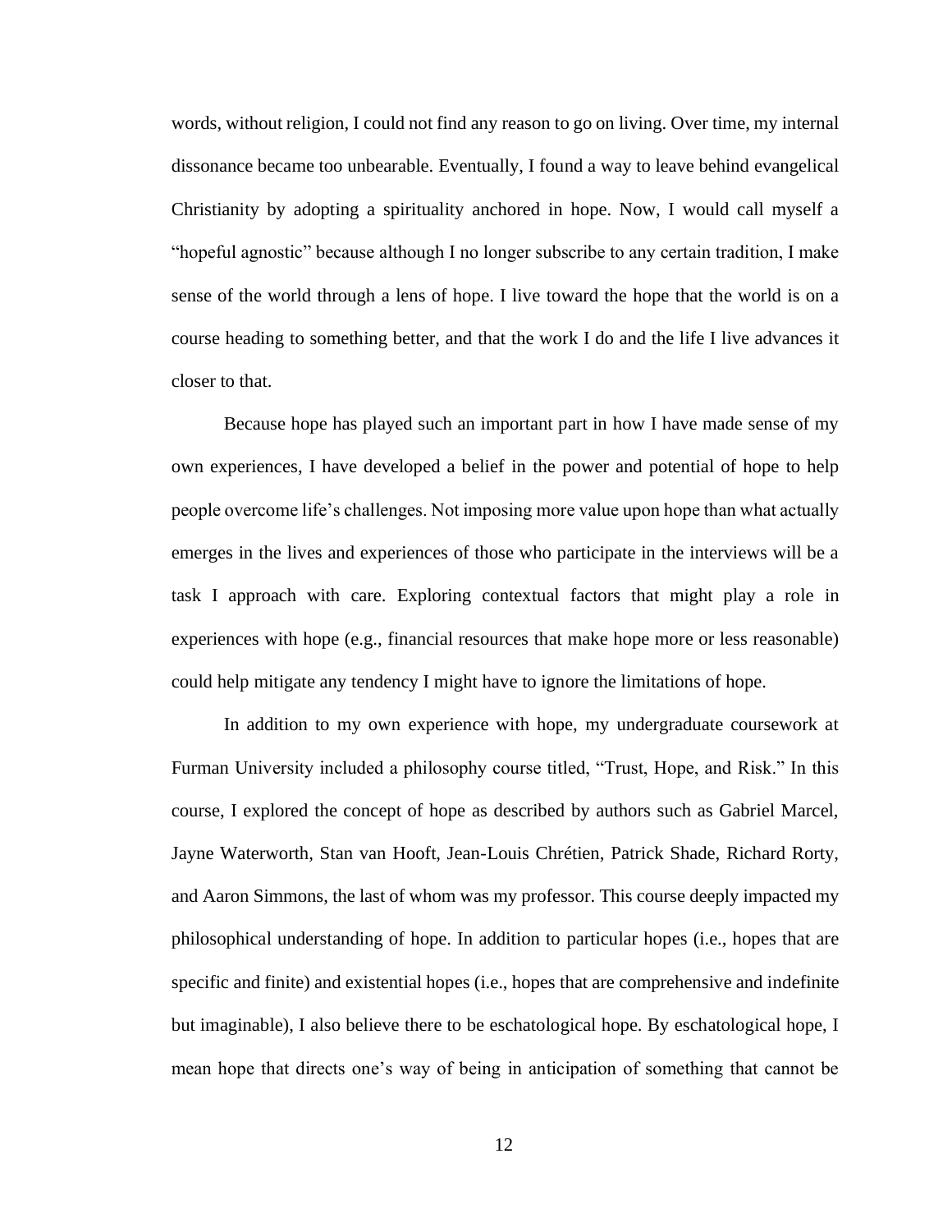words, without religion, I could not find any reason to go on living. Over time, my internal dissonance became too unbearable. Eventually, I found a way to leave behind evangelical Christianity by adopting a spirituality anchored in hope. Now, I would call myself a "hopeful agnostic" because although I no longer subscribe to any certain tradition, I make sense of the world through a lens of hope. I live toward the hope that the world is on a course heading to something better, and that the work I do and the life I live advances it closer to that.

Because hope has played such an important part in how I have made sense of my own experiences, I have developed a belief in the power and potential of hope to help people overcome life's challenges. Not imposing more value upon hope than what actually emerges in the lives and experiences of those who participate in the interviews will be a task I approach with care. Exploring contextual factors that might play a role in experiences with hope (e.g., financial resources that make hope more or less reasonable) could help mitigate any tendency I might have to ignore the limitations of hope.

In addition to my own experience with hope, my undergraduate coursework at Furman University included a philosophy course titled, "Trust, Hope, and Risk." In this course, I explored the concept of hope as described by authors such as Gabriel Marcel, Jayne Waterworth, Stan van Hooft, Jean-Louis Chrétien, Patrick Shade, Richard Rorty, and Aaron Simmons, the last of whom was my professor. This course deeply impacted my philosophical understanding of hope. In addition to particular hopes (i.e., hopes that are specific and finite) and existential hopes (i.e., hopes that are comprehensive and indefinite but imaginable), I also believe there to be eschatological hope. By eschatological hope, I mean hope that directs one's way of being in anticipation of something that cannot be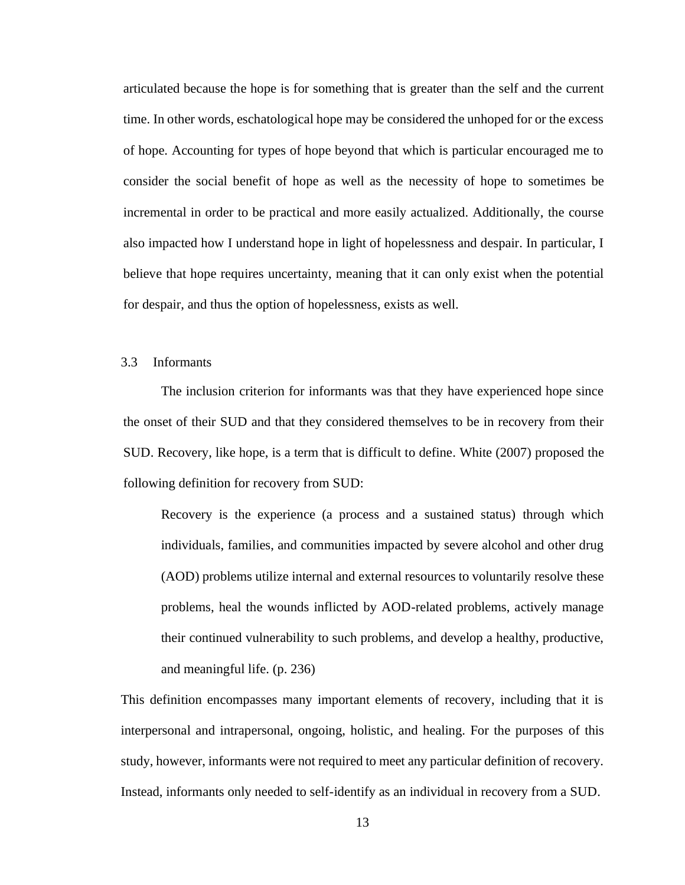articulated because the hope is for something that is greater than the self and the current time. In other words, eschatological hope may be considered the unhoped for or the excess of hope. Accounting for types of hope beyond that which is particular encouraged me to consider the social benefit of hope as well as the necessity of hope to sometimes be incremental in order to be practical and more easily actualized. Additionally, the course also impacted how I understand hope in light of hopelessness and despair. In particular, I believe that hope requires uncertainty, meaning that it can only exist when the potential for despair, and thus the option of hopelessness, exists as well.

### 3.3 Informants

The inclusion criterion for informants was that they have experienced hope since the onset of their SUD and that they considered themselves to be in recovery from their SUD. Recovery, like hope, is a term that is difficult to define. White (2007) proposed the following definition for recovery from SUD:

> Recovery is the experience (a process and a sustained status) through which individuals, families, and communities impacted by severe alcohol and other drug (AOD) problems utilize internal and external resources to voluntarily resolve these problems, heal the wounds inflicted by AOD-related problems, actively manage their continued vulnerability to such problems, and develop a healthy, productive, and meaningful life. (p. 236)

This definition encompasses many important elements of recovery, including that it is interpersonal and intrapersonal, ongoing, holistic, and healing. For the purposes of this study, however, informants were not required to meet any particular definition of recovery. Instead, informants only needed to self-identify as an individual in recovery from a SUD.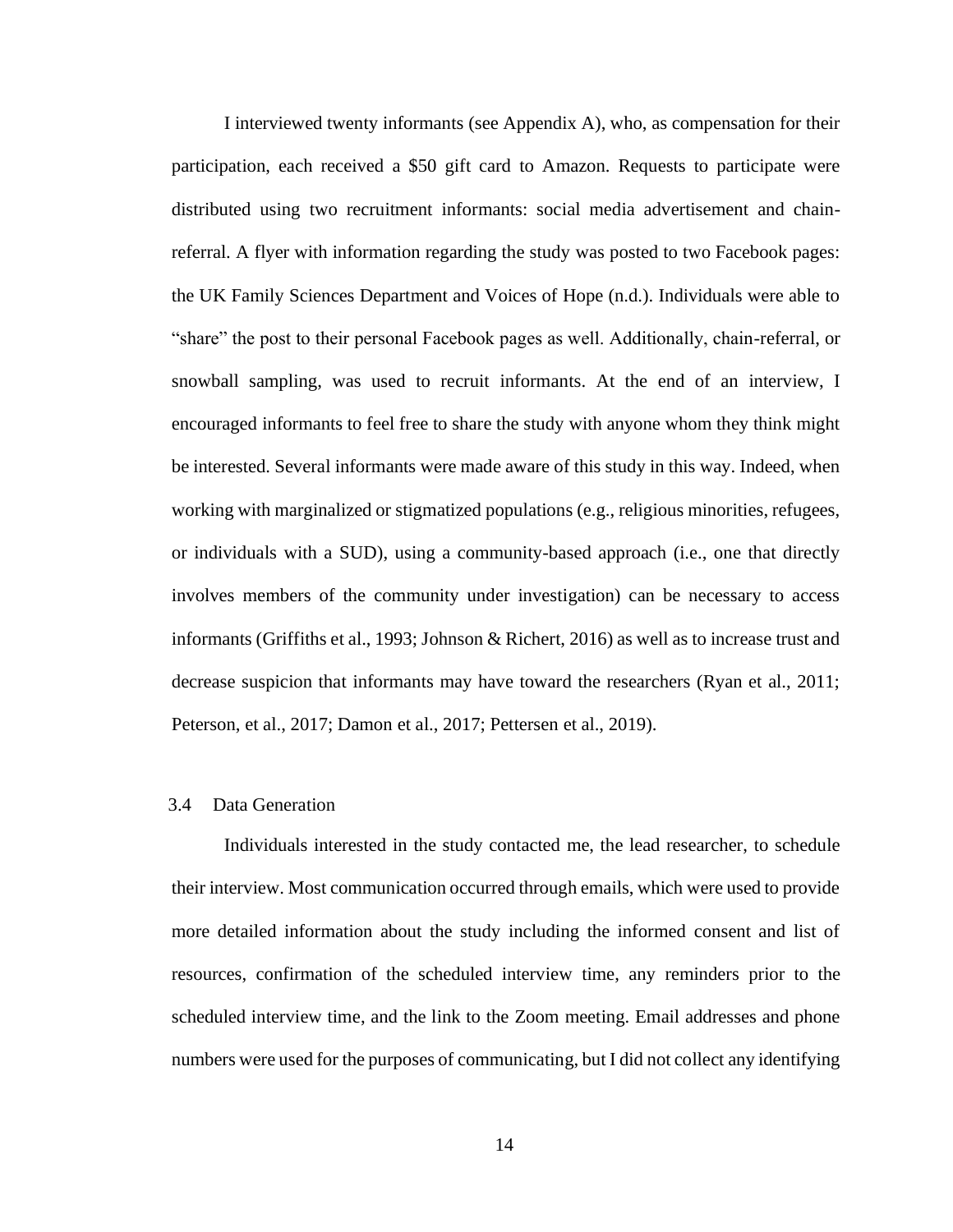I interviewed twenty informants (see Appendix A), who, as compensation for their participation, each received a $50 gift card to Amazon. Requests to participate were distributed using two recruitment informants: social media advertisement and chain-referral. A flyer with information regarding the study was posted to two Facebook pages: the UK Family Sciences Department and Voices of Hope (n.d.). Individuals were able to "share" the post to their personal Facebook pages as well. Additionally, chain-referral, or snowball sampling, was used to recruit informants. At the end of an interview, I encouraged informants to feel free to share the study with anyone whom they think might be interested. Several informants were made aware of this study in this way. Indeed, when working with marginalized or stigmatized populations (e.g., religious minorities, refugees, or individuals with a SUD), using a community-based approach (i.e., one that directly involves members of the community under investigation) can be necessary to access informants (Griffiths et al., 1993; Johnson & Richert, 2016) as well as to increase trust and decrease suspicion that informants may have toward the researchers (Ryan et al., 2011; Peterson, et al., 2017; Damon et al., 2017; Pettersen et al., 2019).

### 3.4 Data Generation

Individuals interested in the study contacted me, the lead researcher, to schedule their interview. Most communication occurred through emails, which were used to provide more detailed information about the study including the informed consent and list of resources, confirmation of the scheduled interview time, any reminders prior to the scheduled interview time, and the link to the Zoom meeting. Email addresses and phone numbers were used for the purposes of communicating, but I did not collect any identifying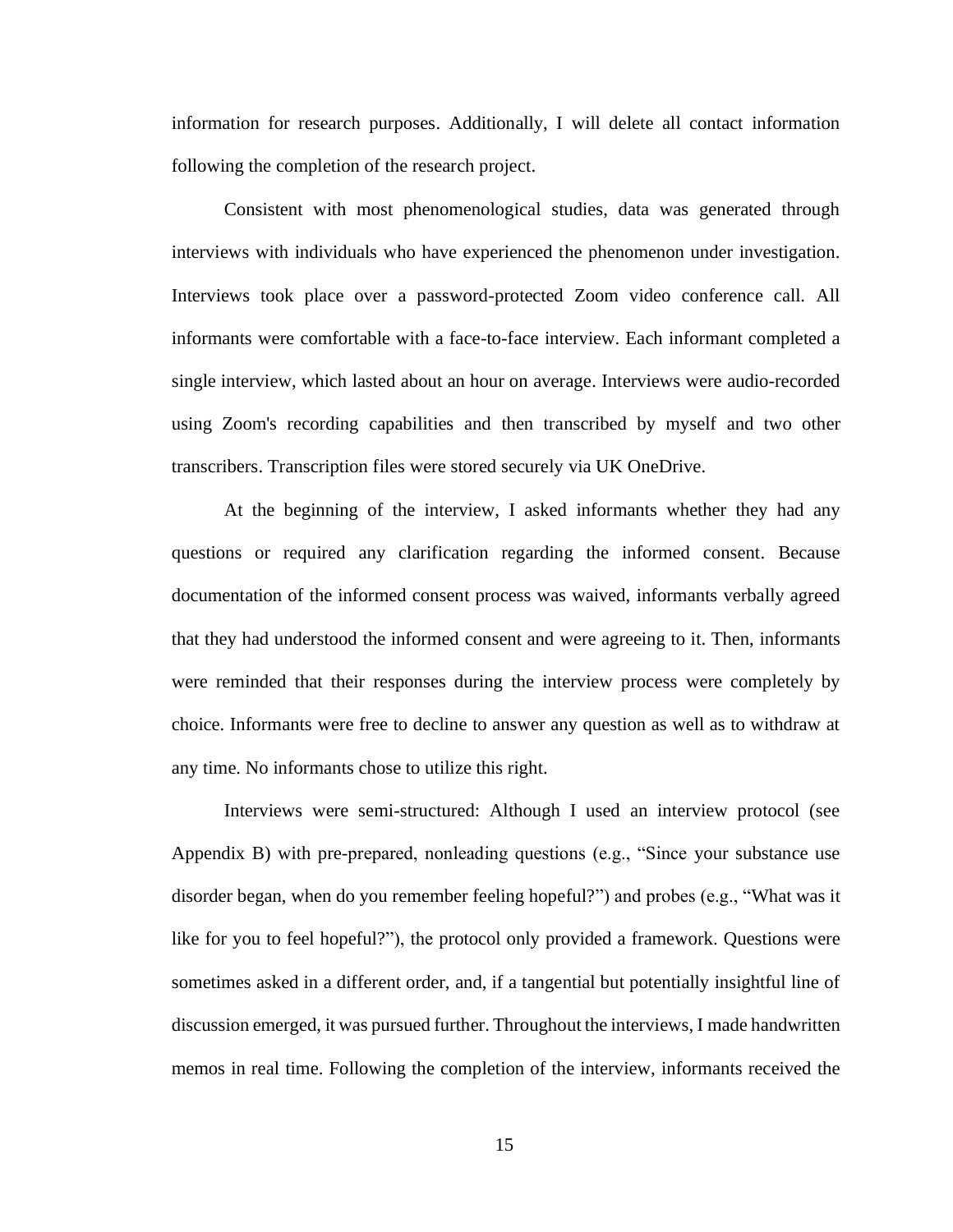information for research purposes. Additionally, I will delete all contact information following the completion of the research project.

Consistent with most phenomenological studies, data was generated through interviews with individuals who have experienced the phenomenon under investigation. Interviews took place over a password-protected Zoom video conference call. All informants were comfortable with a face-to-face interview. Each informant completed a single interview, which lasted about an hour on average. Interviews were audio-recorded using Zoom's recording capabilities and then transcribed by myself and two other transcribers. Transcription files were stored securely via UK OneDrive.

At the beginning of the interview, I asked informants whether they had any questions or required any clarification regarding the informed consent. Because documentation of the informed consent process was waived, informants verbally agreed that they had understood the informed consent and were agreeing to it. Then, informants were reminded that their responses during the interview process were completely by choice. Informants were free to decline to answer any question as well as to withdraw at any time. No informants chose to utilize this right.

Interviews were semi-structured: Although I used an interview protocol (see Appendix B) with pre-prepared, nonleading questions (e.g., "Since your substance use disorder began, when do you remember feeling hopeful?") and probes (e.g., "What was it like for you to feel hopeful?"), the protocol only provided a framework. Questions were sometimes asked in a different order, and, if a tangential but potentially insightful line of discussion emerged, it was pursued further. Throughout the interviews, I made handwritten memos in real time. Following the completion of the interview, informants received the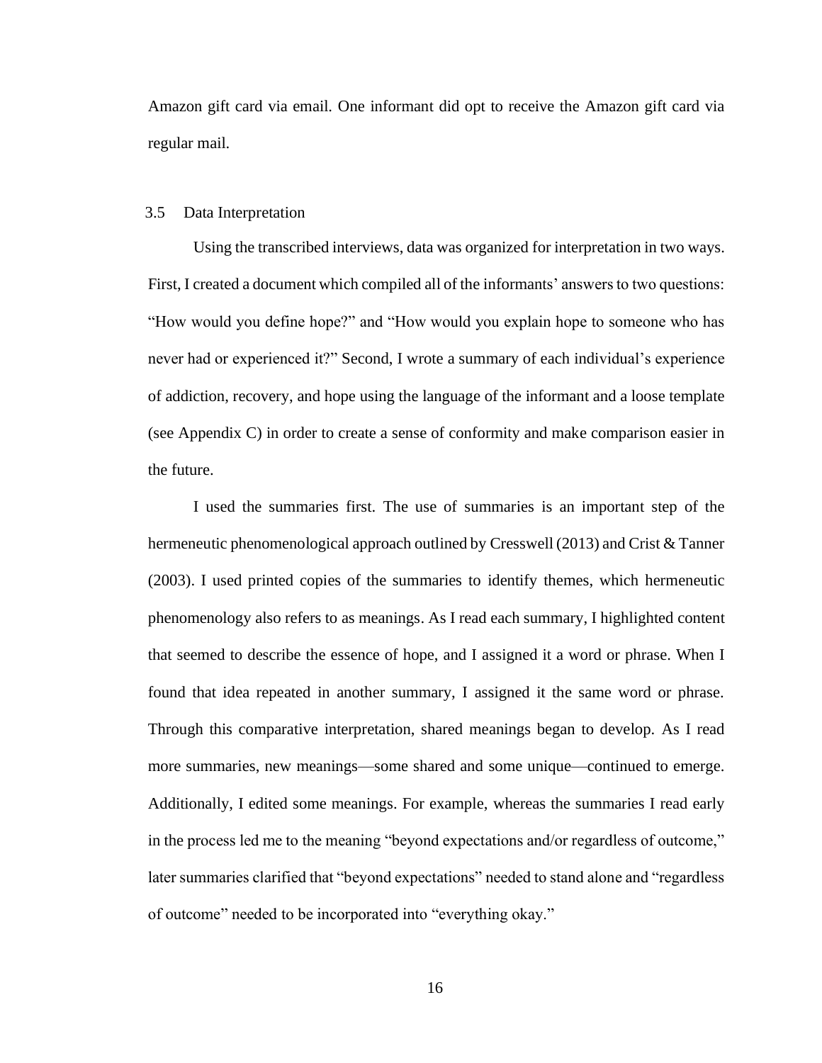Amazon gift card via email. One informant did opt to receive the Amazon gift card via regular mail.

## 3.5 Data Interpretation

Using the transcribed interviews, data was organized for interpretation in two ways. First, I created a document which compiled all of the informants' answers to two questions: "How would you define hope?" and "How would you explain hope to someone who has never had or experienced it?" Second, I wrote a summary of each individual's experience of addiction, recovery, and hope using the language of the informant and a loose template (see Appendix C) in order to create a sense of conformity and make comparison easier in the future.

I used the summaries first. The use of summaries is an important step of the hermeneutic phenomenological approach outlined by Cresswell (2013) and Crist & Tanner (2003). I used printed copies of the summaries to identify themes, which hermeneutic phenomenology also refers to as meanings. As I read each summary, I highlighted content that seemed to describe the essence of hope, and I assigned it a word or phrase. When I found that idea repeated in another summary, I assigned it the same word or phrase. Through this comparative interpretation, shared meanings began to develop. As I read more summaries, new meanings—some shared and some unique—continued to emerge. Additionally, I edited some meanings. For example, whereas the summaries I read early in the process led me to the meaning "beyond expectations and/or regardless of outcome," later summaries clarified that "beyond expectations" needed to stand alone and "regardless of outcome" needed to be incorporated into "everything okay."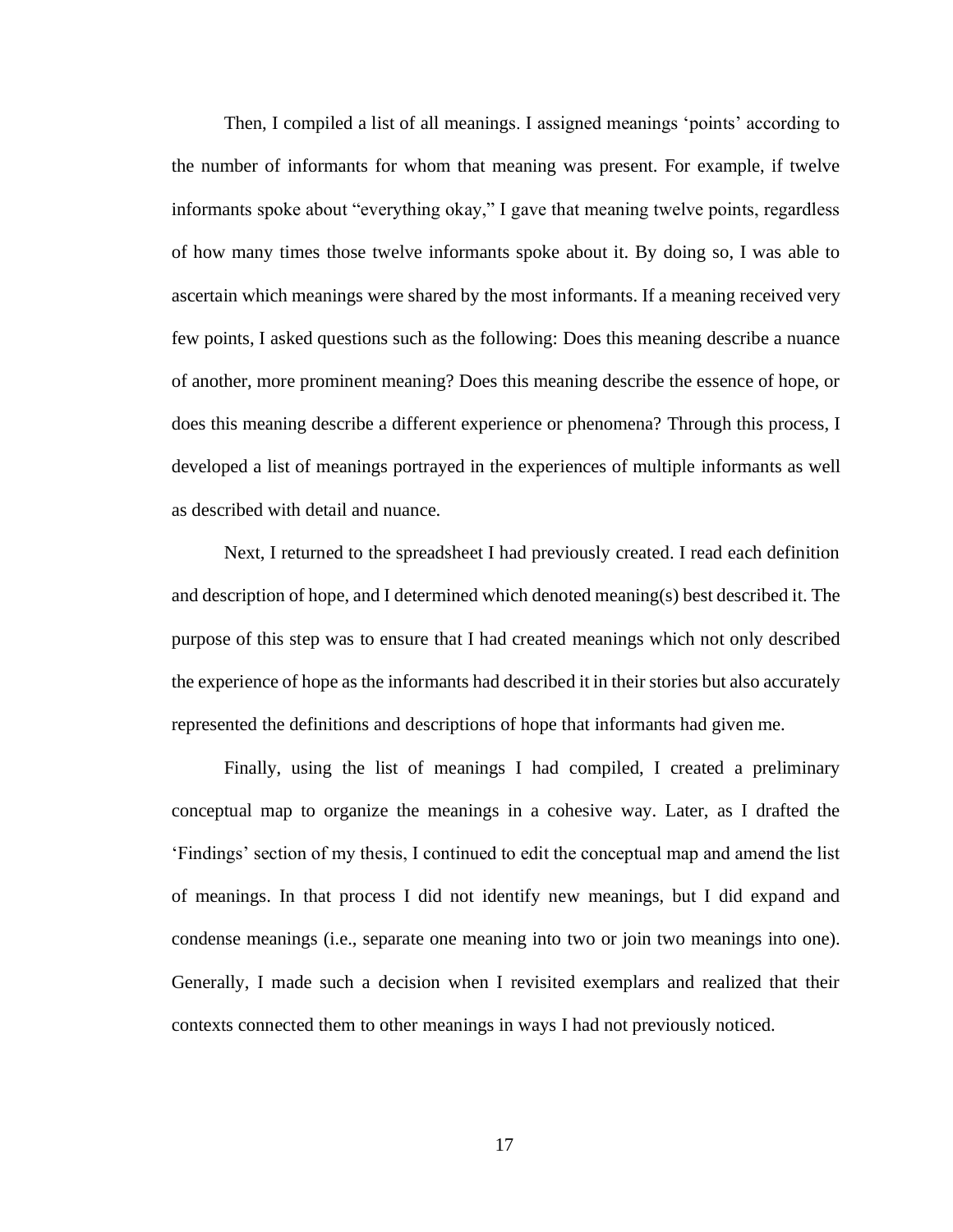Then, I compiled a list of all meanings. I assigned meanings 'points' according to the number of informants for whom that meaning was present. For example, if twelve informants spoke about "everything okay," I gave that meaning twelve points, regardless of how many times those twelve informants spoke about it. By doing so, I was able to ascertain which meanings were shared by the most informants. If a meaning received very few points, I asked questions such as the following: Does this meaning describe a nuance of another, more prominent meaning? Does this meaning describe the essence of hope, or does this meaning describe a different experience or phenomena? Through this process, I developed a list of meanings portrayed in the experiences of multiple informants as well as described with detail and nuance.

Next, I returned to the spreadsheet I had previously created. I read each definition and description of hope, and I determined which denoted meaning(s) best described it. The purpose of this step was to ensure that I had created meanings which not only described the experience of hope as the informants had described it in their stories but also accurately represented the definitions and descriptions of hope that informants had given me.

Finally, using the list of meanings I had compiled, I created a preliminary conceptual map to organize the meanings in a cohesive way. Later, as I drafted the 'Findings' section of my thesis, I continued to edit the conceptual map and amend the list of meanings. In that process I did not identify new meanings, but I did expand and condense meanings (i.e., separate one meaning into two or join two meanings into one). Generally, I made such a decision when I revisited exemplars and realized that their contexts connected them to other meanings in ways I had not previously noticed.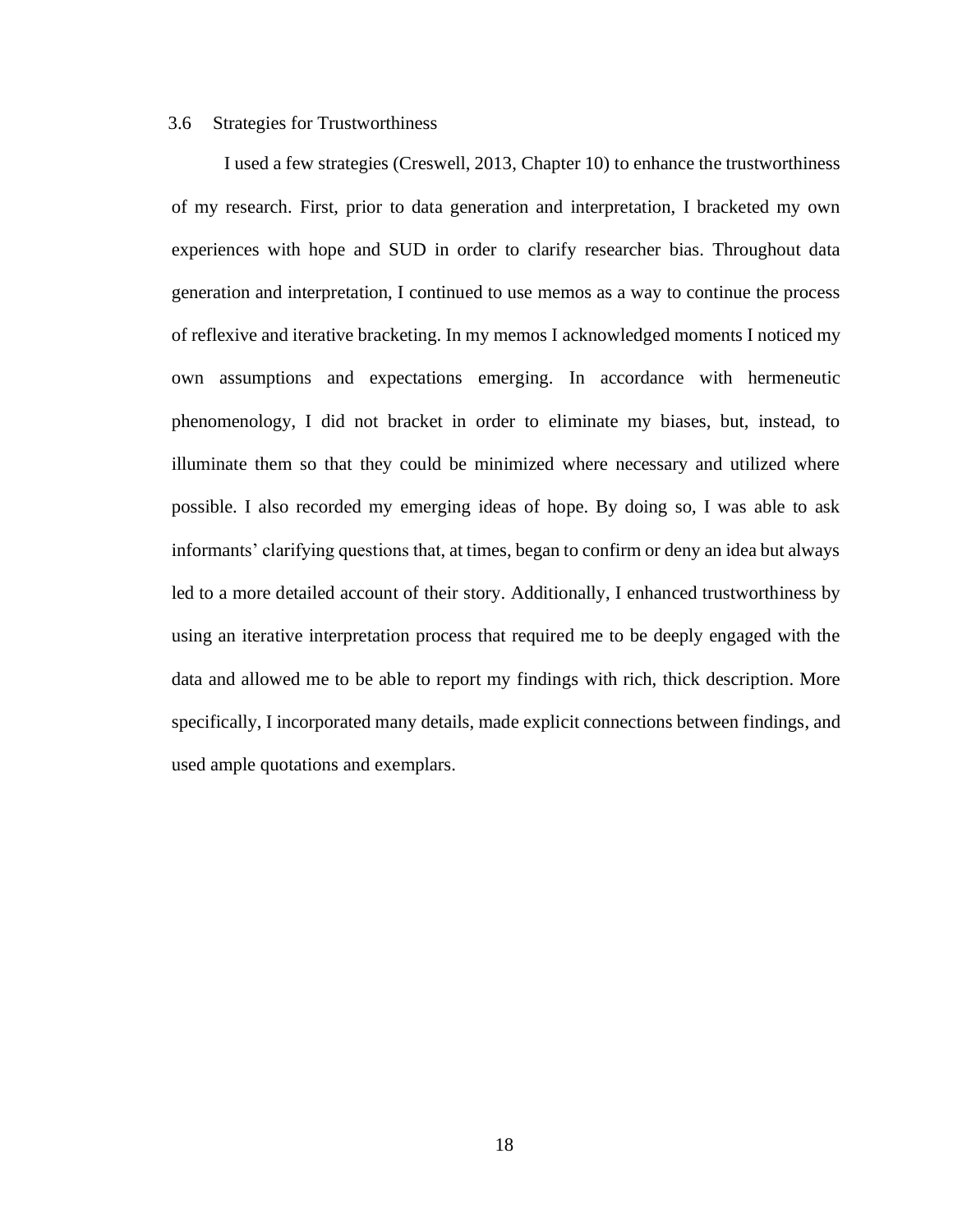## 3.6 Strategies for Trustworthiness

I used a few strategies (Creswell, 2013, Chapter 10) to enhance the trustworthiness of my research. First, prior to data generation and interpretation, I bracketed my own experiences with hope and SUD in order to clarify researcher bias. Throughout data generation and interpretation, I continued to use memos as a way to continue the process of reflexive and iterative bracketing. In my memos I acknowledged moments I noticed my own assumptions and expectations emerging. In accordance with hermeneutic phenomenology, I did not bracket in order to eliminate my biases, but, instead, to illuminate them so that they could be minimized where necessary and utilized where possible. I also recorded my emerging ideas of hope. By doing so, I was able to ask informants' clarifying questions that, at times, began to confirm or deny an idea but always led to a more detailed account of their story. Additionally, I enhanced trustworthiness by using an iterative interpretation process that required me to be deeply engaged with the data and allowed me to be able to report my findings with rich, thick description. More specifically, I incorporated many details, made explicit connections between findings, and used ample quotations and exemplars.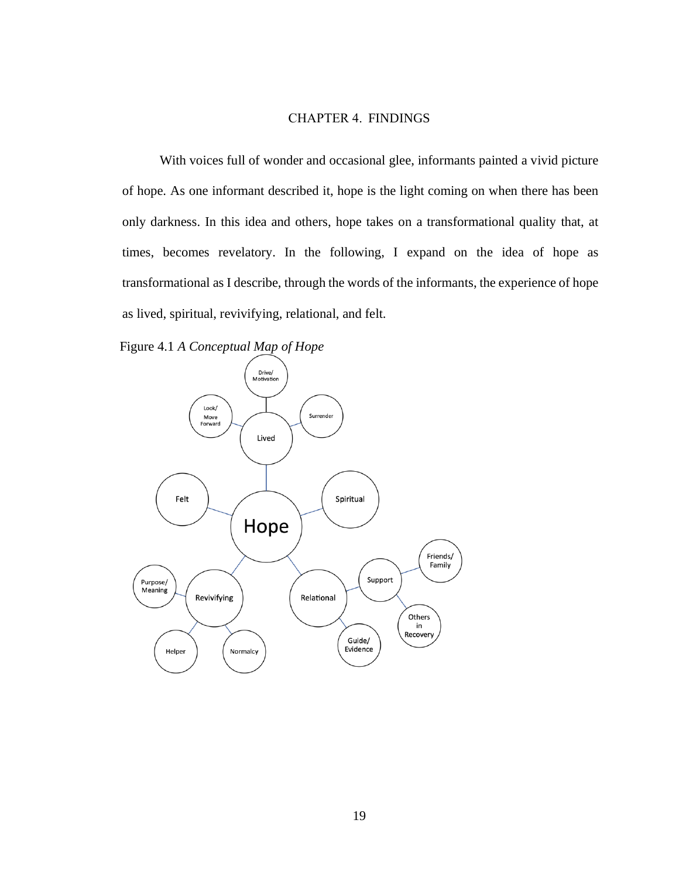# CHAPTER 4. FINDINGS

With voices full of wonder and occasional glee, informants painted a vivid picture of hope. As one informant described it, hope is the light coming on when there has been only darkness. In this idea and others, hope takes on a transformational quality that, at times, becomes revelatory. In the following, I expand on the idea of hope as transformational as I describe, through the words of the informants, the experience of hope as lived, spiritual, revivifying, relational, and felt.

Figure 4.1 *A Conceptual Map of Hope*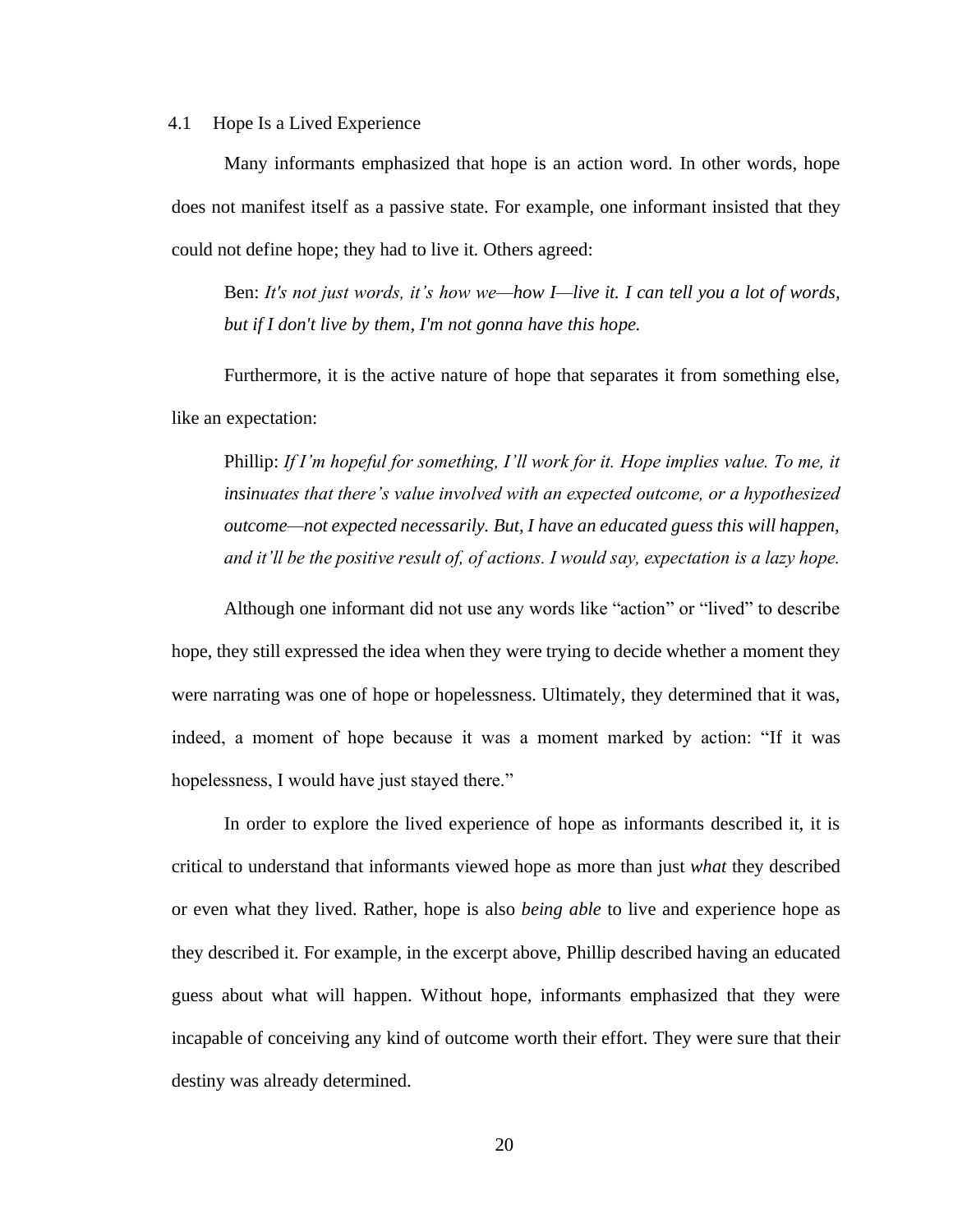## 4.1 Hope Is a Lived Experience

Many informants emphasized that hope is an action word. In other words, hope does not manifest itself as a passive state. For example, one informant insisted that they could not define hope; they had to live it. Others agreed:

> Ben: *It's not just words, it's how we—how I—live it. I can tell you a lot of words, but if I don't live by them, I'm not gonna have this hope.*

Furthermore, it is the active nature of hope that separates it from something else, like an expectation:

> Phillip: *If I'm hopeful for something, I'll work for it. Hope implies value. To me, it insinuates that there's value involved with an expected outcome, or a hypothesized outcome—not expected necessarily. But, I have an educated guess this will happen, and it'll be the positive result of, of actions. I would say, expectation is a lazy hope.*

Although one informant did not use any words like "action" or "lived" to describe hope, they still expressed the idea when they were trying to decide whether a moment they were narrating was one of hope or hopelessness. Ultimately, they determined that it was, indeed, a moment of hope because it was a moment marked by action: "If it was hopelessness, I would have just stayed there."

In order to explore the lived experience of hope as informants described it, it is critical to understand that informants viewed hope as more than just *what* they described or even what they lived. Rather, hope is also *being able* to live and experience hope as they described it. For example, in the excerpt above, Phillip described having an educated guess about what will happen. Without hope, informants emphasized that they were incapable of conceiving any kind of outcome worth their effort. They were sure that their destiny was already determined.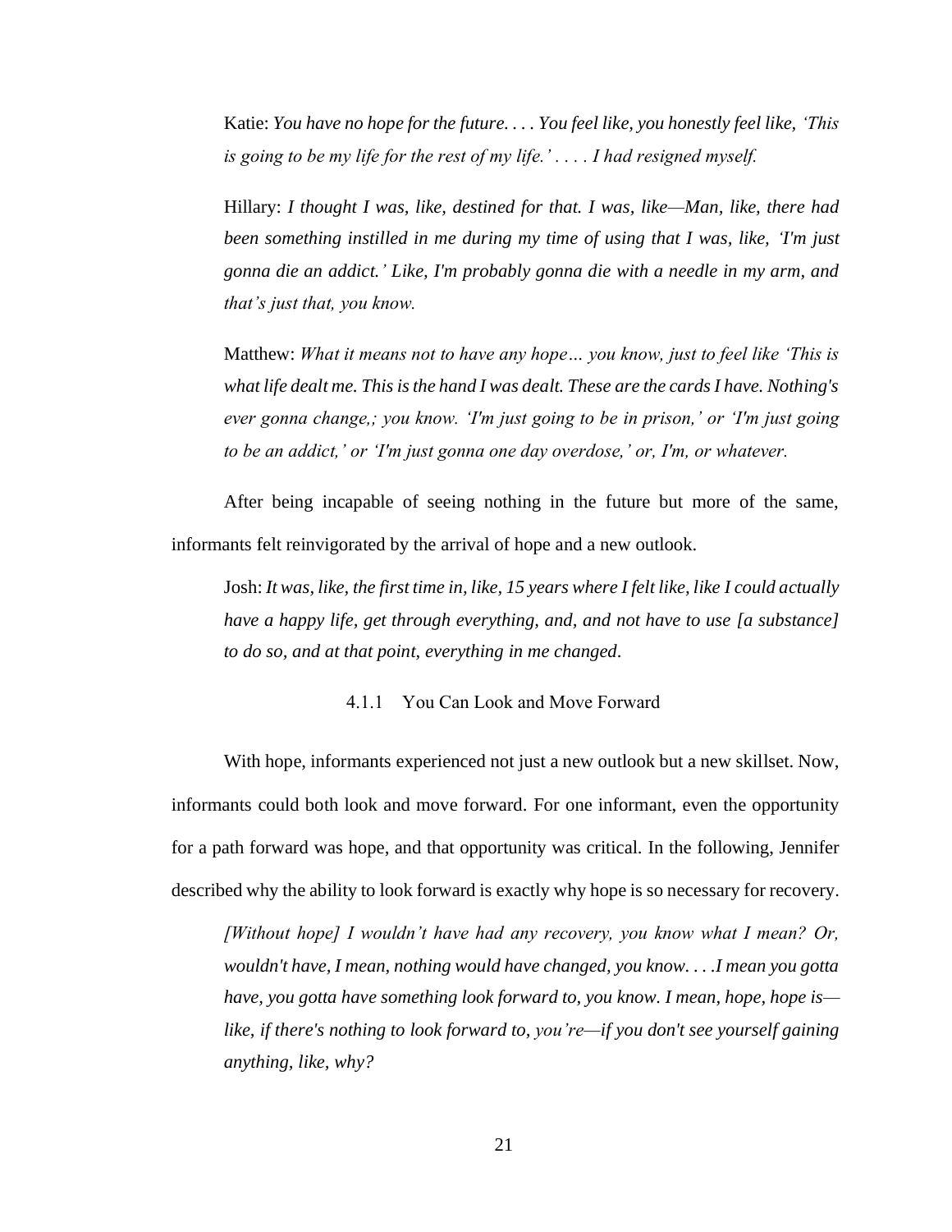Katie: *You have no hope for the future. . . . You feel like, you honestly feel like, 'This is going to be my life for the rest of my life.' . . . . I had resigned myself.*

Hillary: *I thought I was, like, destined for that. I was, like—Man, like, there had been something instilled in me during my time of using that I was, like, 'I'm just gonna die an addict.' Like, I'm probably gonna die with a needle in my arm, and that's just that, you know.*

Matthew: *What it means not to have any hope… you know, just to feel like 'This is what life dealt me. This is the hand I was dealt. These are the cards I have. Nothing's ever gonna change,; you know. 'I'm just going to be in prison,' or 'I'm just going to be an addict,' or 'I'm just gonna one day overdose,' or, I'm, or whatever.*

After being incapable of seeing nothing in the future but more of the same, informants felt reinvigorated by the arrival of hope and a new outlook.

Josh: *It was, like, the first time in, like, 15 years where I felt like, like I could actually have a happy life, get through everything, and, and not have to use [a substance] to do so, and at that point, everything in me changed.*

### 4.1.1 You Can Look and Move Forward

With hope, informants experienced not just a new outlook but a new skillset. Now, informants could both look and move forward. For one informant, even the opportunity for a path forward was hope, and that opportunity was critical. In the following, Jennifer described why the ability to look forward is exactly why hope is so necessary for recovery.

*[Without hope] I wouldn't have had any recovery, you know what I mean? Or, wouldn't have, I mean, nothing would have changed, you know. . . .I mean you gotta have, you gotta have something look forward to, you know. I mean, hope, hope is—like, if there's nothing to look forward to, you're—if you don't see yourself gaining anything, like, why?*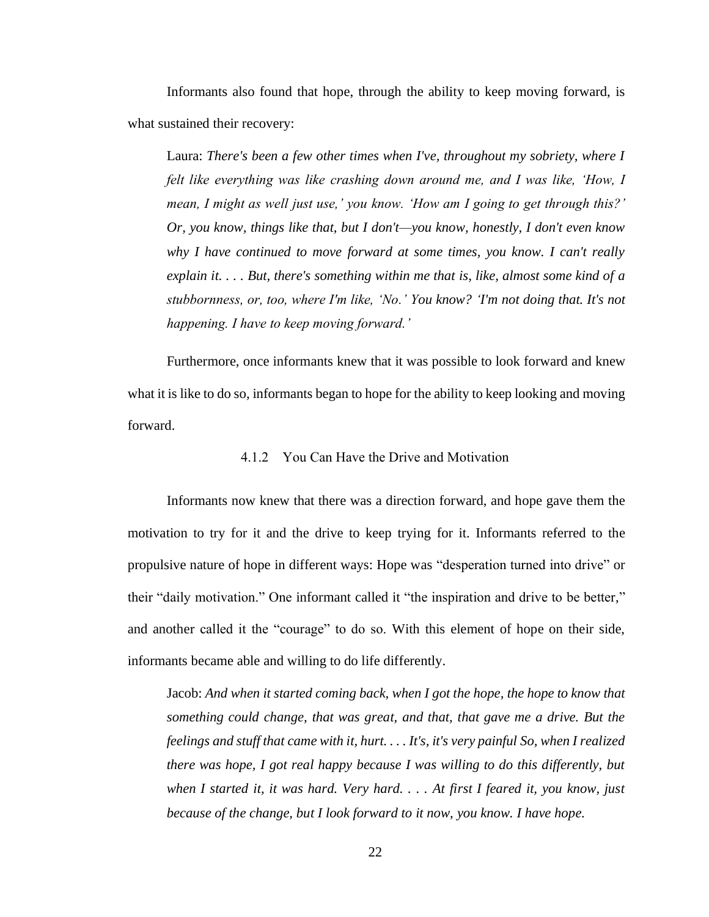Informants also found that hope, through the ability to keep moving forward, is what sustained their recovery:

> Laura: *There's been a few other times when I've, throughout my sobriety, where I felt like everything was like crashing down around me, and I was like, 'How, I mean, I might as well just use,' you know. 'How am I going to get through this?' Or, you know, things like that, but I don't—you know, honestly, I don't even know why I have continued to move forward at some times, you know. I can't really explain it. . . . But, there's something within me that is, like, almost some kind of a stubbornness, or, too, where I'm like, 'No.' You know? 'I'm not doing that. It's not happening. I have to keep moving forward.'*

Furthermore, once informants knew that it was possible to look forward and knew what it is like to do so, informants began to hope for the ability to keep looking and moving forward.

#### 4.1.2 You Can Have the Drive and Motivation

Informants now knew that there was a direction forward, and hope gave them the motivation to try for it and the drive to keep trying for it. Informants referred to the propulsive nature of hope in different ways: Hope was "desperation turned into drive" or their "daily motivation." One informant called it "the inspiration and drive to be better," and another called it the "courage" to do so. With this element of hope on their side, informants became able and willing to do life differently.

> Jacob: *And when it started coming back, when I got the hope, the hope to know that something could change, that was great, and that, that gave me a drive. But the feelings and stuff that came with it, hurt. . . . It's, it's very painful So, when I realized there was hope, I got real happy because I was willing to do this differently, but when I started it, it was hard. Very hard. . . . At first I feared it, you know, just because of the change, but I look forward to it now, you know. I have hope.*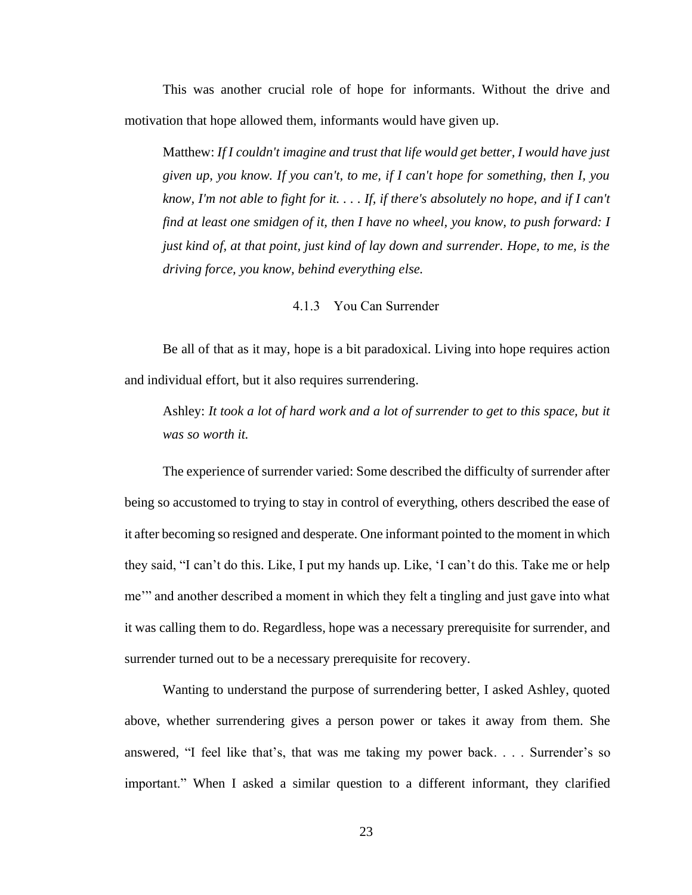This was another crucial role of hope for informants. Without the drive and motivation that hope allowed them, informants would have given up.

> Matthew: *If I couldn't imagine and trust that life would get better, I would have just given up, you know. If you can't, to me, if I can't hope for something, then I, you know, I'm not able to fight for it. . . . If, if there's absolutely no hope, and if I can't find at least one smidgen of it, then I have no wheel, you know, to push forward: I just kind of, at that point, just kind of lay down and surrender. Hope, to me, is the driving force, you know, behind everything else.*

### 4.1.3 You Can Surrender

Be all of that as it may, hope is a bit paradoxical. Living into hope requires action and individual effort, but it also requires surrendering.

> Ashley: *It took a lot of hard work and a lot of surrender to get to this space, but it was so worth it.*

The experience of surrender varied: Some described the difficulty of surrender after being so accustomed to trying to stay in control of everything, others described the ease of it after becoming so resigned and desperate. One informant pointed to the moment in which they said, "I can't do this. Like, I put my hands up. Like, 'I can't do this. Take me or help me'" and another described a moment in which they felt a tingling and just gave into what it was calling them to do. Regardless, hope was a necessary prerequisite for surrender, and surrender turned out to be a necessary prerequisite for recovery.

Wanting to understand the purpose of surrendering better, I asked Ashley, quoted above, whether surrendering gives a person power or takes it away from them. She answered, "I feel like that's, that was me taking my power back. . . . Surrender's so important." When I asked a similar question to a different informant, they clarified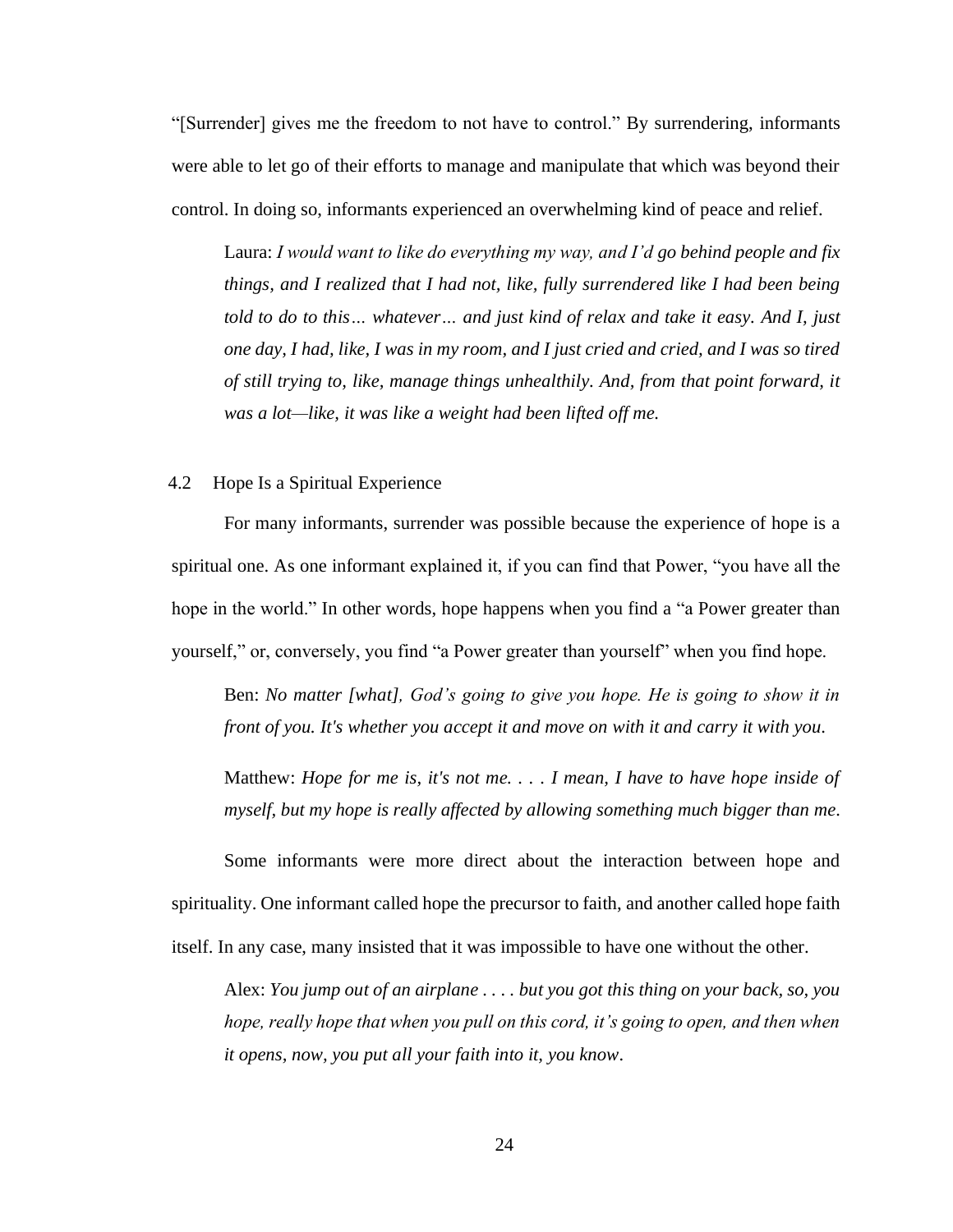"[Surrender] gives me the freedom to not have to control." By surrendering, informants were able to let go of their efforts to manage and manipulate that which was beyond their control. In doing so, informants experienced an overwhelming kind of peace and relief.

> Laura: *I would want to like do everything my way, and I'd go behind people and fix things, and I realized that I had not, like, fully surrendered like I had been being told to do to this… whatever… and just kind of relax and take it easy. And I, just one day, I had, like, I was in my room, and I just cried and cried, and I was so tired of still trying to, like, manage things unhealthily. And, from that point forward, it was a lot—like, it was like a weight had been lifted off me.*

### 4.2 Hope Is a Spiritual Experience

For many informants, surrender was possible because the experience of hope is a spiritual one. As one informant explained it, if you can find that Power, "you have all the hope in the world." In other words, hope happens when you find a "a Power greater than yourself," or, conversely, you find "a Power greater than yourself" when you find hope.

> Ben: *No matter [what], God's going to give you hope. He is going to show it in front of you. It's whether you accept it and move on with it and carry it with you.*

> Matthew: *Hope for me is, it's not me. . . . I mean, I have to have hope inside of myself, but my hope is really affected by allowing something much bigger than me.*

Some informants were more direct about the interaction between hope and spirituality. One informant called hope the precursor to faith, and another called hope faith itself. In any case, many insisted that it was impossible to have one without the other.

> Alex: *You jump out of an airplane . . . . but you got this thing on your back, so, you hope, really hope that when you pull on this cord, it's going to open, and then when it opens, now, you put all your faith into it, you know.*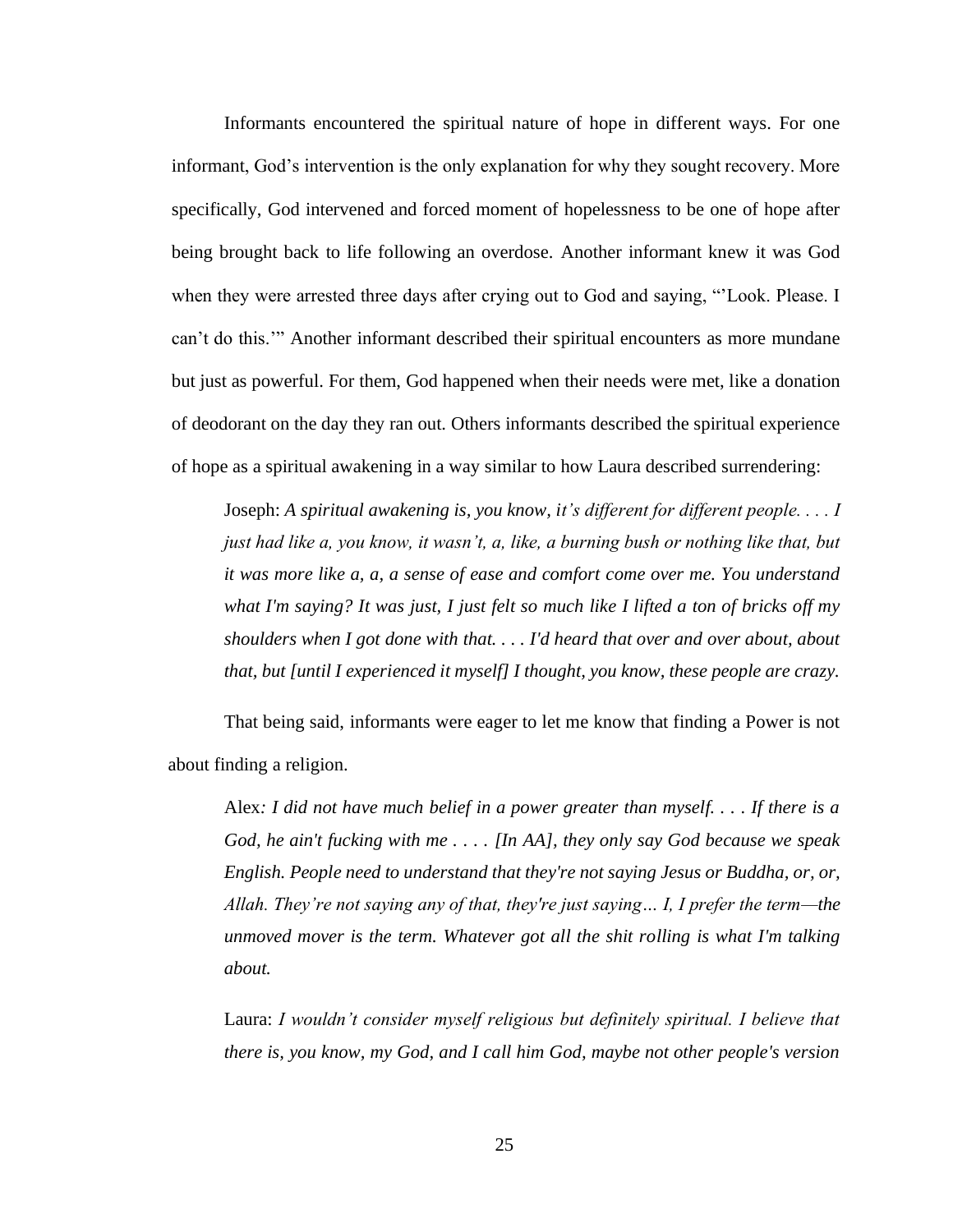Informants encountered the spiritual nature of hope in different ways. For one informant, God's intervention is the only explanation for why they sought recovery. More specifically, God intervened and forced moment of hopelessness to be one of hope after being brought back to life following an overdose. Another informant knew it was God when they were arrested three days after crying out to God and saying, "'Look. Please. I can't do this.'" Another informant described their spiritual encounters as more mundane but just as powerful. For them, God happened when their needs were met, like a donation of deodorant on the day they ran out. Others informants described the spiritual experience of hope as a spiritual awakening in a way similar to how Laura described surrendering:

> Joseph: *A spiritual awakening is, you know, it's different for different people. . . . I just had like a, you know, it wasn't, a, like, a burning bush or nothing like that, but it was more like a, a, a sense of ease and comfort come over me. You understand what I'm saying? It was just, I just felt so much like I lifted a ton of bricks off my shoulders when I got done with that. . . . I'd heard that over and over about, about that, but [until I experienced it myself] I thought, you know, these people are crazy.*

That being said, informants were eager to let me know that finding a Power is not about finding a religion.

> Alex*: I did not have much belief in a power greater than myself. . . . If there is a God, he ain't fucking with me . . . . [In AA], they only say God because we speak English. People need to understand that they're not saying Jesus or Buddha, or, or, Allah. They're not saying any of that, they're just saying… I, I prefer the term—the unmoved mover is the term. Whatever got all the shit rolling is what I'm talking about.*

> Laura: *I wouldn't consider myself religious but definitely spiritual. I believe that there is, you know, my God, and I call him God, maybe not other people's version*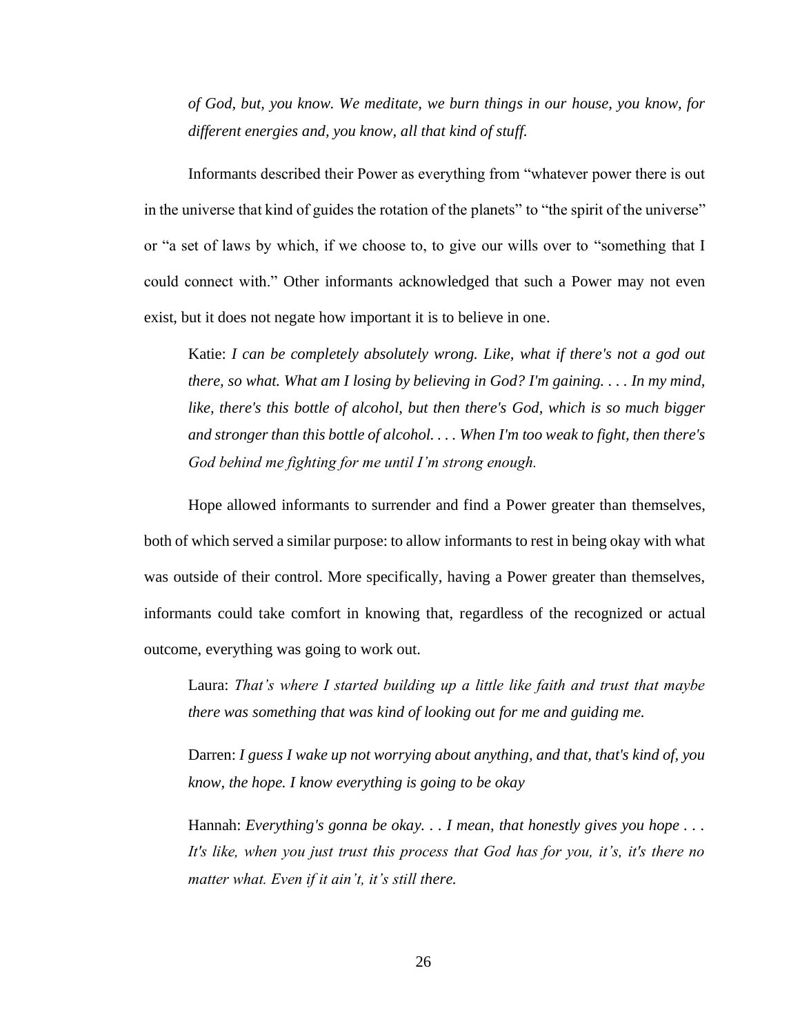*of God, but, you know. We meditate, we burn things in our house, you know, for different energies and, you know, all that kind of stuff.*

Informants described their Power as everything from “whatever power there is out in the universe that kind of guides the rotation of the planets” to “the spirit of the universe” or “a set of laws by which, if we choose to, to give our wills over to “something that I could connect with.” Other informants acknowledged that such a Power may not even exist, but it does not negate how important it is to believe in one.

> Katie: *I can be completely absolutely wrong. Like, what if there's not a god out there, so what. What am I losing by believing in God? I'm gaining. . . . In my mind, like, there's this bottle of alcohol, but then there's God, which is so much bigger and stronger than this bottle of alcohol. . . . When I'm too weak to fight, then there's God behind me fighting for me until I’m strong enough.*

Hope allowed informants to surrender and find a Power greater than themselves, both of which served a similar purpose: to allow informants to rest in being okay with what was outside of their control. More specifically, having a Power greater than themselves, informants could take comfort in knowing that, regardless of the recognized or actual outcome, everything was going to work out.

> Laura: *That’s where I started building up a little like faith and trust that maybe there was something that was kind of looking out for me and guiding me.*

> Darren: *I guess I wake up not worrying about anything, and that, that's kind of, you know, the hope. I know everything is going to be okay*

> Hannah: *Everything's gonna be okay. . . I mean, that honestly gives you hope . . . It's like, when you just trust this process that God has for you, it’s, it's there no matter what. Even if it ain’t, it’s still there.*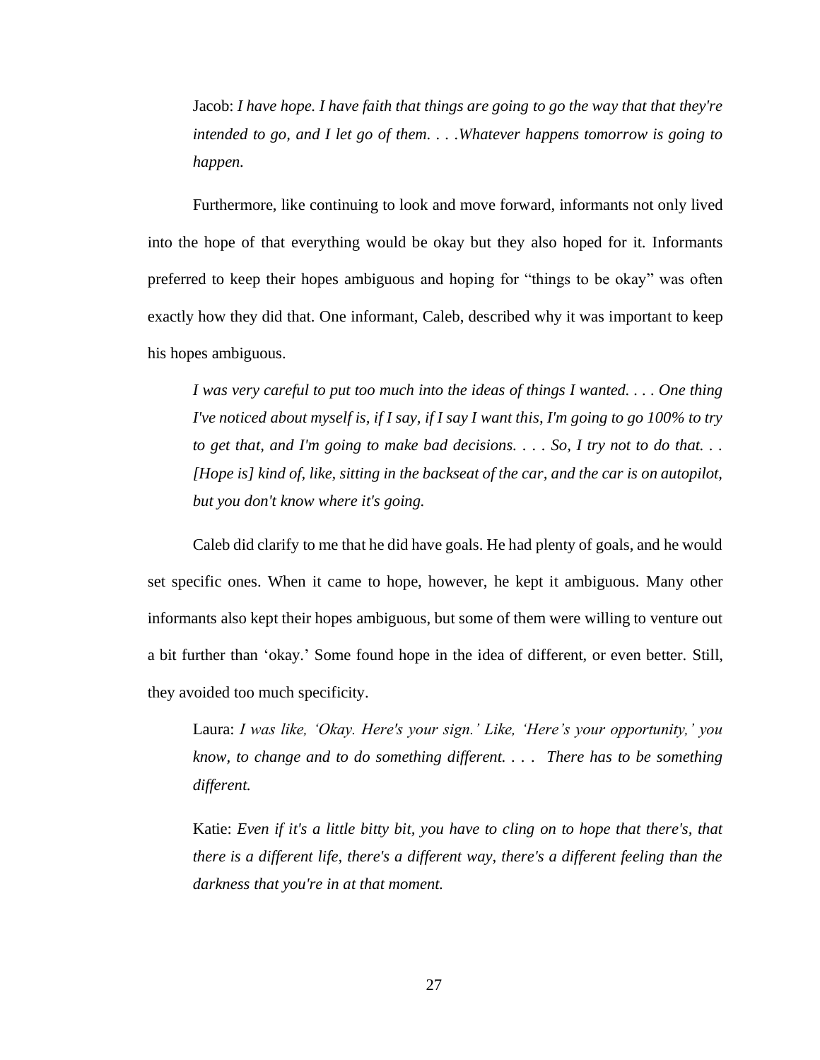> Jacob: *I have hope. I have faith that things are going to go the way that that they're intended to go, and I let go of them. . . .Whatever happens tomorrow is going to happen.*

Furthermore, like continuing to look and move forward, informants not only lived into the hope of that everything would be okay but they also hoped for it. Informants preferred to keep their hopes ambiguous and hoping for "things to be okay" was often exactly how they did that. One informant, Caleb, described why it was important to keep his hopes ambiguous.

> *I was very careful to put too much into the ideas of things I wanted. . . . One thing I've noticed about myself is, if I say, if I say I want this, I'm going to go 100% to try to get that, and I'm going to make bad decisions. . . . So, I try not to do that. . . [Hope is] kind of, like, sitting in the backseat of the car, and the car is on autopilot, but you don't know where it's going.*

Caleb did clarify to me that he did have goals. He had plenty of goals, and he would set specific ones. When it came to hope, however, he kept it ambiguous. Many other informants also kept their hopes ambiguous, but some of them were willing to venture out a bit further than 'okay.' Some found hope in the idea of different, or even better. Still, they avoided too much specificity.

> Laura: *I was like, 'Okay. Here's your sign.' Like, 'Here's your opportunity,' you know, to change and to do something different. . . . There has to be something different.*

> Katie: *Even if it's a little bitty bit, you have to cling on to hope that there's, that there is a different life, there's a different way, there's a different feeling than the darkness that you're in at that moment.*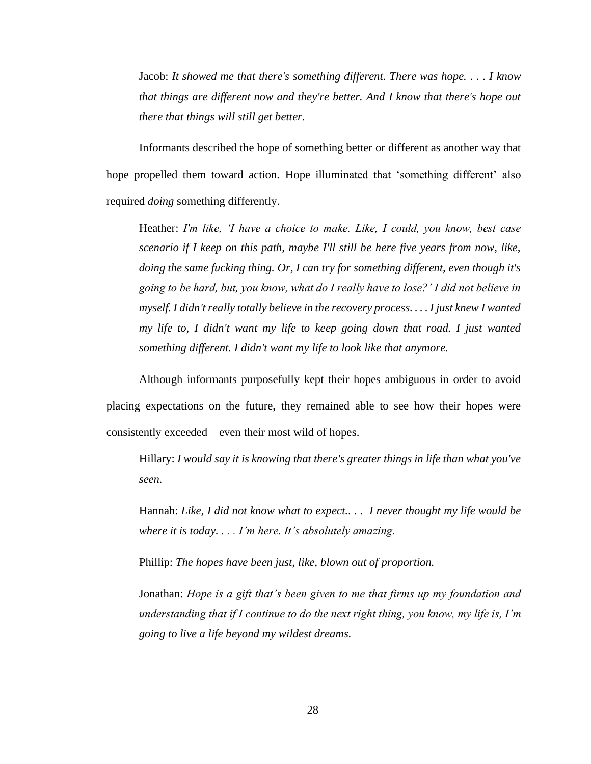> Jacob: *It showed me that there's something different. There was hope. . . . I know that things are different now and they're better. And I know that there's hope out there that things will still get better.*

Informants described the hope of something better or different as another way that hope propelled them toward action. Hope illuminated that 'something different' also required *doing* something differently.

> Heather: *I'm like, 'I have a choice to make. Like, I could, you know, best case scenario if I keep on this path, maybe I'll still be here five years from now, like, doing the same fucking thing. Or, I can try for something different, even though it's going to be hard, but, you know, what do I really have to lose?' I did not believe in myself. I didn't really totally believe in the recovery process. . . . I just knew I wanted my life to, I didn't want my life to keep going down that road. I just wanted something different. I didn't want my life to look like that anymore.*

Although informants purposefully kept their hopes ambiguous in order to avoid placing expectations on the future, they remained able to see how their hopes were consistently exceeded—even their most wild of hopes.

> Hillary: *I would say it is knowing that there's greater things in life than what you've seen.*
>
> Hannah: *Like, I did not know what to expect.. . . I never thought my life would be where it is today. . . . I'm here. It's absolutely amazing.*
>
> Phillip: *The hopes have been just, like, blown out of proportion.*
>
> Jonathan: *Hope is a gift that's been given to me that firms up my foundation and understanding that if I continue to do the next right thing, you know, my life is, I'm going to live a life beyond my wildest dreams.*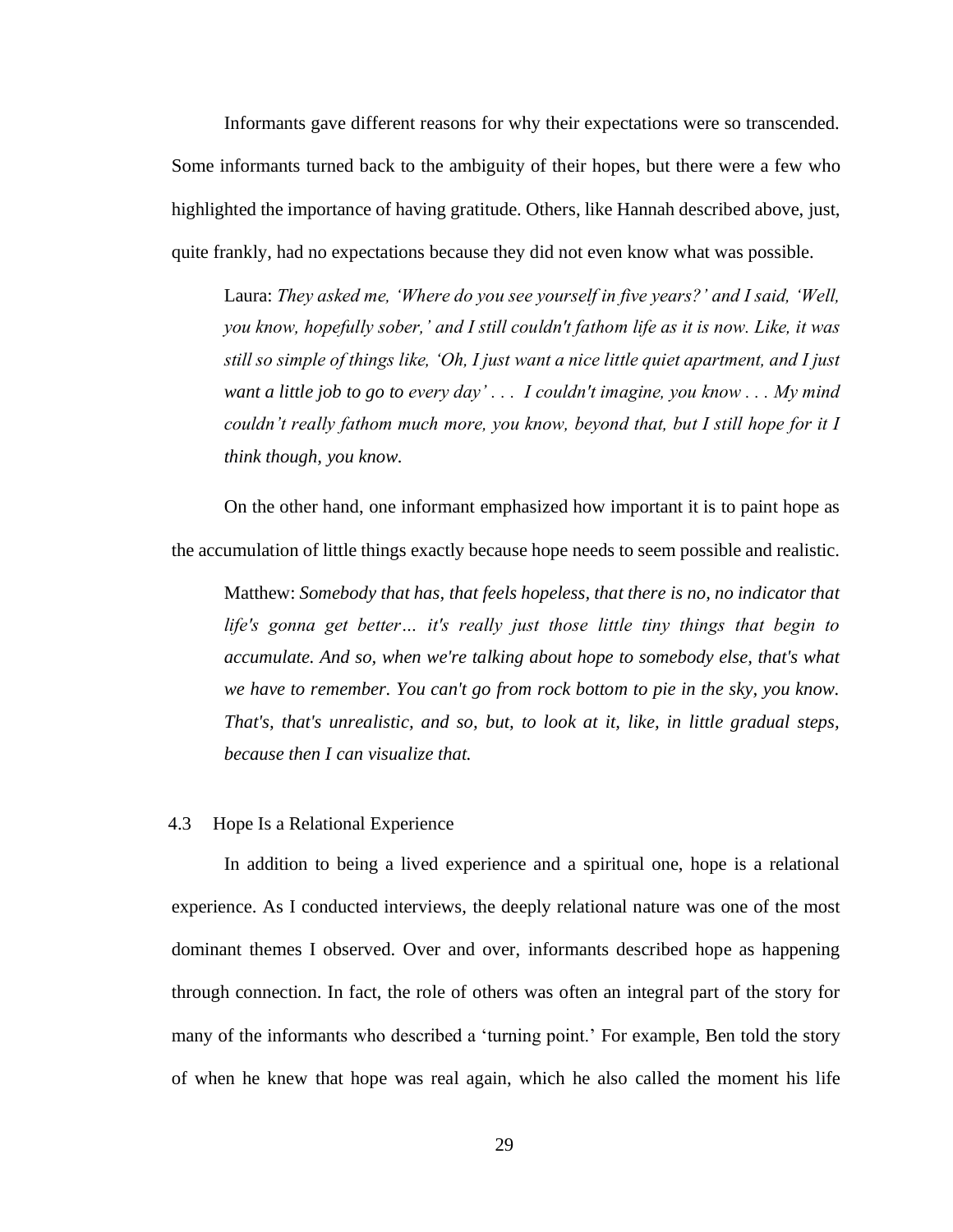Informants gave different reasons for why their expectations were so transcended. Some informants turned back to the ambiguity of their hopes, but there were a few who highlighted the importance of having gratitude. Others, like Hannah described above, just, quite frankly, had no expectations because they did not even know what was possible.

> Laura: *They asked me, 'Where do you see yourself in five years?' and I said, 'Well, you know, hopefully sober,' and I still couldn't fathom life as it is now. Like, it was still so simple of things like, 'Oh, I just want a nice little quiet apartment, and I just want a little job to go to every day' . . . I couldn't imagine, you know . . . My mind couldn't really fathom much more, you know, beyond that, but I still hope for it I think though, you know.*

On the other hand, one informant emphasized how important it is to paint hope as the accumulation of little things exactly because hope needs to seem possible and realistic.

> Matthew: *Somebody that has, that feels hopeless, that there is no, no indicator that life's gonna get better… it's really just those little tiny things that begin to accumulate. And so, when we're talking about hope to somebody else, that's what we have to remember. You can't go from rock bottom to pie in the sky, you know. That's, that's unrealistic, and so, but, to look at it, like, in little gradual steps, because then I can visualize that.*

## 4.3 Hope Is a Relational Experience

In addition to being a lived experience and a spiritual one, hope is a relational experience. As I conducted interviews, the deeply relational nature was one of the most dominant themes I observed. Over and over, informants described hope as happening through connection. In fact, the role of others was often an integral part of the story for many of the informants who described a 'turning point.' For example, Ben told the story of when he knew that hope was real again, which he also called the moment his life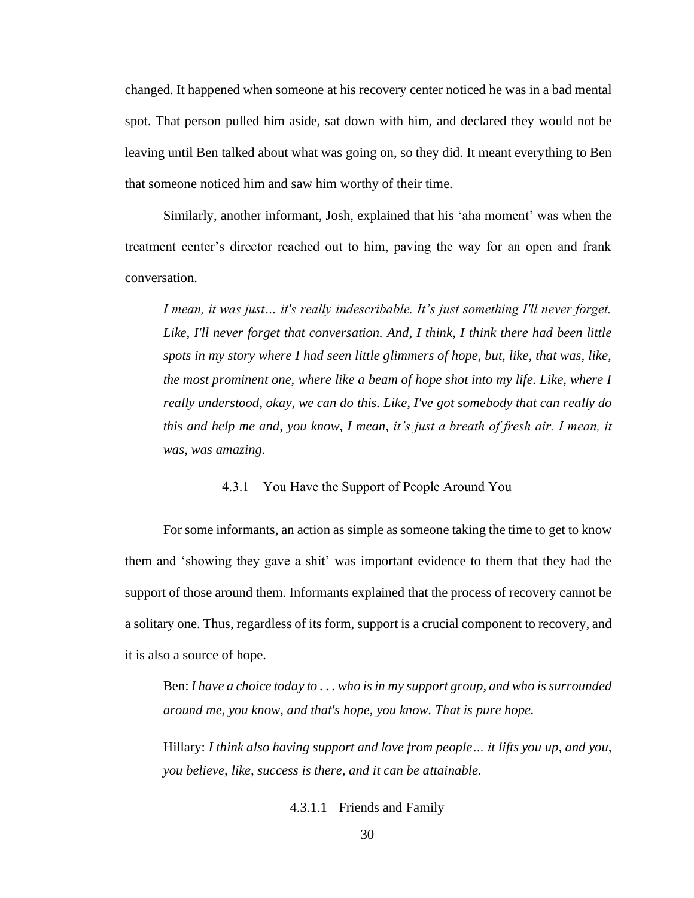changed. It happened when someone at his recovery center noticed he was in a bad mental spot. That person pulled him aside, sat down with him, and declared they would not be leaving until Ben talked about what was going on, so they did. It meant everything to Ben that someone noticed him and saw him worthy of their time.

Similarly, another informant, Josh, explained that his 'aha moment' was when the treatment center's director reached out to him, paving the way for an open and frank conversation.

> *I mean, it was just… it's really indescribable. It's just something I'll never forget. Like, I'll never forget that conversation. And, I think, I think there had been little spots in my story where I had seen little glimmers of hope, but, like, that was, like, the most prominent one, where like a beam of hope shot into my life. Like, where I really understood, okay, we can do this. Like, I've got somebody that can really do this and help me and, you know, I mean, it's just a breath of fresh air. I mean, it was, was amazing.*

### 4.3.1 You Have the Support of People Around You

For some informants, an action as simple as someone taking the time to get to know them and 'showing they gave a shit' was important evidence to them that they had the support of those around them. Informants explained that the process of recovery cannot be a solitary one. Thus, regardless of its form, support is a crucial component to recovery, and it is also a source of hope.

> Ben: *I have a choice today to . . . who is in my support group, and who is surrounded around me, you know, and that's hope, you know. That is pure hope.*

> Hillary: *I think also having support and love from people… it lifts you up, and you, you believe, like, success is there, and it can be attainable.*

#### 4.3.1.1 Friends and Family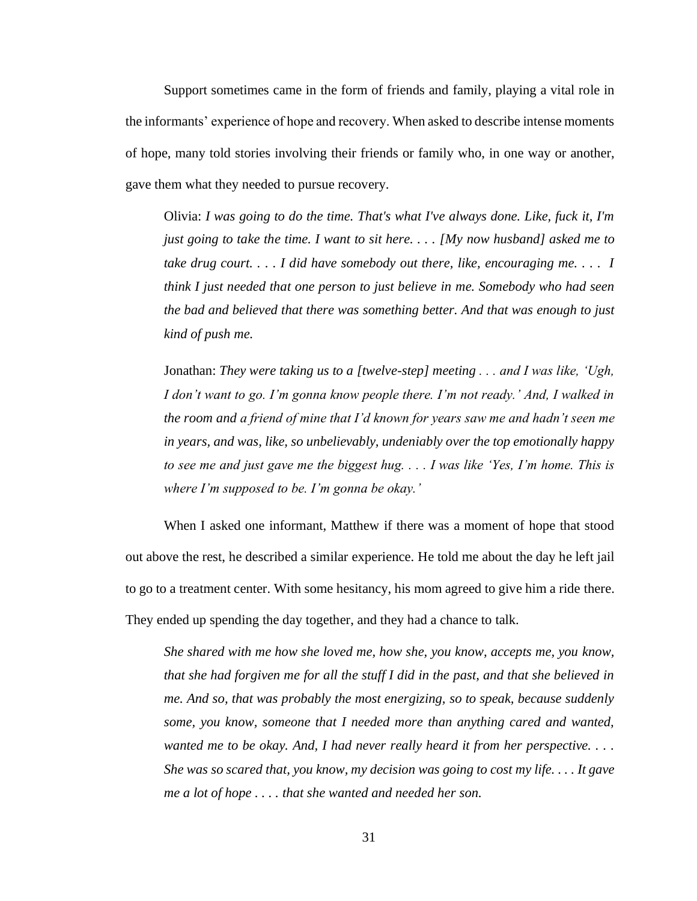Support sometimes came in the form of friends and family, playing a vital role in the informants' experience of hope and recovery. When asked to describe intense moments of hope, many told stories involving their friends or family who, in one way or another, gave them what they needed to pursue recovery.

> Olivia: *I was going to do the time. That's what I've always done. Like, fuck it, I'm just going to take the time. I want to sit here. . . . [My now husband] asked me to take drug court. . . . I did have somebody out there, like, encouraging me. . . . I think I just needed that one person to just believe in me. Somebody who had seen the bad and believed that there was something better. And that was enough to just kind of push me.*
>
> Jonathan: *They were taking us to a [twelve-step] meeting . . . and I was like, 'Ugh, I don't want to go. I'm gonna know people there. I'm not ready.' And, I walked in the room and a friend of mine that I'd known for years saw me and hadn't seen me in years, and was, like, so unbelievably, undeniably over the top emotionally happy to see me and just gave me the biggest hug. . . . I was like 'Yes, I'm home. This is where I'm supposed to be. I'm gonna be okay.'*

When I asked one informant, Matthew if there was a moment of hope that stood out above the rest, he described a similar experience. He told me about the day he left jail to go to a treatment center. With some hesitancy, his mom agreed to give him a ride there. They ended up spending the day together, and they had a chance to talk.

> *She shared with me how she loved me, how she, you know, accepts me, you know, that she had forgiven me for all the stuff I did in the past, and that she believed in me. And so, that was probably the most energizing, so to speak, because suddenly some, you know, someone that I needed more than anything cared and wanted, wanted me to be okay. And, I had never really heard it from her perspective. . . . She was so scared that, you know, my decision was going to cost my life. . . . It gave me a lot of hope . . . . that she wanted and needed her son.*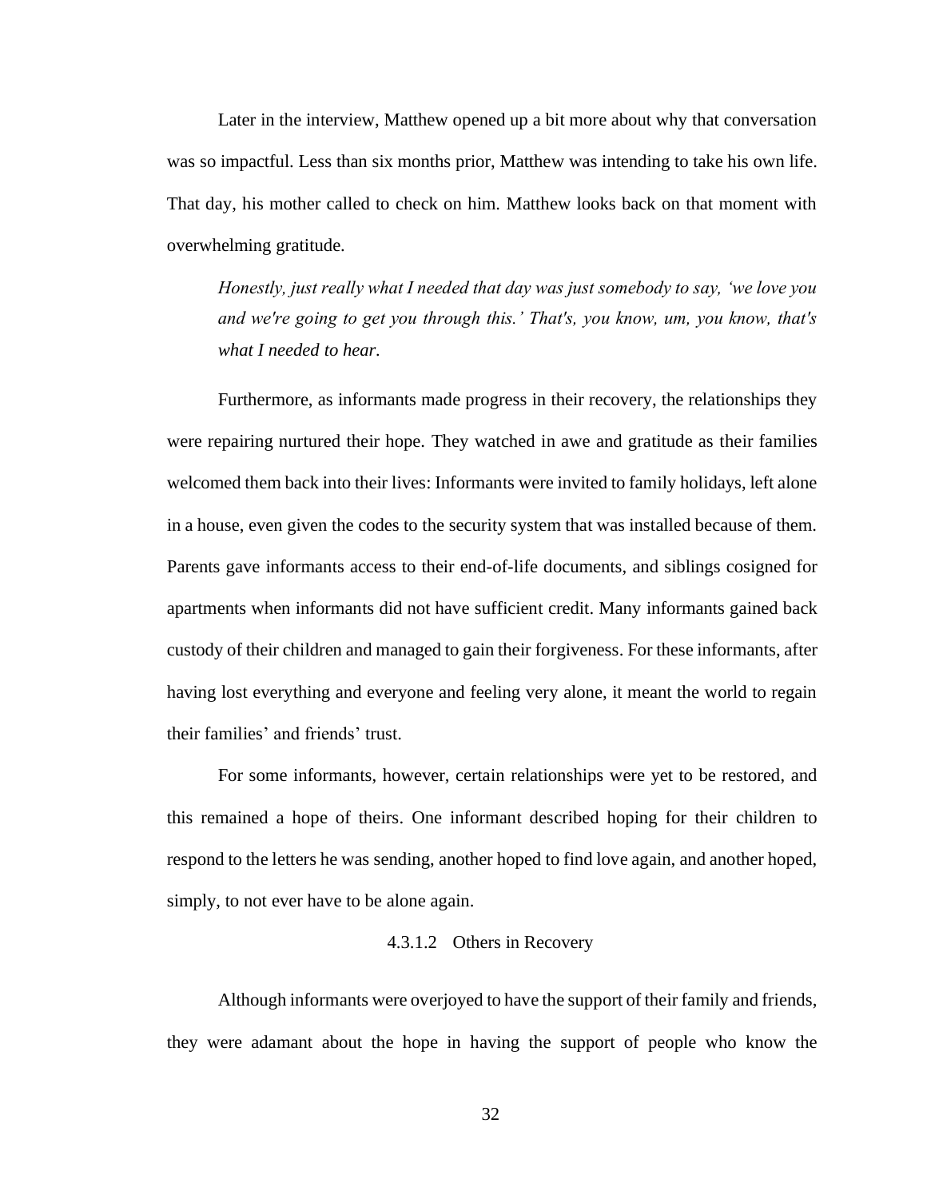Later in the interview, Matthew opened up a bit more about why that conversation was so impactful. Less than six months prior, Matthew was intending to take his own life. That day, his mother called to check on him. Matthew looks back on that moment with overwhelming gratitude.

> *Honestly, just really what I needed that day was just somebody to say, 'we love you and we're going to get you through this.' That's, you know, um, you know, that's what I needed to hear.*

Furthermore, as informants made progress in their recovery, the relationships they were repairing nurtured their hope. They watched in awe and gratitude as their families welcomed them back into their lives: Informants were invited to family holidays, left alone in a house, even given the codes to the security system that was installed because of them. Parents gave informants access to their end-of-life documents, and siblings cosigned for apartments when informants did not have sufficient credit. Many informants gained back custody of their children and managed to gain their forgiveness. For these informants, after having lost everything and everyone and feeling very alone, it meant the world to regain their families' and friends' trust.

For some informants, however, certain relationships were yet to be restored, and this remained a hope of theirs. One informant described hoping for their children to respond to the letters he was sending, another hoped to find love again, and another hoped, simply, to not ever have to be alone again.

#### 4.3.1.2 Others in Recovery

Although informants were overjoyed to have the support of their family and friends, they were adamant about the hope in having the support of people who know the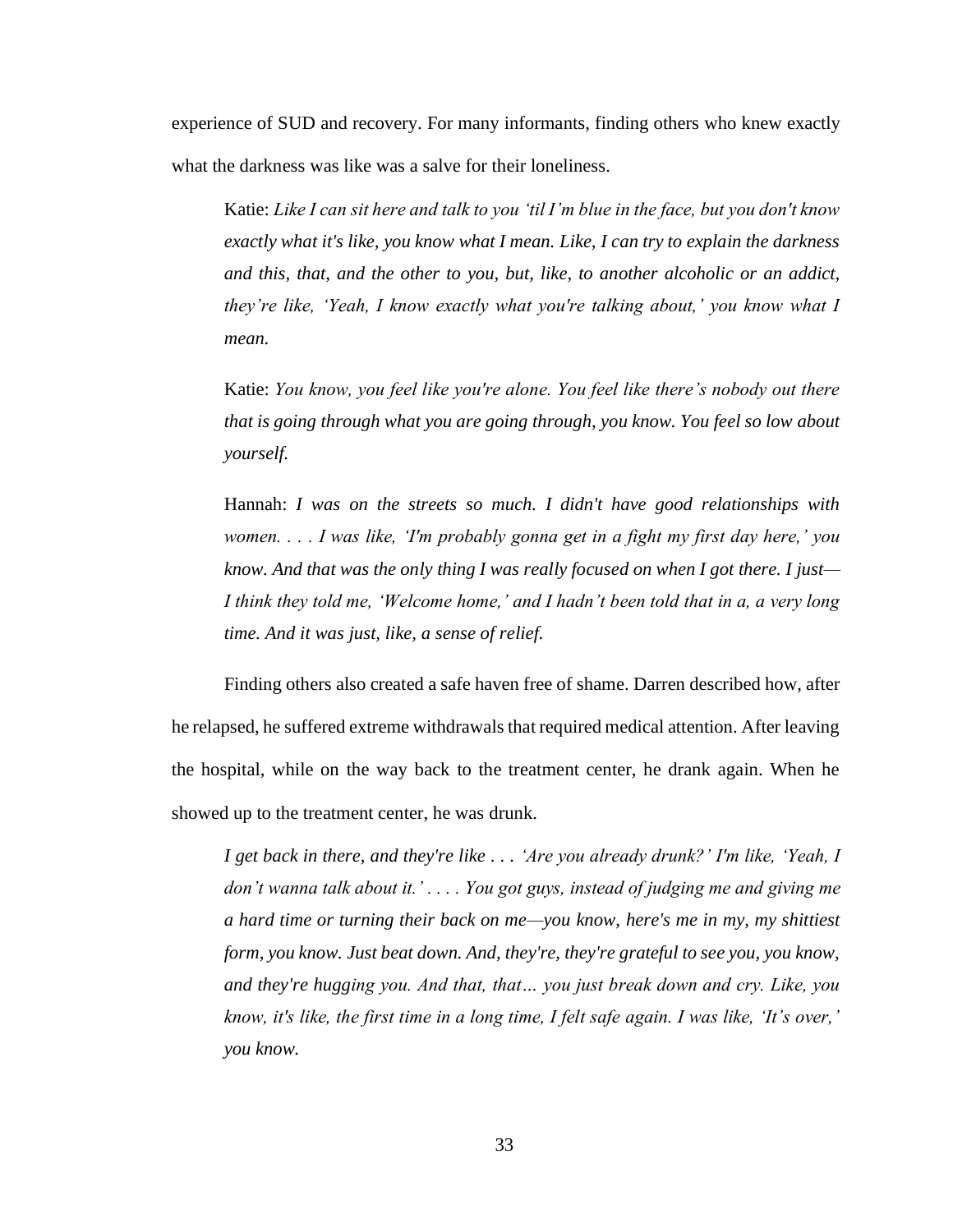experience of SUD and recovery. For many informants, finding others who knew exactly what the darkness was like was a salve for their loneliness.

> Katie: *Like I can sit here and talk to you 'til I'm blue in the face, but you don't know exactly what it's like, you know what I mean. Like, I can try to explain the darkness and this, that, and the other to you, but, like, to another alcoholic or an addict, they're like, 'Yeah, I know exactly what you're talking about,' you know what I mean.*

> Katie: *You know, you feel like you're alone. You feel like there's nobody out there that is going through what you are going through, you know. You feel so low about yourself.*

> Hannah: *I was on the streets so much. I didn't have good relationships with women. . . . I was like, 'I'm probably gonna get in a fight my first day here,' you know. And that was the only thing I was really focused on when I got there. I just—I think they told me, 'Welcome home,' and I hadn't been told that in a, a very long time. And it was just, like, a sense of relief.*

Finding others also created a safe haven free of shame. Darren described how, after he relapsed, he suffered extreme withdrawals that required medical attention. After leaving the hospital, while on the way back to the treatment center, he drank again. When he showed up to the treatment center, he was drunk.

> *I get back in there, and they're like . . . 'Are you already drunk?' I'm like, 'Yeah, I don't wanna talk about it.' . . . . You got guys, instead of judging me and giving me a hard time or turning their back on me—you know, here's me in my, my shittiest form, you know. Just beat down. And, they're, they're grateful to see you, you know, and they're hugging you. And that, that… you just break down and cry. Like, you know, it's like, the first time in a long time, I felt safe again. I was like, 'It's over,' you know.*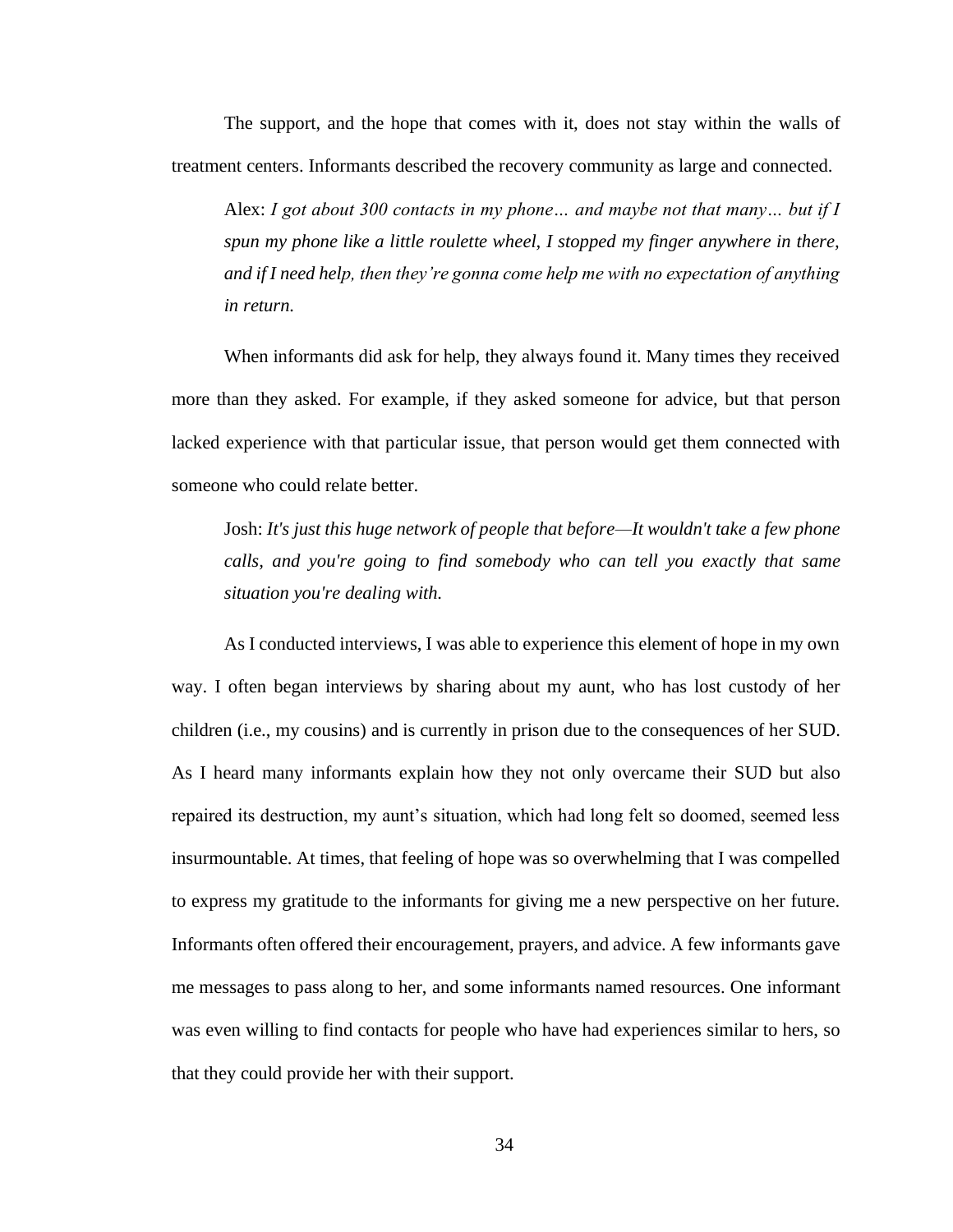The support, and the hope that comes with it, does not stay within the walls of treatment centers. Informants described the recovery community as large and connected.

> Alex: *I got about 300 contacts in my phone… and maybe not that many… but if I spun my phone like a little roulette wheel, I stopped my finger anywhere in there, and if I need help, then they're gonna come help me with no expectation of anything in return.*

When informants did ask for help, they always found it. Many times they received more than they asked. For example, if they asked someone for advice, but that person lacked experience with that particular issue, that person would get them connected with someone who could relate better.

> Josh: *It's just this huge network of people that before—It wouldn't take a few phone calls, and you're going to find somebody who can tell you exactly that same situation you're dealing with.*

As I conducted interviews, I was able to experience this element of hope in my own way. I often began interviews by sharing about my aunt, who has lost custody of her children (i.e., my cousins) and is currently in prison due to the consequences of her SUD. As I heard many informants explain how they not only overcame their SUD but also repaired its destruction, my aunt's situation, which had long felt so doomed, seemed less insurmountable. At times, that feeling of hope was so overwhelming that I was compelled to express my gratitude to the informants for giving me a new perspective on her future. Informants often offered their encouragement, prayers, and advice. A few informants gave me messages to pass along to her, and some informants named resources. One informant was even willing to find contacts for people who have had experiences similar to hers, so that they could provide her with their support.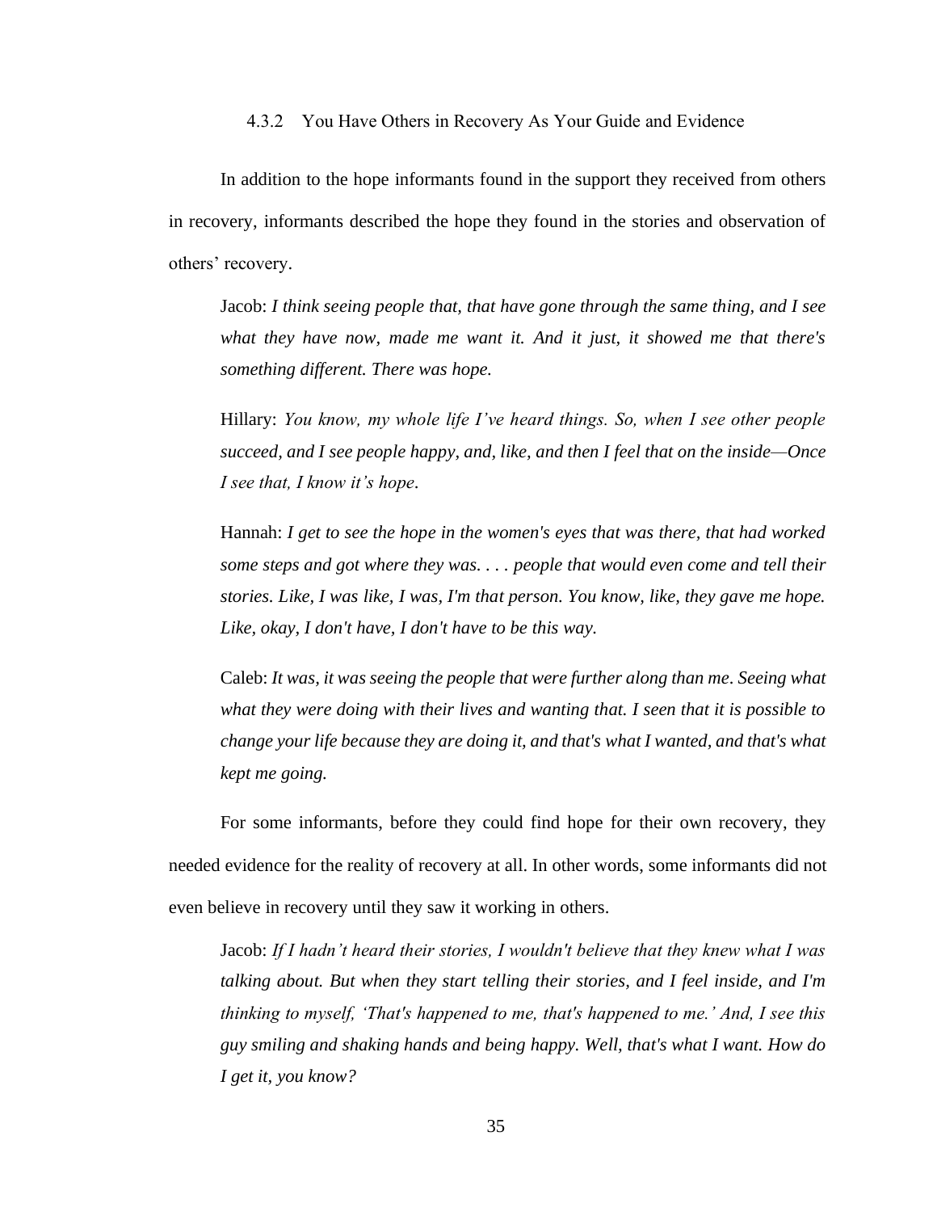#### 4.3.2 You Have Others in Recovery As Your Guide and Evidence

In addition to the hope informants found in the support they received from others in recovery, informants described the hope they found in the stories and observation of others' recovery.

> Jacob: *I think seeing people that, that have gone through the same thing, and I see what they have now, made me want it. And it just, it showed me that there's something different. There was hope.*
>
> Hillary: *You know, my whole life I've heard things. So, when I see other people succeed, and I see people happy, and, like, and then I feel that on the inside—Once I see that, I know it's hope.*
>
> Hannah: *I get to see the hope in the women's eyes that was there, that had worked some steps and got where they was. . . . people that would even come and tell their stories. Like, I was like, I was, I'm that person. You know, like, they gave me hope. Like, okay, I don't have, I don't have to be this way.*
>
> Caleb: *It was, it was seeing the people that were further along than me. Seeing what what they were doing with their lives and wanting that. I seen that it is possible to change your life because they are doing it, and that's what I wanted, and that's what kept me going.*

For some informants, before they could find hope for their own recovery, they needed evidence for the reality of recovery at all. In other words, some informants did not even believe in recovery until they saw it working in others.

> Jacob: *If I hadn't heard their stories, I wouldn't believe that they knew what I was talking about. But when they start telling their stories, and I feel inside, and I'm thinking to myself, 'That's happened to me, that's happened to me.' And, I see this guy smiling and shaking hands and being happy. Well, that's what I want. How do I get it, you know?*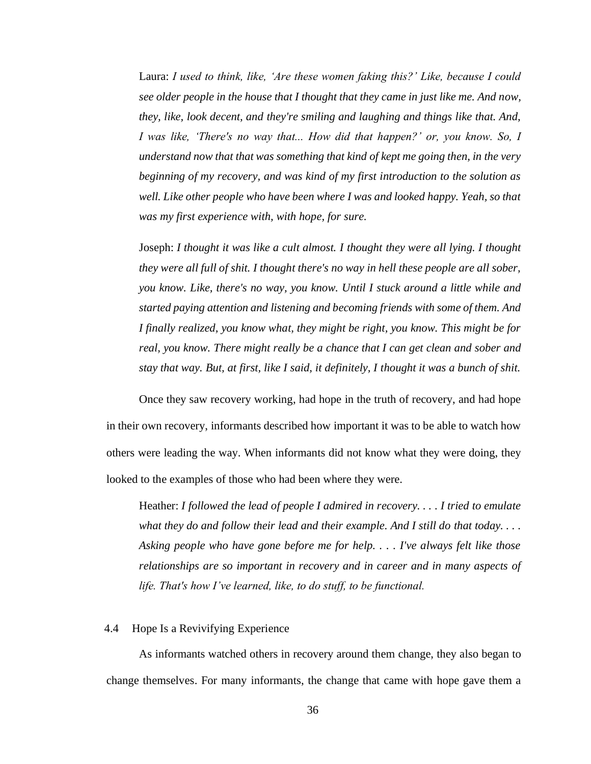Laura: *I used to think, like, 'Are these women faking this?' Like, because I could see older people in the house that I thought that they came in just like me. And now, they, like, look decent, and they're smiling and laughing and things like that. And, I was like, 'There's no way that... How did that happen?' or, you know. So, I understand now that that was something that kind of kept me going then, in the very beginning of my recovery, and was kind of my first introduction to the solution as well. Like other people who have been where I was and looked happy. Yeah, so that was my first experience with, with hope, for sure.*

Joseph: *I thought it was like a cult almost. I thought they were all lying. I thought they were all full of shit. I thought there's no way in hell these people are all sober, you know. Like, there's no way, you know. Until I stuck around a little while and started paying attention and listening and becoming friends with some of them. And I finally realized, you know what, they might be right, you know. This might be for real, you know. There might really be a chance that I can get clean and sober and stay that way. But, at first, like I said, it definitely, I thought it was a bunch of shit.*

Once they saw recovery working, had hope in the truth of recovery, and had hope in their own recovery, informants described how important it was to be able to watch how others were leading the way. When informants did not know what they were doing, they looked to the examples of those who had been where they were.

Heather: *I followed the lead of people I admired in recovery. . . . I tried to emulate what they do and follow their lead and their example. And I still do that today. . . . Asking people who have gone before me for help. . . . I've always felt like those relationships are so important in recovery and in career and in many aspects of life. That's how I've learned, like, to do stuff, to be functional.*

### 4.4 Hope Is a Revivifying Experience

As informants watched others in recovery around them change, they also began to change themselves. For many informants, the change that came with hope gave them a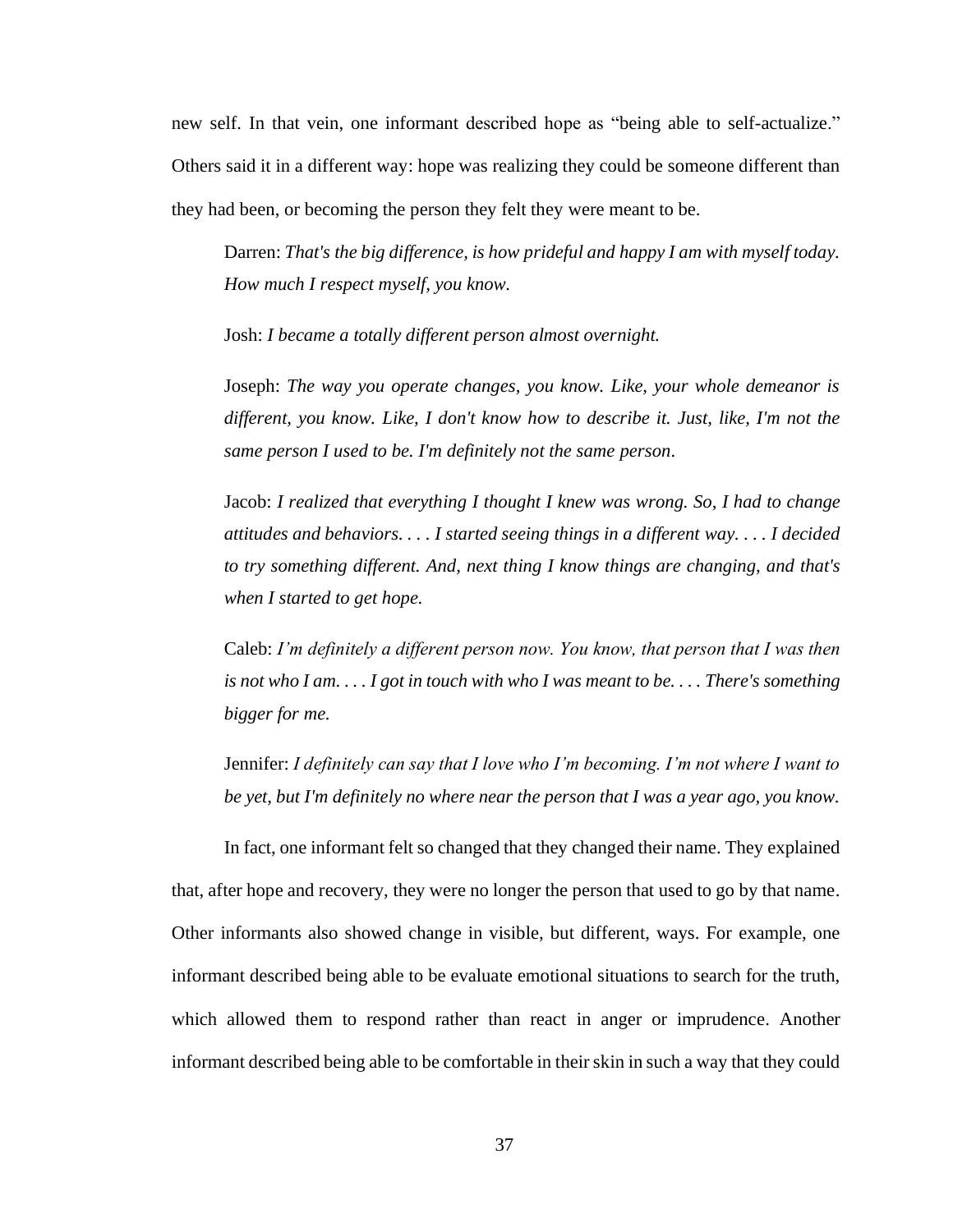new self. In that vein, one informant described hope as "being able to self-actualize." Others said it in a different way: hope was realizing they could be someone different than they had been, or becoming the person they felt they were meant to be.

> Darren: *That's the big difference, is how prideful and happy I am with myself today. How much I respect myself, you know.*
>
> Josh: *I became a totally different person almost overnight.*
>
> Joseph: *The way you operate changes, you know. Like, your whole demeanor is different, you know. Like, I don't know how to describe it. Just, like, I'm not the same person I used to be. I'm definitely not the same person.*
>
> Jacob: *I realized that everything I thought I knew was wrong. So, I had to change attitudes and behaviors. . . . I started seeing things in a different way. . . . I decided to try something different. And, next thing I know things are changing, and that's when I started to get hope.*
>
> Caleb: *I'm definitely a different person now. You know, that person that I was then is not who I am. . . . I got in touch with who I was meant to be. . . . There's something bigger for me.*
>
> Jennifer: *I definitely can say that I love who I'm becoming. I'm not where I want to be yet, but I'm definitely no where near the person that I was a year ago, you know.*

In fact, one informant felt so changed that they changed their name. They explained that, after hope and recovery, they were no longer the person that used to go by that name. Other informants also showed change in visible, but different, ways. For example, one informant described being able to be evaluate emotional situations to search for the truth, which allowed them to respond rather than react in anger or imprudence. Another informant described being able to be comfortable in their skin in such a way that they could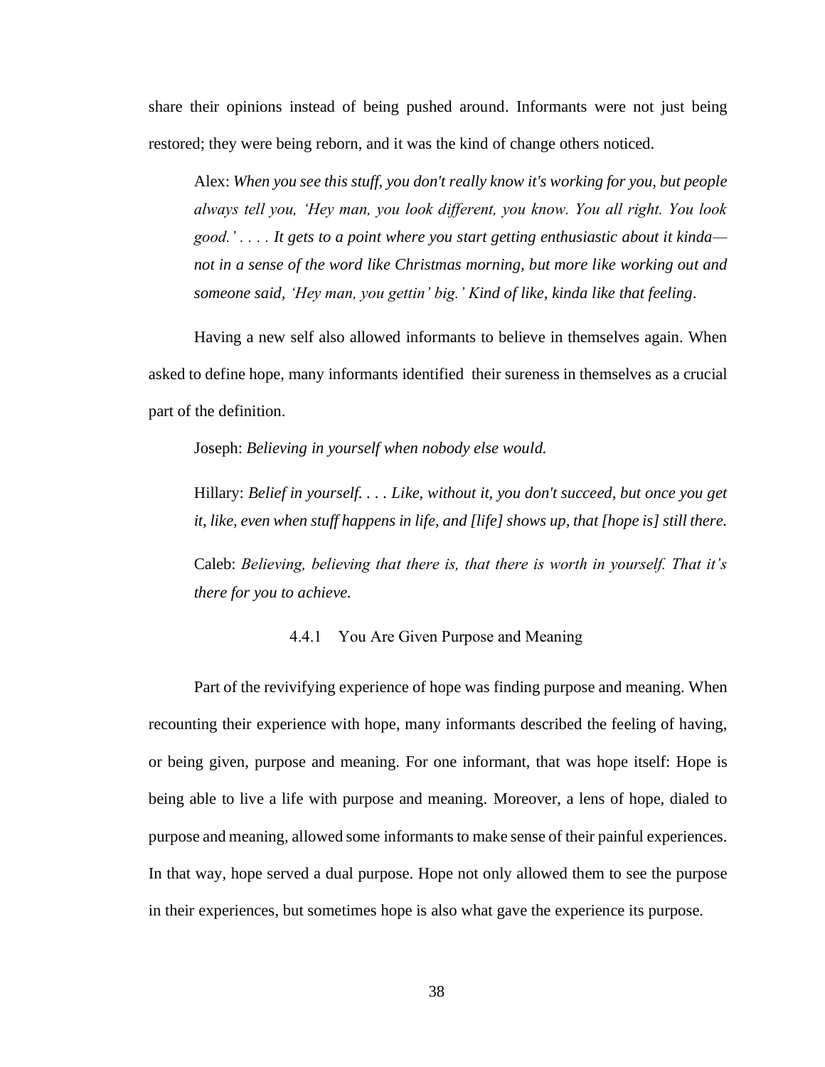share their opinions instead of being pushed around. Informants were not just being restored; they were being reborn, and it was the kind of change others noticed.

> Alex: *When you see this stuff, you don't really know it's working for you, but people always tell you, 'Hey man, you look different, you know. You all right. You look good.' . . . . It gets to a point where you start getting enthusiastic about it kinda—not in a sense of the word like Christmas morning, but more like working out and someone said, 'Hey man, you gettin' big.' Kind of like, kinda like that feeling*.

Having a new self also allowed informants to believe in themselves again. When asked to define hope, many informants identified their sureness in themselves as a crucial part of the definition.

> Joseph: *Believing in yourself when nobody else would.*
>
> Hillary: *Belief in yourself. . . . Like, without it, you don't succeed, but once you get it, like, even when stuff happens in life, and [life] shows up, that [hope is] still there.*
>
> Caleb: *Believing, believing that there is, that there is worth in yourself. That it's there for you to achieve.*

### 4.4.1 You Are Given Purpose and Meaning

Part of the revivifying experience of hope was finding purpose and meaning. When recounting their experience with hope, many informants described the feeling of having, or being given, purpose and meaning. For one informant, that was hope itself: Hope is being able to live a life with purpose and meaning. Moreover, a lens of hope, dialed to purpose and meaning, allowed some informants to make sense of their painful experiences. In that way, hope served a dual purpose. Hope not only allowed them to see the purpose in their experiences, but sometimes hope is also what gave the experience its purpose.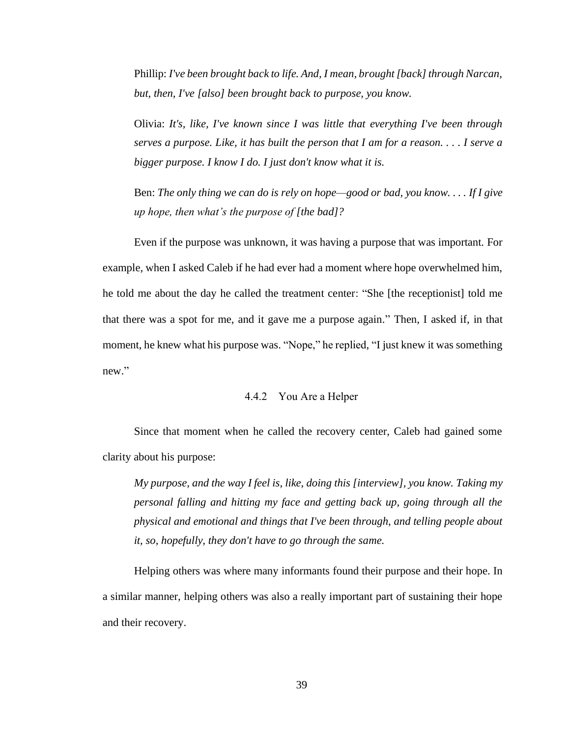Phillip: *I've been brought back to life. And, I mean, brought [back] through Narcan, but, then, I've [also] been brought back to purpose, you know.*

Olivia: *It's, like, I've known since I was little that everything I've been through serves a purpose. Like, it has built the person that I am for a reason. . . . I serve a bigger purpose. I know I do. I just don't know what it is.*

Ben: *The only thing we can do is rely on hope—good or bad, you know. . . . If I give up hope, then what's the purpose of [the bad]?*

Even if the purpose was unknown, it was having a purpose that was important. For example, when I asked Caleb if he had ever had a moment where hope overwhelmed him, he told me about the day he called the treatment center: "She [the receptionist] told me that there was a spot for me, and it gave me a purpose again." Then, I asked if, in that moment, he knew what his purpose was. "Nope," he replied, "I just knew it was something new."

### 4.4.2 You Are a Helper

Since that moment when he called the recovery center, Caleb had gained some clarity about his purpose:

*My purpose, and the way I feel is, like, doing this [interview], you know. Taking my personal falling and hitting my face and getting back up, going through all the physical and emotional and things that I've been through, and telling people about it, so, hopefully, they don't have to go through the same.*

Helping others was where many informants found their purpose and their hope. In a similar manner, helping others was also a really important part of sustaining their hope and their recovery.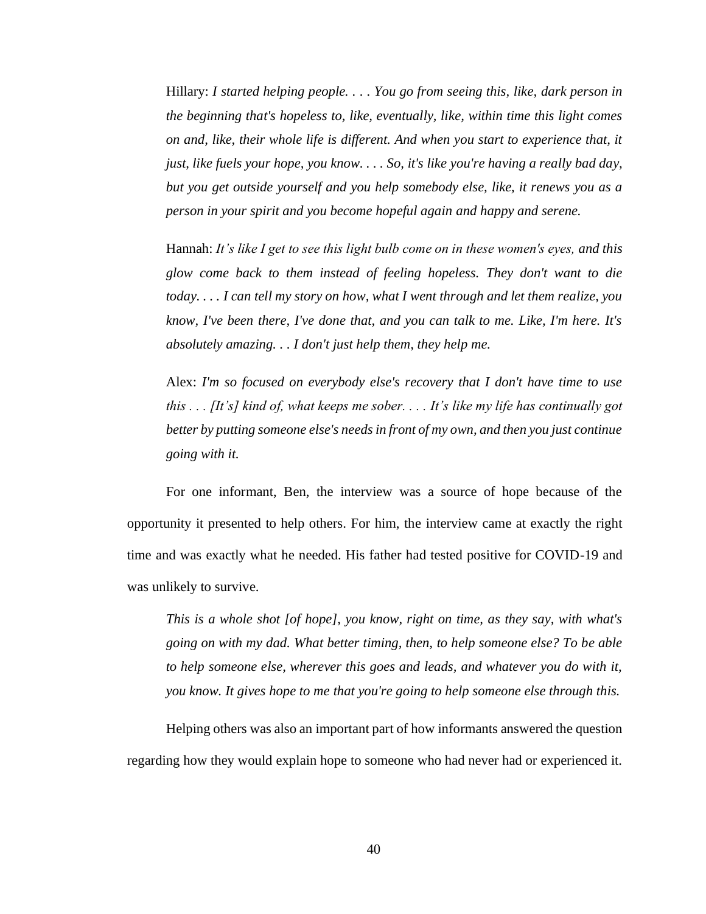Hillary: *I started helping people. . . . You go from seeing this, like, dark person in the beginning that's hopeless to, like, eventually, like, within time this light comes on and, like, their whole life is different. And when you start to experience that, it just, like fuels your hope, you know. . . . So, it's like you're having a really bad day, but you get outside yourself and you help somebody else, like, it renews you as a person in your spirit and you become hopeful again and happy and serene.*

Hannah: *It's like I get to see this light bulb come on in these women's eyes, and this glow come back to them instead of feeling hopeless. They don't want to die today. . . . I can tell my story on how, what I went through and let them realize, you know, I've been there, I've done that, and you can talk to me. Like, I'm here. It's absolutely amazing. . . I don't just help them, they help me.*

Alex: *I'm so focused on everybody else's recovery that I don't have time to use this . . . [It's] kind of, what keeps me sober. . . . It's like my life has continually got better by putting someone else's needs in front of my own, and then you just continue going with it.*

For one informant, Ben, the interview was a source of hope because of the opportunity it presented to help others. For him, the interview came at exactly the right time and was exactly what he needed. His father had tested positive for COVID-19 and was unlikely to survive.

*This is a whole shot [of hope], you know, right on time, as they say, with what's going on with my dad. What better timing, then, to help someone else? To be able to help someone else, wherever this goes and leads, and whatever you do with it, you know. It gives hope to me that you're going to help someone else through this.*

Helping others was also an important part of how informants answered the question regarding how they would explain hope to someone who had never had or experienced it.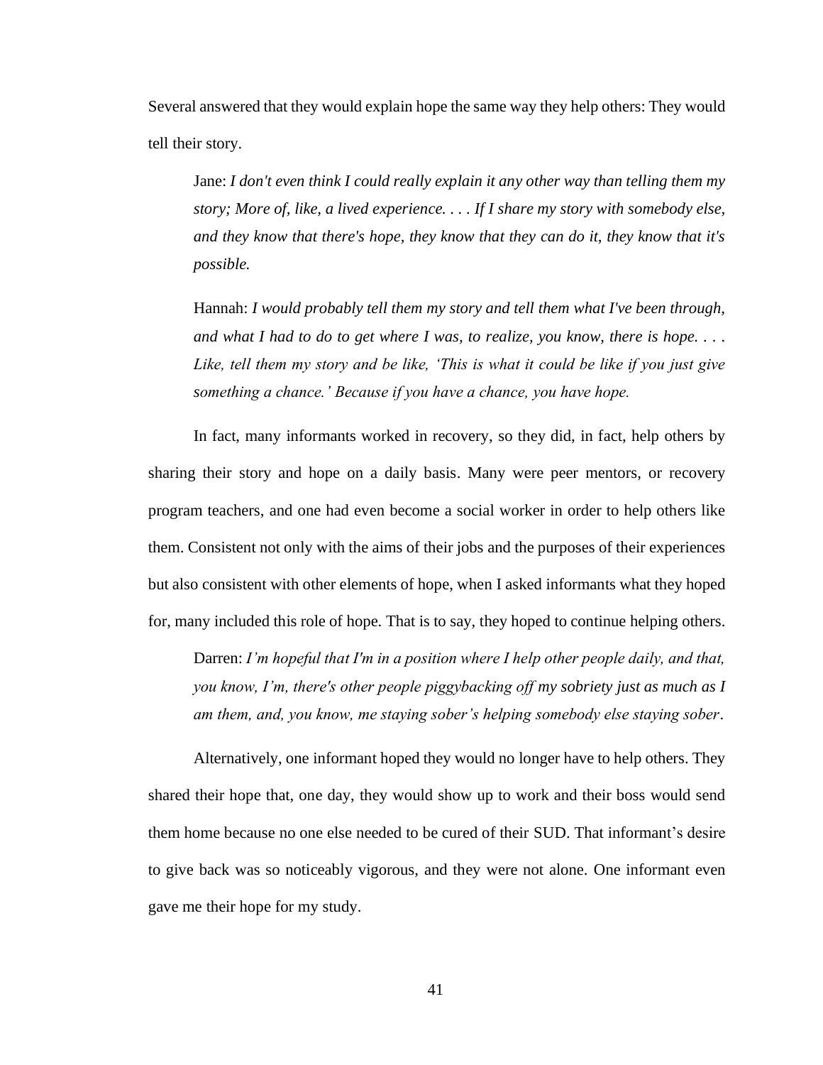Several answered that they would explain hope the same way they help others: They would tell their story.

> Jane: *I don't even think I could really explain it any other way than telling them my story; More of, like, a lived experience. . . . If I share my story with somebody else, and they know that there's hope, they know that they can do it, they know that it's possible.*

> Hannah: *I would probably tell them my story and tell them what I've been through, and what I had to do to get where I was, to realize, you know, there is hope. . . . Like, tell them my story and be like, 'This is what it could be like if you just give something a chance.' Because if you have a chance, you have hope.*

In fact, many informants worked in recovery, so they did, in fact, help others by sharing their story and hope on a daily basis. Many were peer mentors, or recovery program teachers, and one had even become a social worker in order to help others like them. Consistent not only with the aims of their jobs and the purposes of their experiences but also consistent with other elements of hope, when I asked informants what they hoped for, many included this role of hope. That is to say, they hoped to continue helping others.

> Darren: *I'm hopeful that I'm in a position where I help other people daily, and that, you know, I'm, there's other people piggybacking off my sobriety just as much as I am them, and, you know, me staying sober's helping somebody else staying sober.*

Alternatively, one informant hoped they would no longer have to help others. They shared their hope that, one day, they would show up to work and their boss would send them home because no one else needed to be cured of their SUD. That informant's desire to give back was so noticeably vigorous, and they were not alone. One informant even gave me their hope for my study.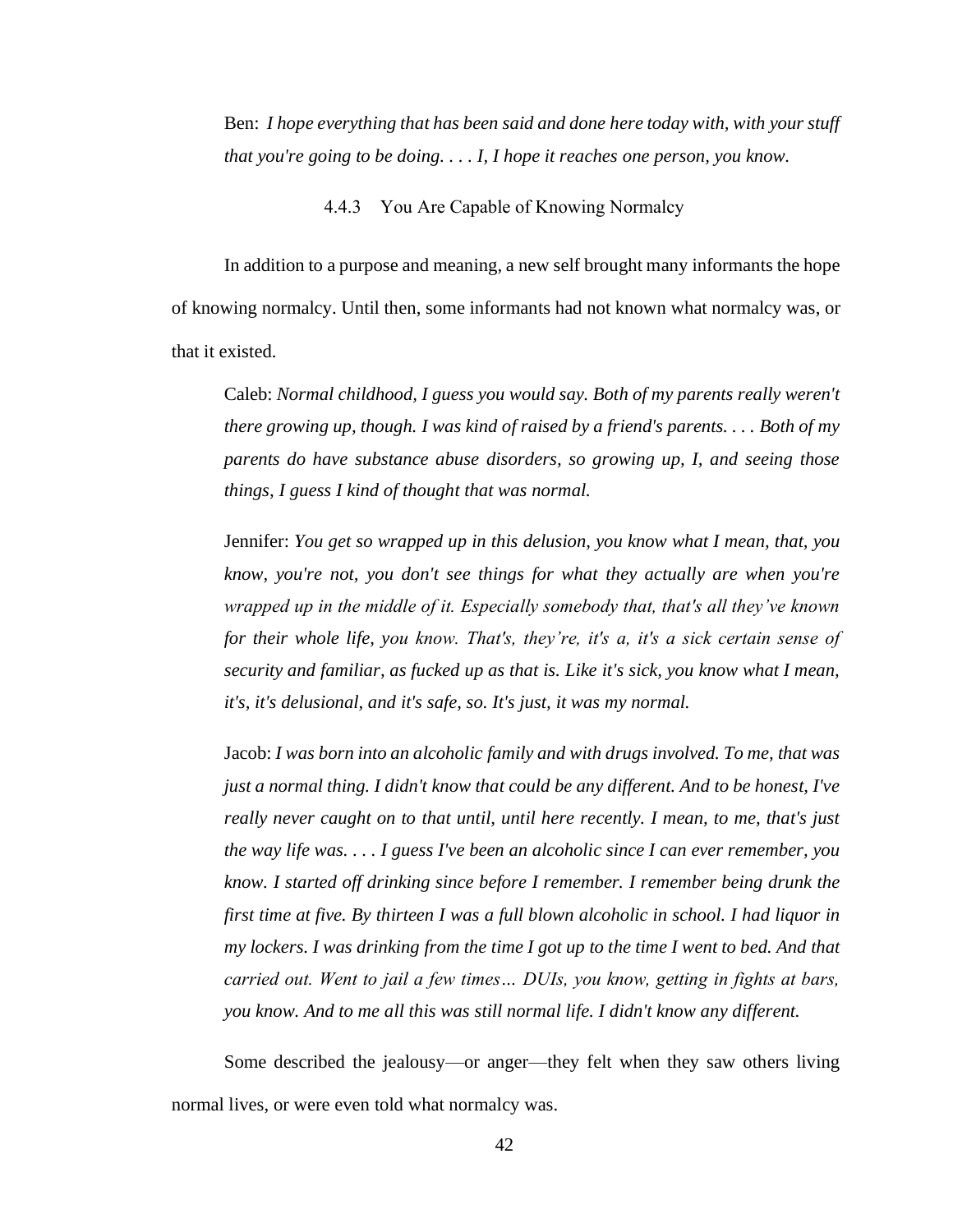Ben: *I hope everything that has been said and done here today with, with your stuff that you're going to be doing. . . . I, I hope it reaches one person, you know.*

### 4.4.3 You Are Capable of Knowing Normalcy

In addition to a purpose and meaning, a new self brought many informants the hope of knowing normalcy. Until then, some informants had not known what normalcy was, or that it existed.

> Caleb: *Normal childhood, I guess you would say. Both of my parents really weren't there growing up, though. I was kind of raised by a friend's parents. . . . Both of my parents do have substance abuse disorders, so growing up, I, and seeing those things, I guess I kind of thought that was normal.*

> Jennifer: *You get so wrapped up in this delusion, you know what I mean, that, you know, you're not, you don't see things for what they actually are when you're wrapped up in the middle of it. Especially somebody that, that's all they've known for their whole life, you know. That's, they're, it's a, it's a sick certain sense of security and familiar, as fucked up as that is. Like it's sick, you know what I mean, it's, it's delusional, and it's safe, so. It's just, it was my normal.*

> Jacob: *I was born into an alcoholic family and with drugs involved. To me, that was just a normal thing. I didn't know that could be any different. And to be honest, I've really never caught on to that until, until here recently. I mean, to me, that's just the way life was. . . . I guess I've been an alcoholic since I can ever remember, you know. I started off drinking since before I remember. I remember being drunk the first time at five. By thirteen I was a full blown alcoholic in school. I had liquor in my lockers. I was drinking from the time I got up to the time I went to bed. And that carried out. Went to jail a few times… DUIs, you know, getting in fights at bars, you know. And to me all this was still normal life. I didn't know any different.*

Some described the jealousy—or anger—they felt when they saw others living normal lives, or were even told what normalcy was.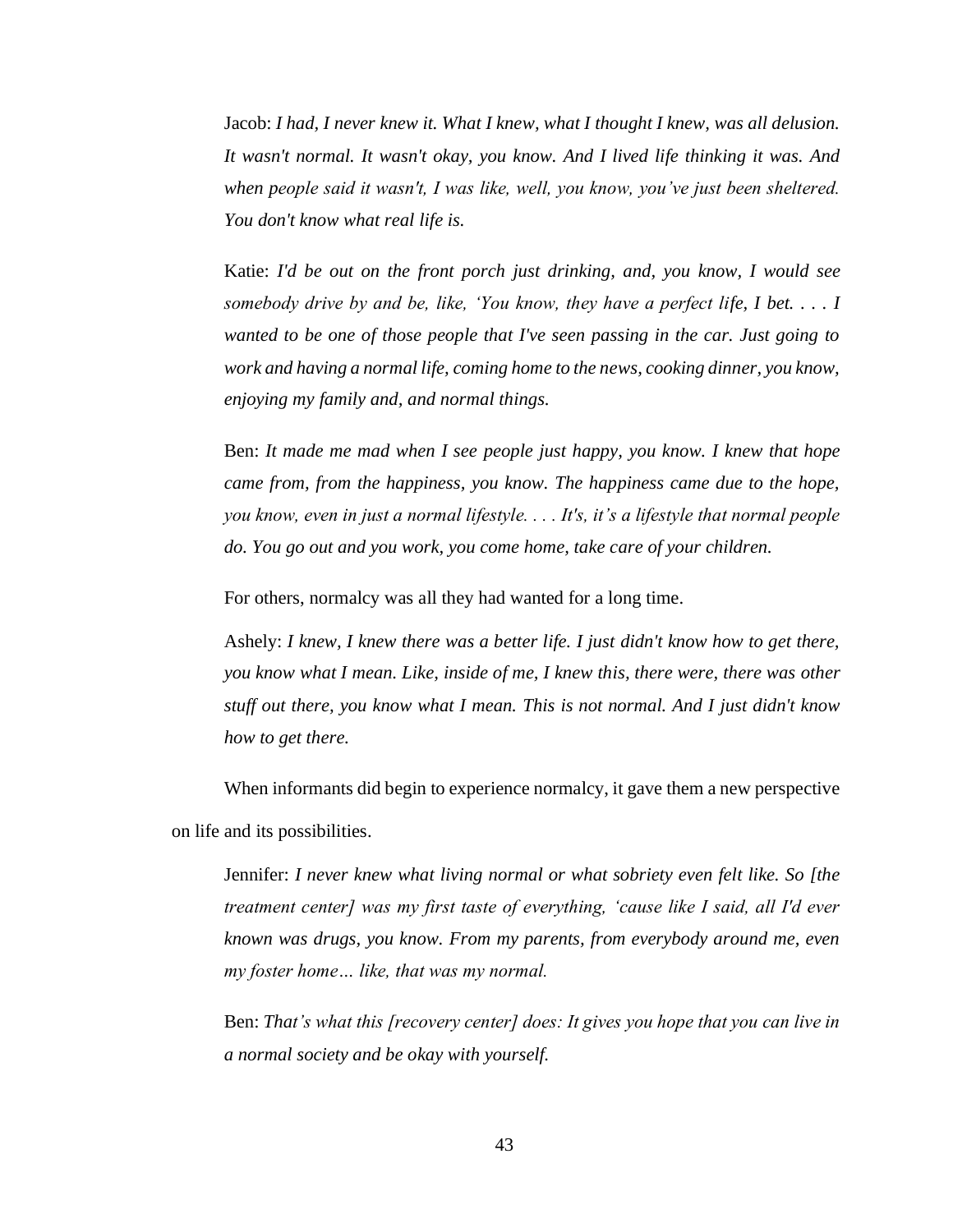Jacob: *I had, I never knew it. What I knew, what I thought I knew, was all delusion. It wasn't normal. It wasn't okay, you know. And I lived life thinking it was. And when people said it wasn't, I was like, well, you know, you've just been sheltered. You don't know what real life is.*

Katie: *I'd be out on the front porch just drinking, and, you know, I would see somebody drive by and be, like, 'You know, they have a perfect life, I bet. . . . I wanted to be one of those people that I've seen passing in the car. Just going to work and having a normal life, coming home to the news, cooking dinner, you know, enjoying my family and, and normal things.*

Ben: *It made me mad when I see people just happy, you know. I knew that hope came from, from the happiness, you know. The happiness came due to the hope, you know, even in just a normal lifestyle. . . . It's, it's a lifestyle that normal people do. You go out and you work, you come home, take care of your children.*

For others, normalcy was all they had wanted for a long time.

Ashely: *I knew, I knew there was a better life. I just didn't know how to get there, you know what I mean. Like, inside of me, I knew this, there were, there was other stuff out there, you know what I mean. This is not normal. And I just didn't know how to get there.*

When informants did begin to experience normalcy, it gave them a new perspective on life and its possibilities.

Jennifer: *I never knew what living normal or what sobriety even felt like. So [the treatment center] was my first taste of everything, 'cause like I said, all I'd ever known was drugs, you know. From my parents, from everybody around me, even my foster home… like, that was my normal.*

Ben: *That's what this [recovery center] does: It gives you hope that you can live in a normal society and be okay with yourself.*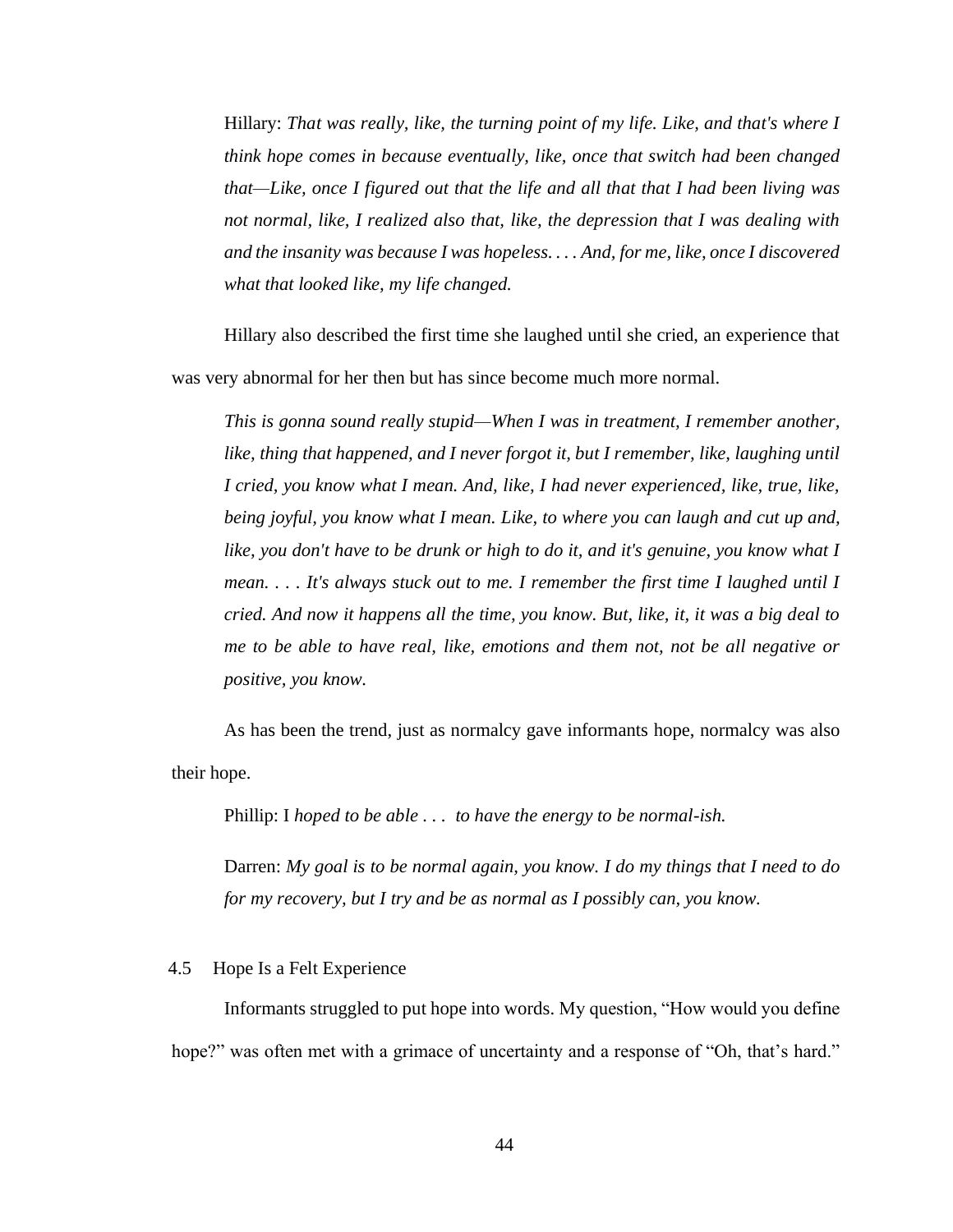> Hillary: *That was really, like, the turning point of my life. Like, and that's where I think hope comes in because eventually, like, once that switch had been changed that—Like, once I figured out that the life and all that that I had been living was not normal, like, I realized also that, like, the depression that I was dealing with and the insanity was because I was hopeless. . . . And, for me, like, once I discovered what that looked like, my life changed.*

Hillary also described the first time she laughed until she cried, an experience that was very abnormal for her then but has since become much more normal.

> *This is gonna sound really stupid—When I was in treatment, I remember another, like, thing that happened, and I never forgot it, but I remember, like, laughing until I cried, you know what I mean. And, like, I had never experienced, like, true, like, being joyful, you know what I mean. Like, to where you can laugh and cut up and, like, you don't have to be drunk or high to do it, and it's genuine, you know what I mean. . . . It's always stuck out to me. I remember the first time I laughed until I cried. And now it happens all the time, you know. But, like, it, it was a big deal to me to be able to have real, like, emotions and them not, not be all negative or positive, you know.*

As has been the trend, just as normalcy gave informants hope, normalcy was also their hope.

> Phillip: I *hoped to be able . . . to have the energy to be normal-ish.*

> Darren: *My goal is to be normal again, you know. I do my things that I need to do for my recovery, but I try and be as normal as I possibly can, you know.*

## 4.5 Hope Is a Felt Experience

Informants struggled to put hope into words. My question, "How would you define hope?" was often met with a grimace of uncertainty and a response of "Oh, that's hard."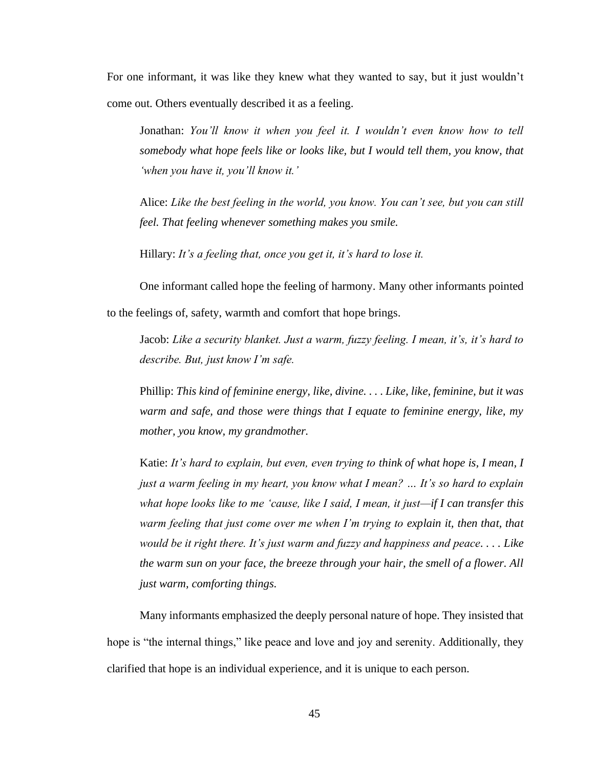For one informant, it was like they knew what they wanted to say, but it just wouldn't come out. Others eventually described it as a feeling.

> Jonathan: *You'll know it when you feel it. I wouldn't even know how to tell somebody what hope feels like or looks like, but I would tell them, you know, that 'when you have it, you'll know it.'*

> Alice: *Like the best feeling in the world, you know. You can't see, but you can still feel. That feeling whenever something makes you smile.*

> Hillary: *It's a feeling that, once you get it, it's hard to lose it.*

One informant called hope the feeling of harmony. Many other informants pointed to the feelings of, safety, warmth and comfort that hope brings.

> Jacob: *Like a security blanket. Just a warm, fuzzy feeling. I mean, it's, it's hard to describe. But, just know I'm safe.*

> Phillip: *This kind of feminine energy, like, divine. . . . Like, like, feminine, but it was warm and safe, and those were things that I equate to feminine energy, like, my mother, you know, my grandmother.*

> Katie: *It's hard to explain, but even, even trying to think of what hope is, I mean, I just a warm feeling in my heart, you know what I mean? … It's so hard to explain what hope looks like to me 'cause, like I said, I mean, it just—if I can transfer this warm feeling that just come over me when I'm trying to explain it, then that, that would be it right there. It's just warm and fuzzy and happiness and peace. . . . Like the warm sun on your face, the breeze through your hair, the smell of a flower. All just warm, comforting things.*

Many informants emphasized the deeply personal nature of hope. They insisted that hope is "the internal things," like peace and love and joy and serenity. Additionally, they clarified that hope is an individual experience, and it is unique to each person.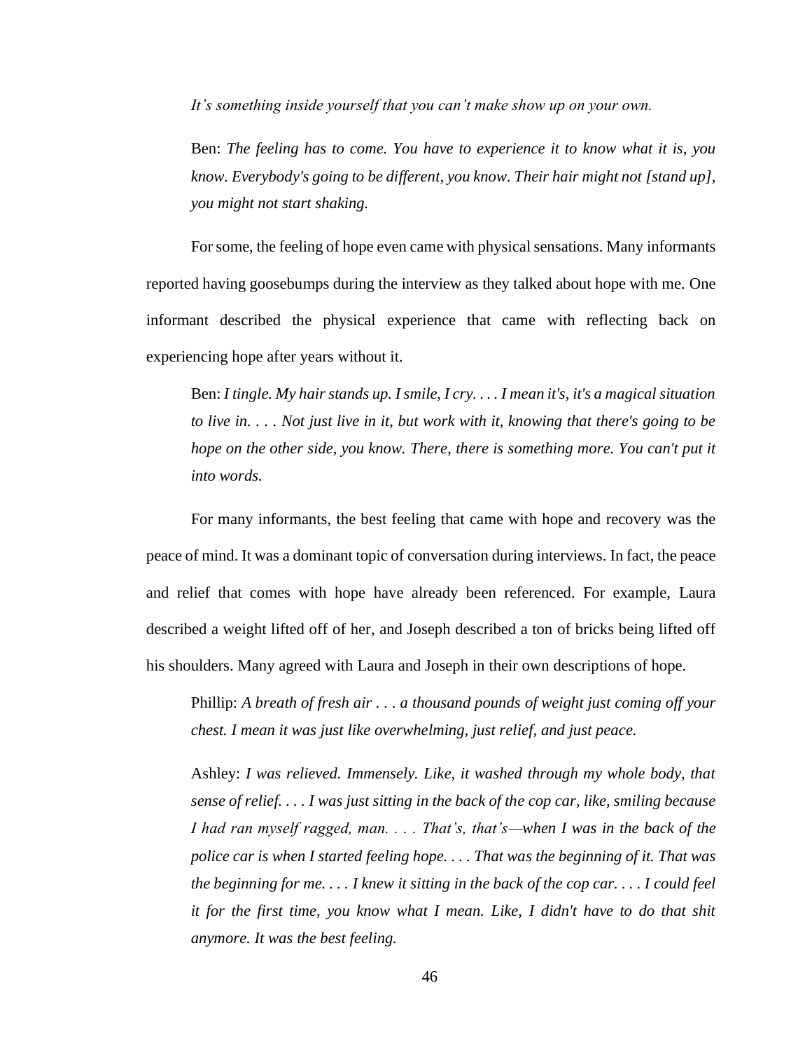*It's something inside yourself that you can't make show up on your own.*

Ben: *The feeling has to come. You have to experience it to know what it is, you know. Everybody's going to be different, you know. Their hair might not [stand up], you might not start shaking.*

For some, the feeling of hope even came with physical sensations. Many informants reported having goosebumps during the interview as they talked about hope with me. One informant described the physical experience that came with reflecting back on experiencing hope after years without it.

Ben: *I tingle. My hair stands up. I smile, I cry. . . . I mean it's, it's a magical situation to live in. . . . Not just live in it, but work with it, knowing that there's going to be hope on the other side, you know. There, there is something more. You can't put it into words.*

For many informants, the best feeling that came with hope and recovery was the peace of mind. It was a dominant topic of conversation during interviews. In fact, the peace and relief that comes with hope have already been referenced. For example, Laura described a weight lifted off of her, and Joseph described a ton of bricks being lifted off his shoulders. Many agreed with Laura and Joseph in their own descriptions of hope.

Phillip: *A breath of fresh air . . . a thousand pounds of weight just coming off your chest. I mean it was just like overwhelming, just relief, and just peace.*

Ashley: *I was relieved. Immensely. Like, it washed through my whole body, that sense of relief. . . . I was just sitting in the back of the cop car, like, smiling because I had ran myself ragged, man. . . . That's, that's—when I was in the back of the police car is when I started feeling hope. . . . That was the beginning of it. That was the beginning for me. . . . I knew it sitting in the back of the cop car. . . . I could feel it for the first time, you know what I mean. Like, I didn't have to do that shit anymore. It was the best feeling.*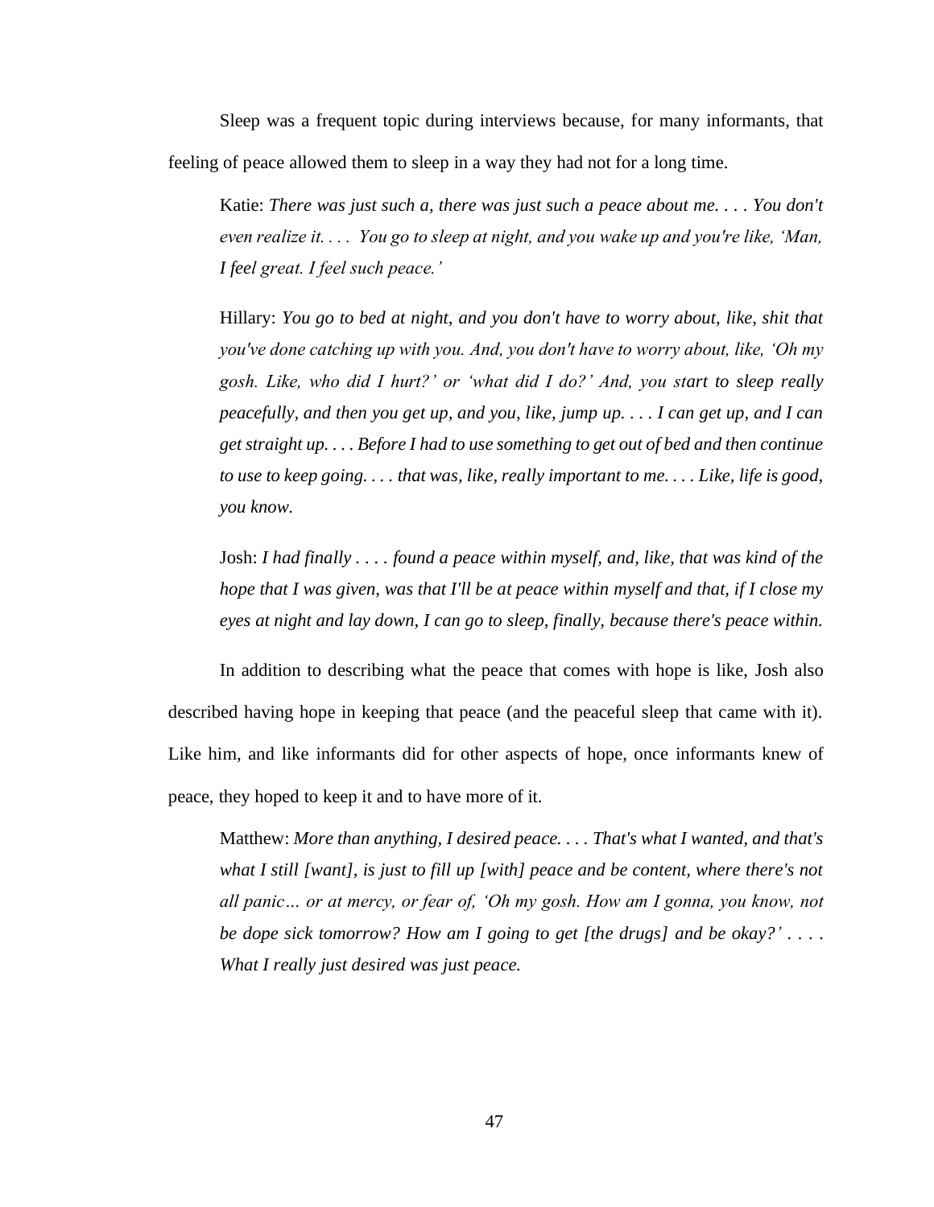Sleep was a frequent topic during interviews because, for many informants, that feeling of peace allowed them to sleep in a way they had not for a long time.

> Katie: *There was just such a, there was just such a peace about me. . . . You don't even realize it. . . .  You go to sleep at night, and you wake up and you're like, 'Man, I feel great. I feel such peace.'*

> Hillary: *You go to bed at night, and you don't have to worry about, like, shit that you've done catching up with you. And, you don't have to worry about, like, 'Oh my gosh. Like, who did I hurt?' or 'what did I do?' And, you start to sleep really peacefully, and then you get up, and you, like, jump up. . . . I can get up, and I can get straight up. . . . Before I had to use something to get out of bed and then continue to use to keep going. . . . that was, like, really important to me. . . . Like, life is good, you know.*

> Josh: *I had finally . . . . found a peace within myself, and, like, that was kind of the hope that I was given, was that I'll be at peace within myself and that, if I close my eyes at night and lay down, I can go to sleep, finally, because there's peace within.*

In addition to describing what the peace that comes with hope is like, Josh also described having hope in keeping that peace (and the peaceful sleep that came with it). Like him, and like informants did for other aspects of hope, once informants knew of peace, they hoped to keep it and to have more of it.

> Matthew: *More than anything, I desired peace. . . . That's what I wanted, and that's what I still [want], is just to fill up [with] peace and be content, where there's not all panic… or at mercy, or fear of, 'Oh my gosh. How am I gonna, you know, not be dope sick tomorrow? How am I going to get [the drugs] and be okay?' . . . . What I really just desired was just peace.*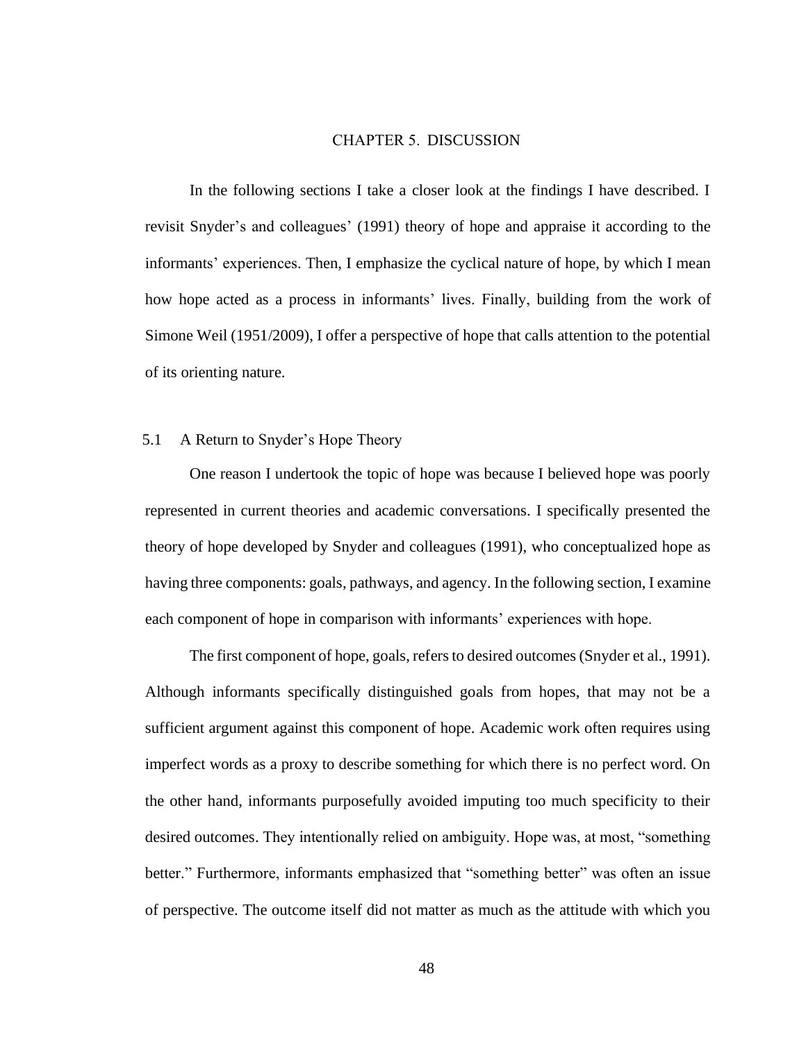# CHAPTER 5. DISCUSSION

In the following sections I take a closer look at the findings I have described. I revisit Snyder's and colleagues' (1991) theory of hope and appraise it according to the informants' experiences. Then, I emphasize the cyclical nature of hope, by which I mean how hope acted as a process in informants' lives. Finally, building from the work of Simone Weil (1951/2009), I offer a perspective of hope that calls attention to the potential of its orienting nature.

## 5.1 A Return to Snyder's Hope Theory

One reason I undertook the topic of hope was because I believed hope was poorly represented in current theories and academic conversations. I specifically presented the theory of hope developed by Snyder and colleagues (1991), who conceptualized hope as having three components: goals, pathways, and agency. In the following section, I examine each component of hope in comparison with informants' experiences with hope.

The first component of hope, goals, refers to desired outcomes (Snyder et al., 1991). Although informants specifically distinguished goals from hopes, that may not be a sufficient argument against this component of hope. Academic work often requires using imperfect words as a proxy to describe something for which there is no perfect word. On the other hand, informants purposefully avoided imputing too much specificity to their desired outcomes. They intentionally relied on ambiguity. Hope was, at most, "something better." Furthermore, informants emphasized that "something better" was often an issue of perspective. The outcome itself did not matter as much as the attitude with which you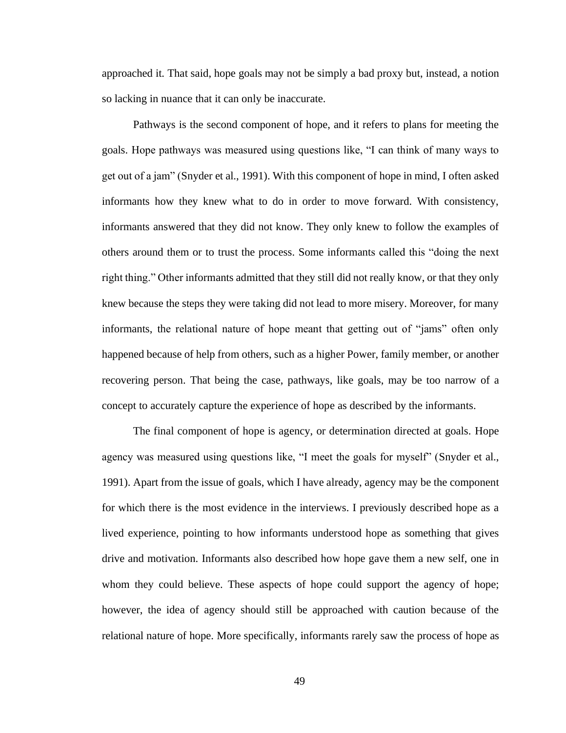approached it. That said, hope goals may not be simply a bad proxy but, instead, a notion so lacking in nuance that it can only be inaccurate.

Pathways is the second component of hope, and it refers to plans for meeting the goals. Hope pathways was measured using questions like, "I can think of many ways to get out of a jam" (Snyder et al., 1991). With this component of hope in mind, I often asked informants how they knew what to do in order to move forward. With consistency, informants answered that they did not know. They only knew to follow the examples of others around them or to trust the process. Some informants called this "doing the next right thing." Other informants admitted that they still did not really know, or that they only knew because the steps they were taking did not lead to more misery. Moreover, for many informants, the relational nature of hope meant that getting out of "jams" often only happened because of help from others, such as a higher Power, family member, or another recovering person. That being the case, pathways, like goals, may be too narrow of a concept to accurately capture the experience of hope as described by the informants.

The final component of hope is agency, or determination directed at goals. Hope agency was measured using questions like, "I meet the goals for myself" (Snyder et al., 1991). Apart from the issue of goals, which I have already, agency may be the component for which there is the most evidence in the interviews. I previously described hope as a lived experience, pointing to how informants understood hope as something that gives drive and motivation. Informants also described how hope gave them a new self, one in whom they could believe. These aspects of hope could support the agency of hope; however, the idea of agency should still be approached with caution because of the relational nature of hope. More specifically, informants rarely saw the process of hope as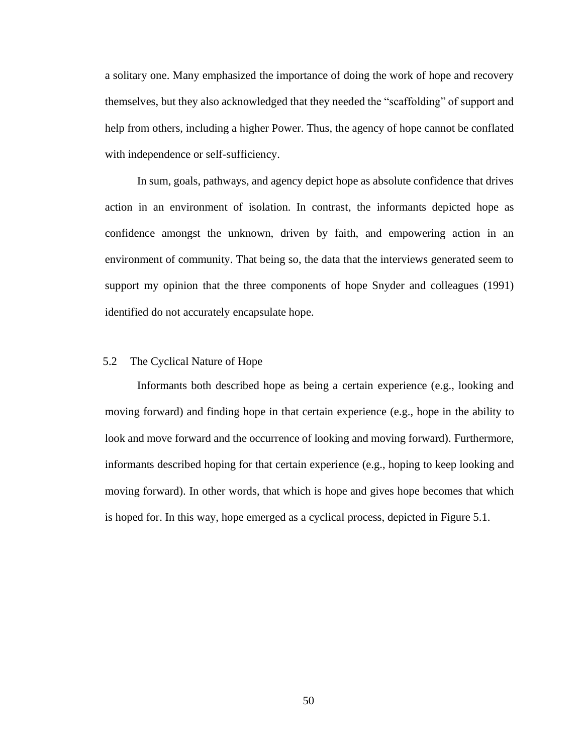a solitary one. Many emphasized the importance of doing the work of hope and recovery themselves, but they also acknowledged that they needed the "scaffolding" of support and help from others, including a higher Power. Thus, the agency of hope cannot be conflated with independence or self-sufficiency.

In sum, goals, pathways, and agency depict hope as absolute confidence that drives action in an environment of isolation. In contrast, the informants depicted hope as confidence amongst the unknown, driven by faith, and empowering action in an environment of community. That being so, the data that the interviews generated seem to support my opinion that the three components of hope Snyder and colleagues (1991) identified do not accurately encapsulate hope.

## 5.2 The Cyclical Nature of Hope

Informants both described hope as being a certain experience (e.g., looking and moving forward) and finding hope in that certain experience (e.g., hope in the ability to look and move forward and the occurrence of looking and moving forward). Furthermore, informants described hoping for that certain experience (e.g., hoping to keep looking and moving forward). In other words, that which is hope and gives hope becomes that which is hoped for. In this way, hope emerged as a cyclical process, depicted in Figure 5.1.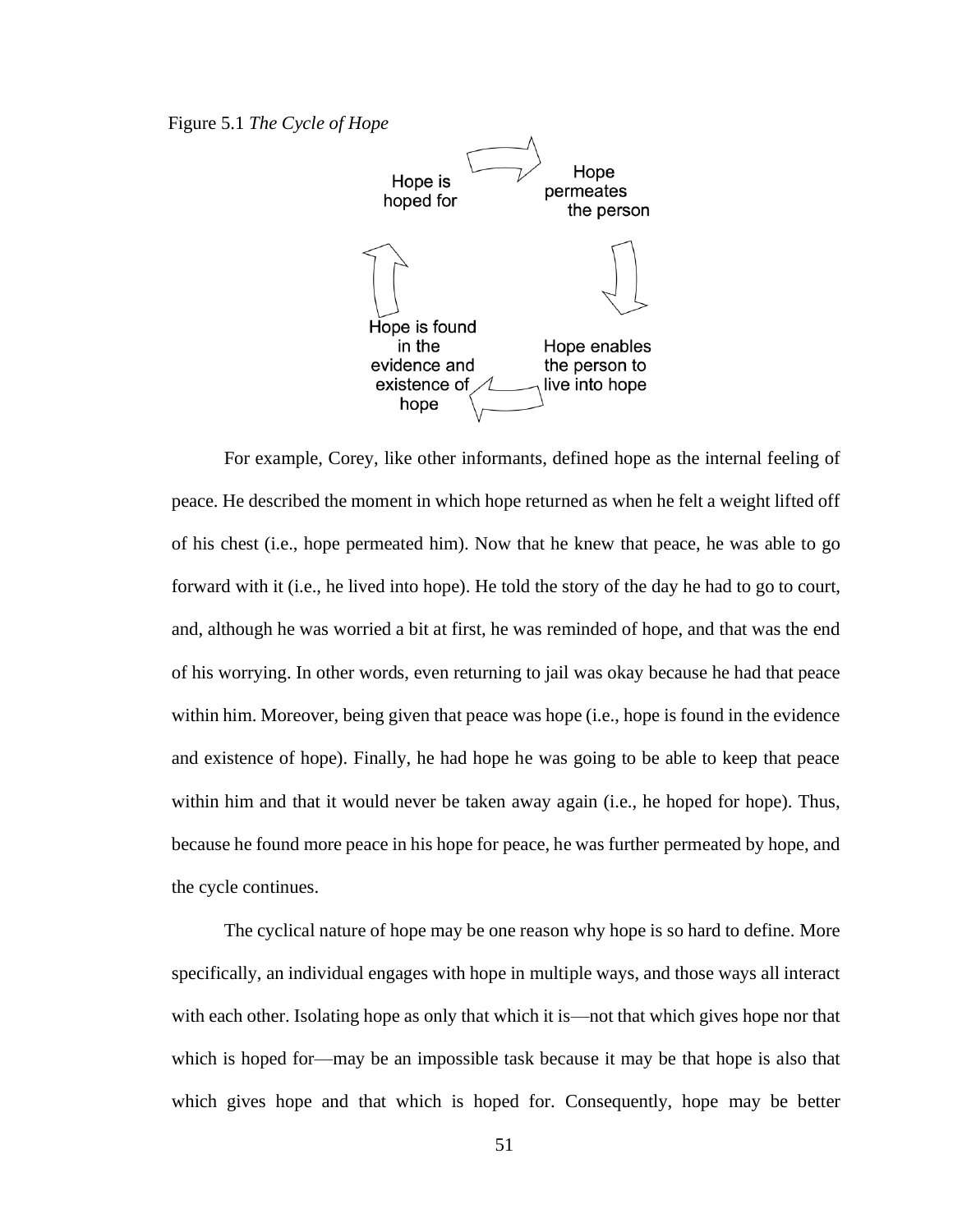Figure 5.1 *The Cycle of Hope*

Hope is hoped for → Hope permeates the person → Hope enables the person to live into hope → Hope is found in the evidence and existence of hope → Hope is hoped for

For example, Corey, like other informants, defined hope as the internal feeling of peace. He described the moment in which hope returned as when he felt a weight lifted off of his chest (i.e., hope permeated him). Now that he knew that peace, he was able to go forward with it (i.e., he lived into hope). He told the story of the day he had to go to court, and, although he was worried a bit at first, he was reminded of hope, and that was the end of his worrying. In other words, even returning to jail was okay because he had that peace within him. Moreover, being given that peace was hope (i.e., hope is found in the evidence and existence of hope). Finally, he had hope he was going to be able to keep that peace within him and that it would never be taken away again (i.e., he hoped for hope). Thus, because he found more peace in his hope for peace, he was further permeated by hope, and the cycle continues.

The cyclical nature of hope may be one reason why hope is so hard to define. More specifically, an individual engages with hope in multiple ways, and those ways all interact with each other. Isolating hope as only that which it is—not that which gives hope nor that which is hoped for—may be an impossible task because it may be that hope is also that which gives hope and that which is hoped for. Consequently, hope may be better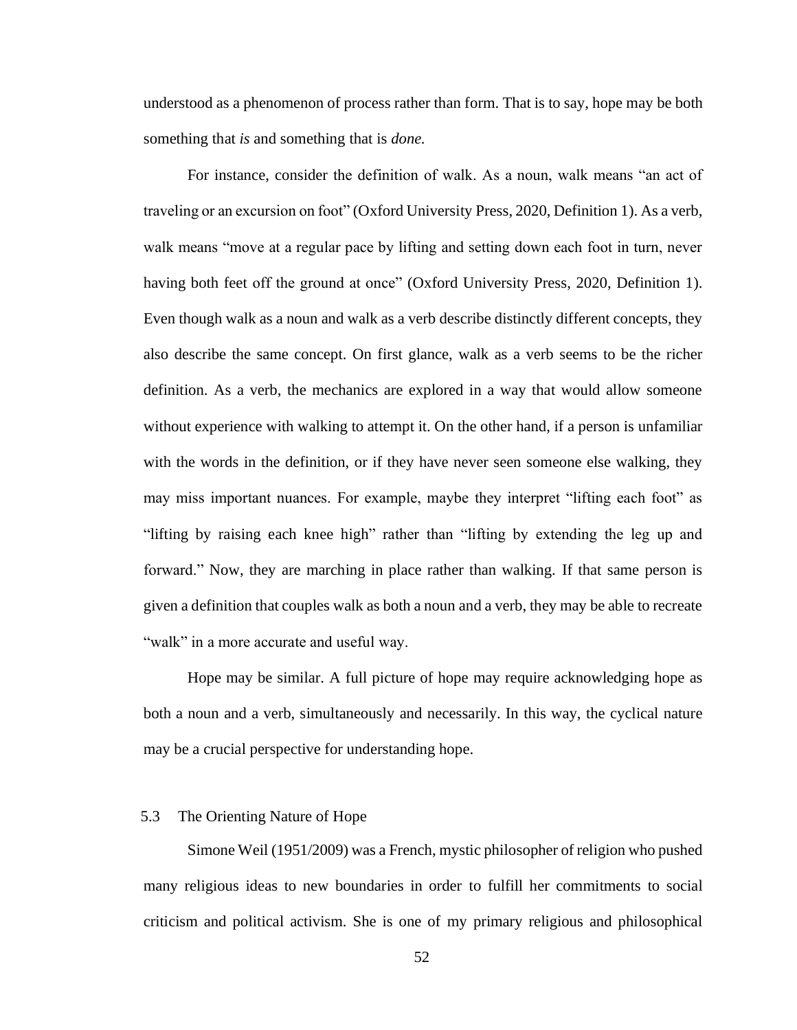understood as a phenomenon of process rather than form. That is to say, hope may be both something that *is* and something that is *done.*

For instance, consider the definition of walk. As a noun, walk means "an act of traveling or an excursion on foot" (Oxford University Press, 2020, Definition 1). As a verb, walk means "move at a regular pace by lifting and setting down each foot in turn, never having both feet off the ground at once" (Oxford University Press, 2020, Definition 1). Even though walk as a noun and walk as a verb describe distinctly different concepts, they also describe the same concept. On first glance, walk as a verb seems to be the richer definition. As a verb, the mechanics are explored in a way that would allow someone without experience with walking to attempt it. On the other hand, if a person is unfamiliar with the words in the definition, or if they have never seen someone else walking, they may miss important nuances. For example, maybe they interpret "lifting each foot" as "lifting by raising each knee high" rather than "lifting by extending the leg up and forward." Now, they are marching in place rather than walking. If that same person is given a definition that couples walk as both a noun and a verb, they may be able to recreate "walk" in a more accurate and useful way.

Hope may be similar. A full picture of hope may require acknowledging hope as both a noun and a verb, simultaneously and necessarily. In this way, the cyclical nature may be a crucial perspective for understanding hope.

## 5.3 The Orienting Nature of Hope

Simone Weil (1951/2009) was a French, mystic philosopher of religion who pushed many religious ideas to new boundaries in order to fulfill her commitments to social criticism and political activism. She is one of my primary religious and philosophical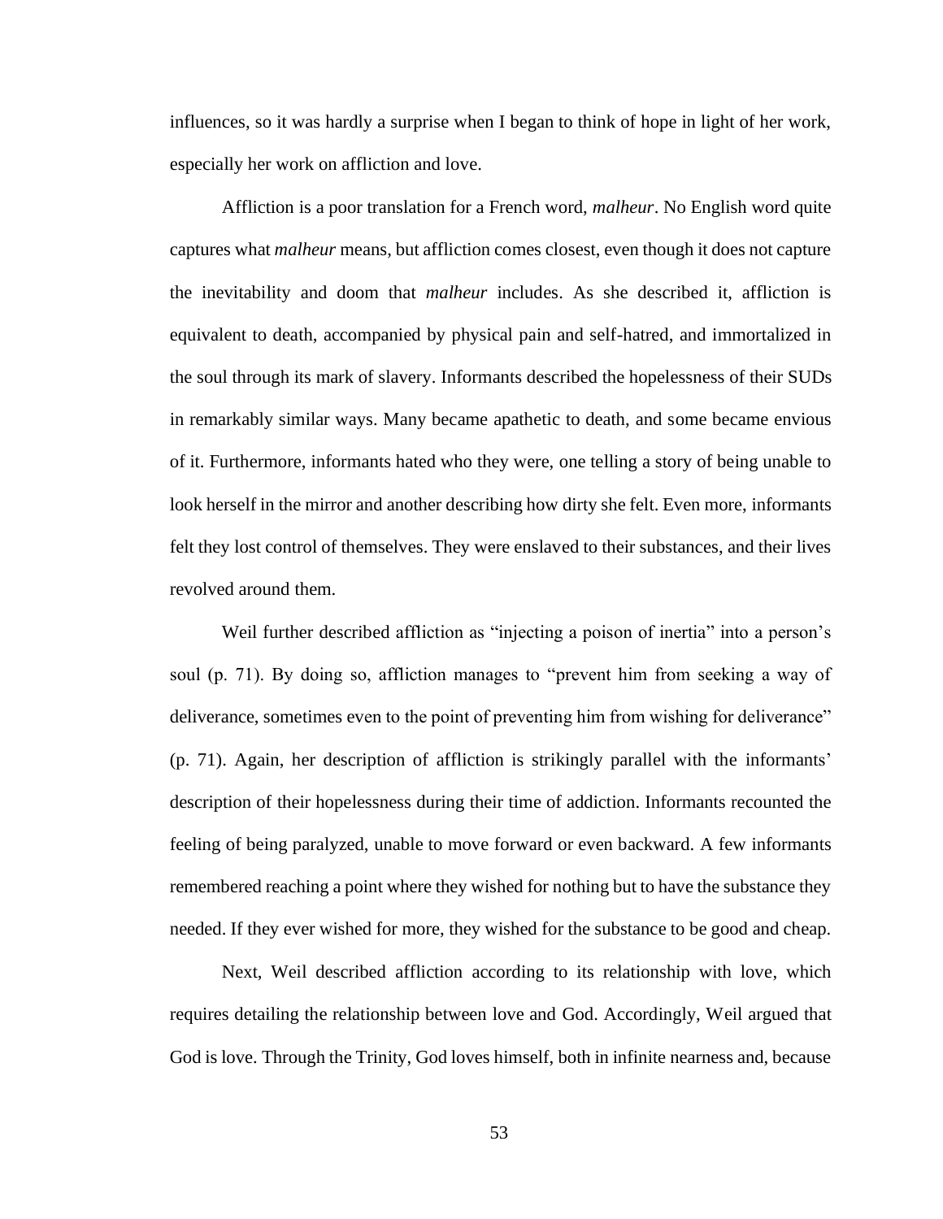influences, so it was hardly a surprise when I began to think of hope in light of her work, especially her work on affliction and love.

Affliction is a poor translation for a French word, *malheur*. No English word quite captures what *malheur* means, but affliction comes closest, even though it does not capture the inevitability and doom that *malheur* includes. As she described it, affliction is equivalent to death, accompanied by physical pain and self-hatred, and immortalized in the soul through its mark of slavery. Informants described the hopelessness of their SUDs in remarkably similar ways. Many became apathetic to death, and some became envious of it. Furthermore, informants hated who they were, one telling a story of being unable to look herself in the mirror and another describing how dirty she felt. Even more, informants felt they lost control of themselves. They were enslaved to their substances, and their lives revolved around them.

Weil further described affliction as "injecting a poison of inertia" into a person's soul (p. 71). By doing so, affliction manages to "prevent him from seeking a way of deliverance, sometimes even to the point of preventing him from wishing for deliverance" (p. 71). Again, her description of affliction is strikingly parallel with the informants' description of their hopelessness during their time of addiction. Informants recounted the feeling of being paralyzed, unable to move forward or even backward. A few informants remembered reaching a point where they wished for nothing but to have the substance they needed. If they ever wished for more, they wished for the substance to be good and cheap.

Next, Weil described affliction according to its relationship with love, which requires detailing the relationship between love and God. Accordingly, Weil argued that God is love. Through the Trinity, God loves himself, both in infinite nearness and, because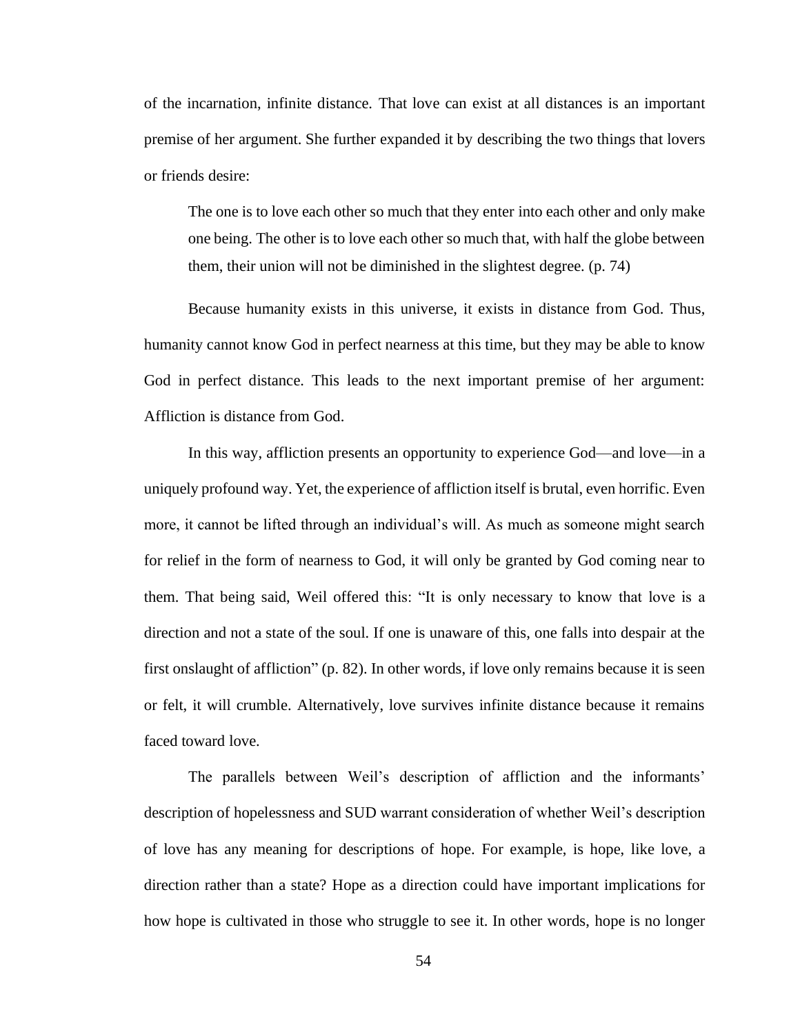of the incarnation, infinite distance. That love can exist at all distances is an important premise of her argument. She further expanded it by describing the two things that lovers or friends desire:

> The one is to love each other so much that they enter into each other and only make one being. The other is to love each other so much that, with half the globe between them, their union will not be diminished in the slightest degree. (p. 74)

Because humanity exists in this universe, it exists in distance from God. Thus, humanity cannot know God in perfect nearness at this time, but they may be able to know God in perfect distance. This leads to the next important premise of her argument: Affliction is distance from God.

In this way, affliction presents an opportunity to experience God—and love—in a uniquely profound way. Yet, the experience of affliction itself is brutal, even horrific. Even more, it cannot be lifted through an individual's will. As much as someone might search for relief in the form of nearness to God, it will only be granted by God coming near to them. That being said, Weil offered this: "It is only necessary to know that love is a direction and not a state of the soul. If one is unaware of this, one falls into despair at the first onslaught of affliction" (p. 82). In other words, if love only remains because it is seen or felt, it will crumble. Alternatively, love survives infinite distance because it remains faced toward love.

The parallels between Weil's description of affliction and the informants' description of hopelessness and SUD warrant consideration of whether Weil's description of love has any meaning for descriptions of hope. For example, is hope, like love, a direction rather than a state? Hope as a direction could have important implications for how hope is cultivated in those who struggle to see it. In other words, hope is no longer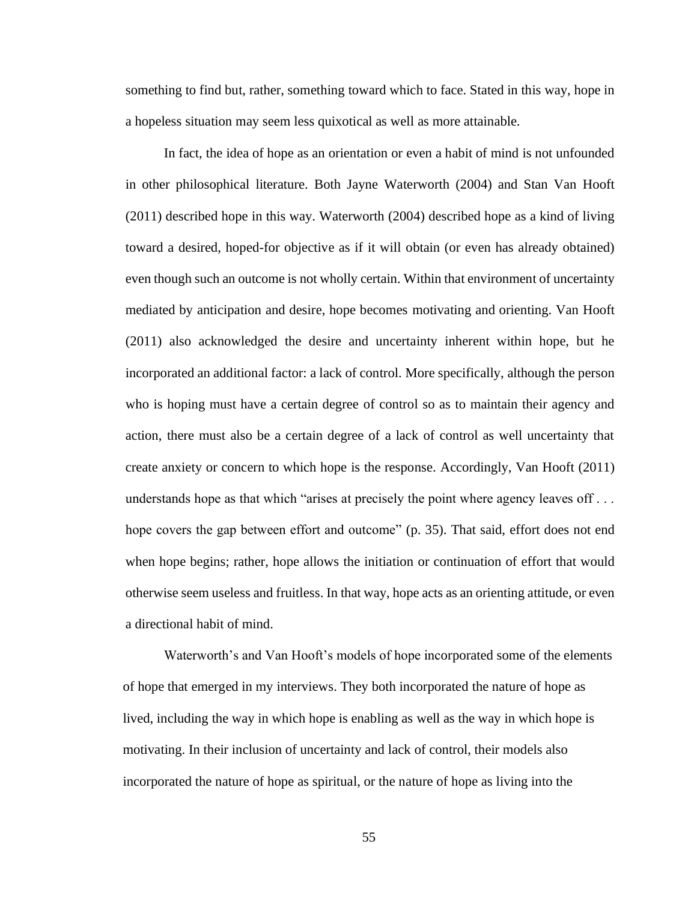something to find but, rather, something toward which to face. Stated in this way, hope in a hopeless situation may seem less quixotical as well as more attainable.

In fact, the idea of hope as an orientation or even a habit of mind is not unfounded in other philosophical literature. Both Jayne Waterworth (2004) and Stan Van Hooft (2011) described hope in this way. Waterworth (2004) described hope as a kind of living toward a desired, hoped-for objective as if it will obtain (or even has already obtained) even though such an outcome is not wholly certain. Within that environment of uncertainty mediated by anticipation and desire, hope becomes motivating and orienting. Van Hooft (2011) also acknowledged the desire and uncertainty inherent within hope, but he incorporated an additional factor: a lack of control. More specifically, although the person who is hoping must have a certain degree of control so as to maintain their agency and action, there must also be a certain degree of a lack of control as well uncertainty that create anxiety or concern to which hope is the response. Accordingly, Van Hooft (2011) understands hope as that which "arises at precisely the point where agency leaves off . . . hope covers the gap between effort and outcome" (p. 35). That said, effort does not end when hope begins; rather, hope allows the initiation or continuation of effort that would otherwise seem useless and fruitless. In that way, hope acts as an orienting attitude, or even a directional habit of mind.

Waterworth's and Van Hooft's models of hope incorporated some of the elements of hope that emerged in my interviews. They both incorporated the nature of hope as lived, including the way in which hope is enabling as well as the way in which hope is motivating. In their inclusion of uncertainty and lack of control, their models also incorporated the nature of hope as spiritual, or the nature of hope as living into the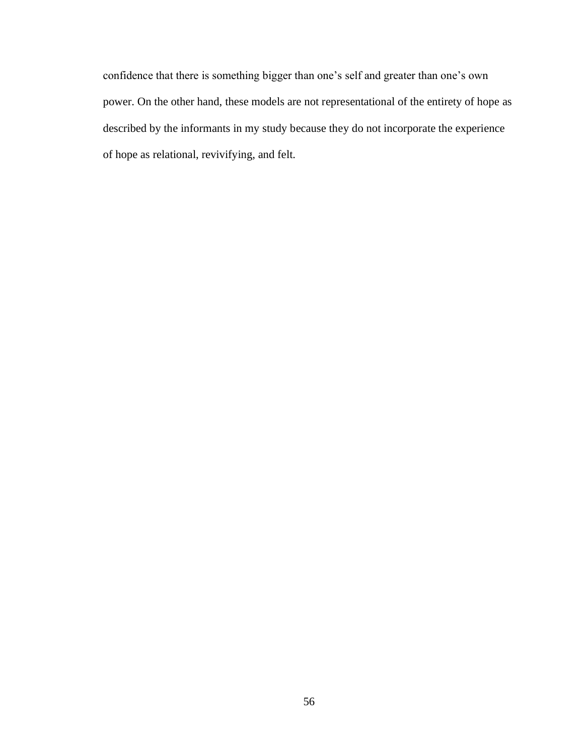confidence that there is something bigger than one's self and greater than one's own power. On the other hand, these models are not representational of the entirety of hope as described by the informants in my study because they do not incorporate the experience of hope as relational, revivifying, and felt.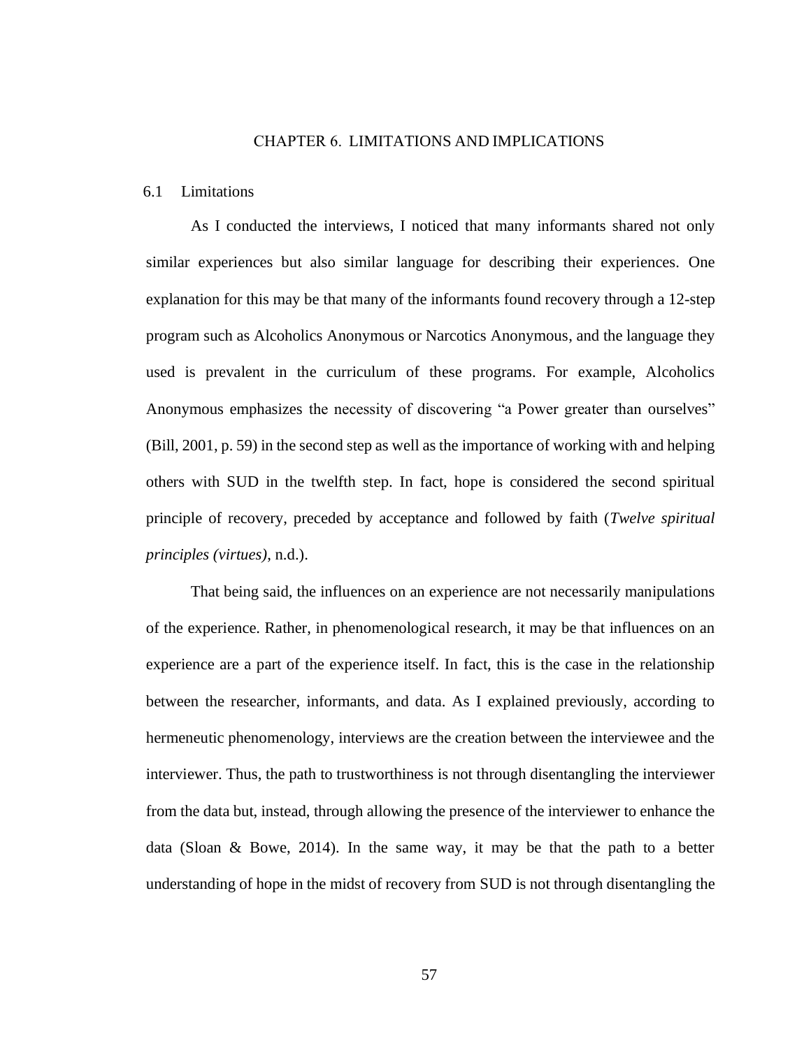# CHAPTER 6. LIMITATIONS AND IMPLICATIONS

## 6.1 Limitations

As I conducted the interviews, I noticed that many informants shared not only similar experiences but also similar language for describing their experiences. One explanation for this may be that many of the informants found recovery through a 12-step program such as Alcoholics Anonymous or Narcotics Anonymous, and the language they used is prevalent in the curriculum of these programs. For example, Alcoholics Anonymous emphasizes the necessity of discovering "a Power greater than ourselves" (Bill, 2001, p. 59) in the second step as well as the importance of working with and helping others with SUD in the twelfth step. In fact, hope is considered the second spiritual principle of recovery, preceded by acceptance and followed by faith (*Twelve spiritual principles (virtues)*, n.d.).

That being said, the influences on an experience are not necessarily manipulations of the experience. Rather, in phenomenological research, it may be that influences on an experience are a part of the experience itself. In fact, this is the case in the relationship between the researcher, informants, and data. As I explained previously, according to hermeneutic phenomenology, interviews are the creation between the interviewee and the interviewer. Thus, the path to trustworthiness is not through disentangling the interviewer from the data but, instead, through allowing the presence of the interviewer to enhance the data (Sloan & Bowe, 2014). In the same way, it may be that the path to a better understanding of hope in the midst of recovery from SUD is not through disentangling the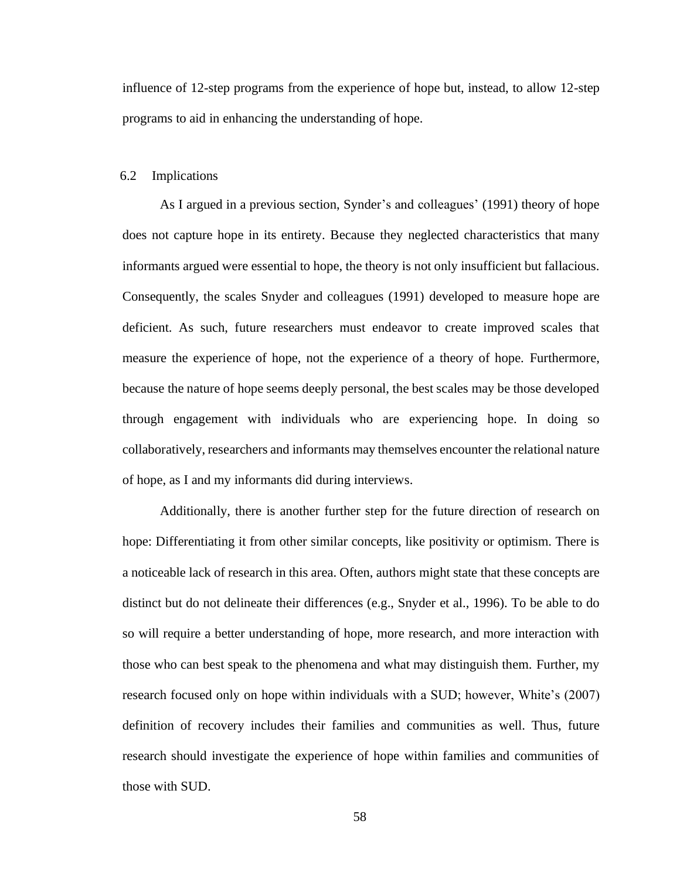influence of 12-step programs from the experience of hope but, instead, to allow 12-step programs to aid in enhancing the understanding of hope.

## 6.2 Implications

As I argued in a previous section, Synder's and colleagues' (1991) theory of hope does not capture hope in its entirety. Because they neglected characteristics that many informants argued were essential to hope, the theory is not only insufficient but fallacious. Consequently, the scales Snyder and colleagues (1991) developed to measure hope are deficient. As such, future researchers must endeavor to create improved scales that measure the experience of hope, not the experience of a theory of hope. Furthermore, because the nature of hope seems deeply personal, the best scales may be those developed through engagement with individuals who are experiencing hope. In doing so collaboratively, researchers and informants may themselves encounter the relational nature of hope, as I and my informants did during interviews.

Additionally, there is another further step for the future direction of research on hope: Differentiating it from other similar concepts, like positivity or optimism. There is a noticeable lack of research in this area. Often, authors might state that these concepts are distinct but do not delineate their differences (e.g., Snyder et al., 1996). To be able to do so will require a better understanding of hope, more research, and more interaction with those who can best speak to the phenomena and what may distinguish them. Further, my research focused only on hope within individuals with a SUD; however, White's (2007) definition of recovery includes their families and communities as well. Thus, future research should investigate the experience of hope within families and communities of those with SUD.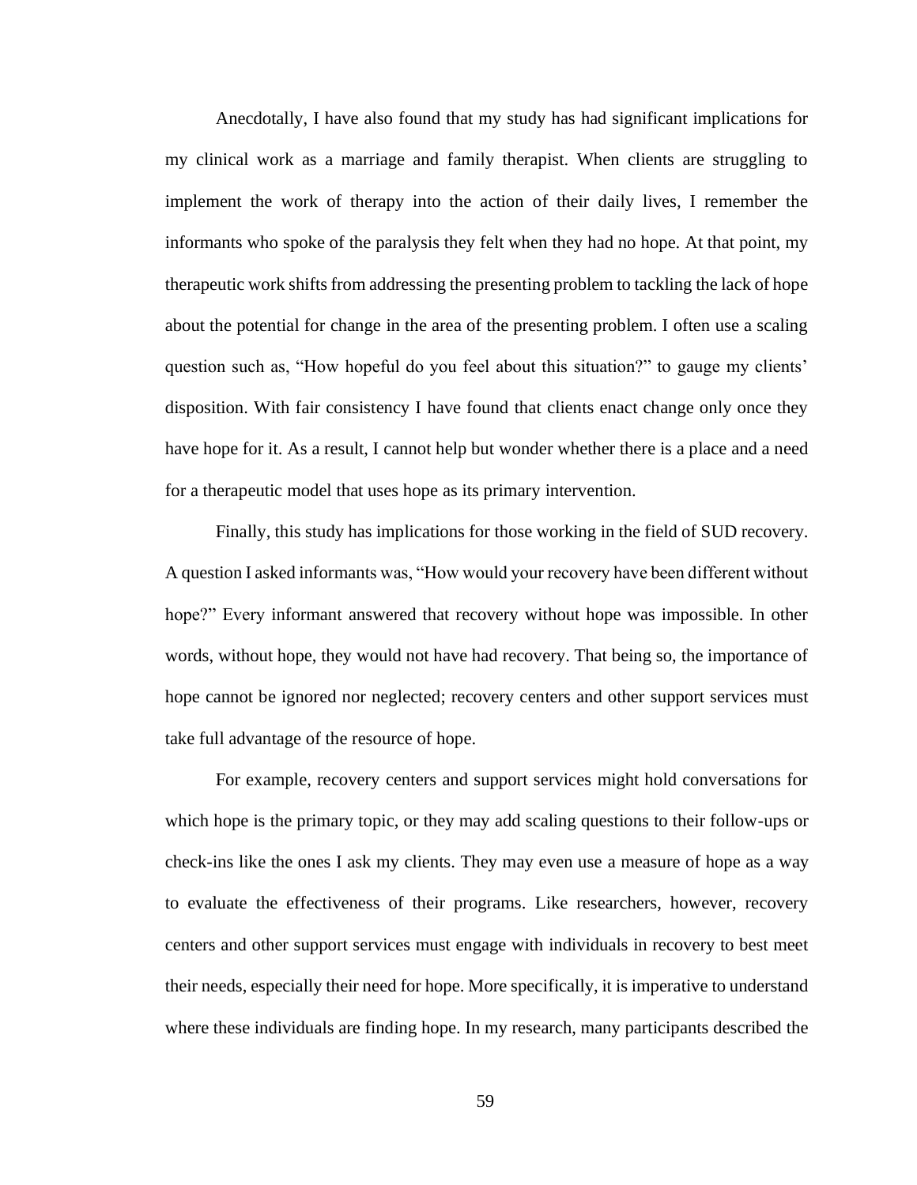Anecdotally, I have also found that my study has had significant implications for my clinical work as a marriage and family therapist. When clients are struggling to implement the work of therapy into the action of their daily lives, I remember the informants who spoke of the paralysis they felt when they had no hope. At that point, my therapeutic work shifts from addressing the presenting problem to tackling the lack of hope about the potential for change in the area of the presenting problem. I often use a scaling question such as, "How hopeful do you feel about this situation?" to gauge my clients' disposition. With fair consistency I have found that clients enact change only once they have hope for it. As a result, I cannot help but wonder whether there is a place and a need for a therapeutic model that uses hope as its primary intervention.

Finally, this study has implications for those working in the field of SUD recovery. A question I asked informants was, "How would your recovery have been different without hope?" Every informant answered that recovery without hope was impossible. In other words, without hope, they would not have had recovery. That being so, the importance of hope cannot be ignored nor neglected; recovery centers and other support services must take full advantage of the resource of hope.

For example, recovery centers and support services might hold conversations for which hope is the primary topic, or they may add scaling questions to their follow-ups or check-ins like the ones I ask my clients. They may even use a measure of hope as a way to evaluate the effectiveness of their programs. Like researchers, however, recovery centers and other support services must engage with individuals in recovery to best meet their needs, especially their need for hope. More specifically, it is imperative to understand where these individuals are finding hope. In my research, many participants described the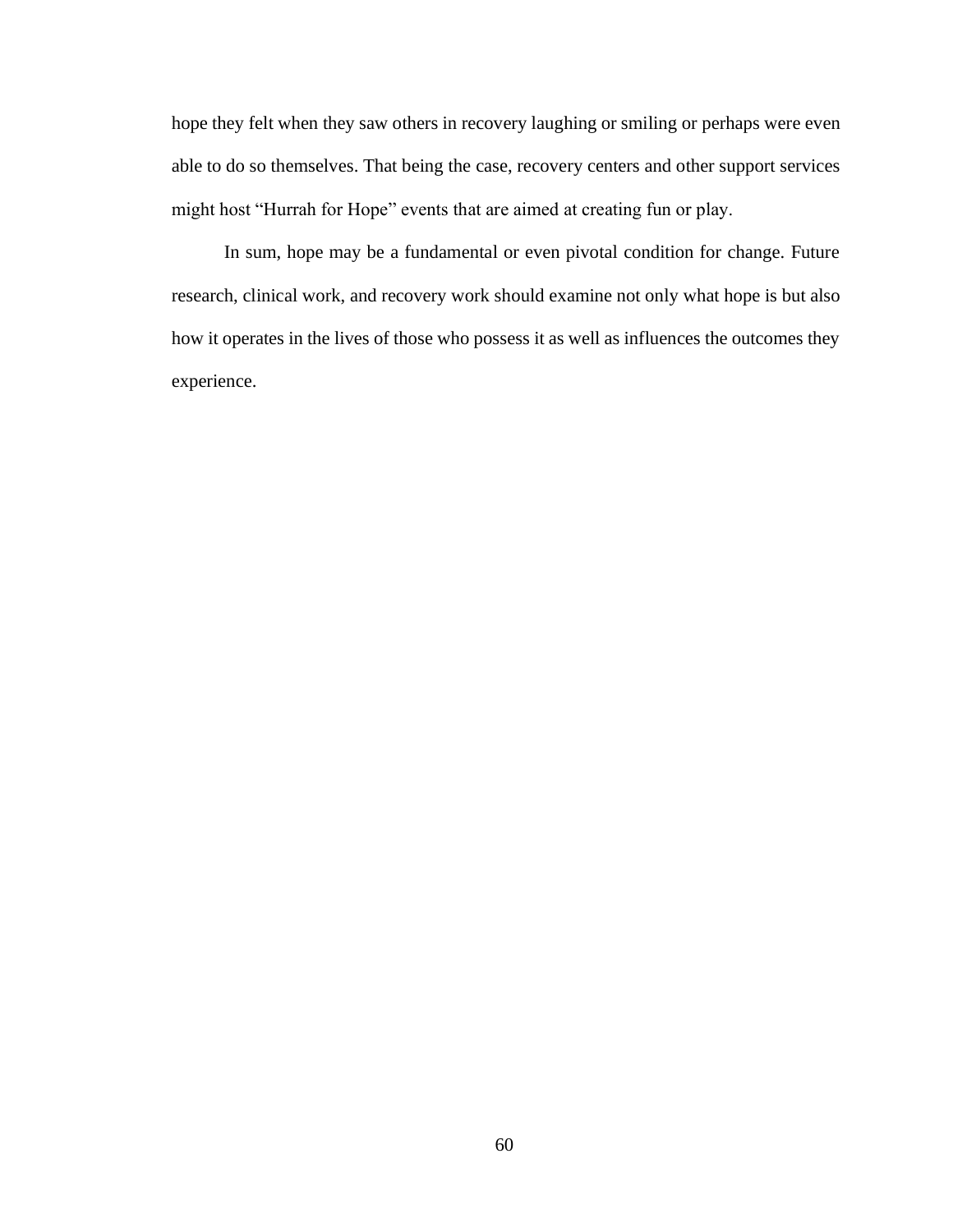hope they felt when they saw others in recovery laughing or smiling or perhaps were even able to do so themselves. That being the case, recovery centers and other support services might host "Hurrah for Hope" events that are aimed at creating fun or play.

In sum, hope may be a fundamental or even pivotal condition for change. Future research, clinical work, and recovery work should examine not only what hope is but also how it operates in the lives of those who possess it as well as influences the outcomes they experience.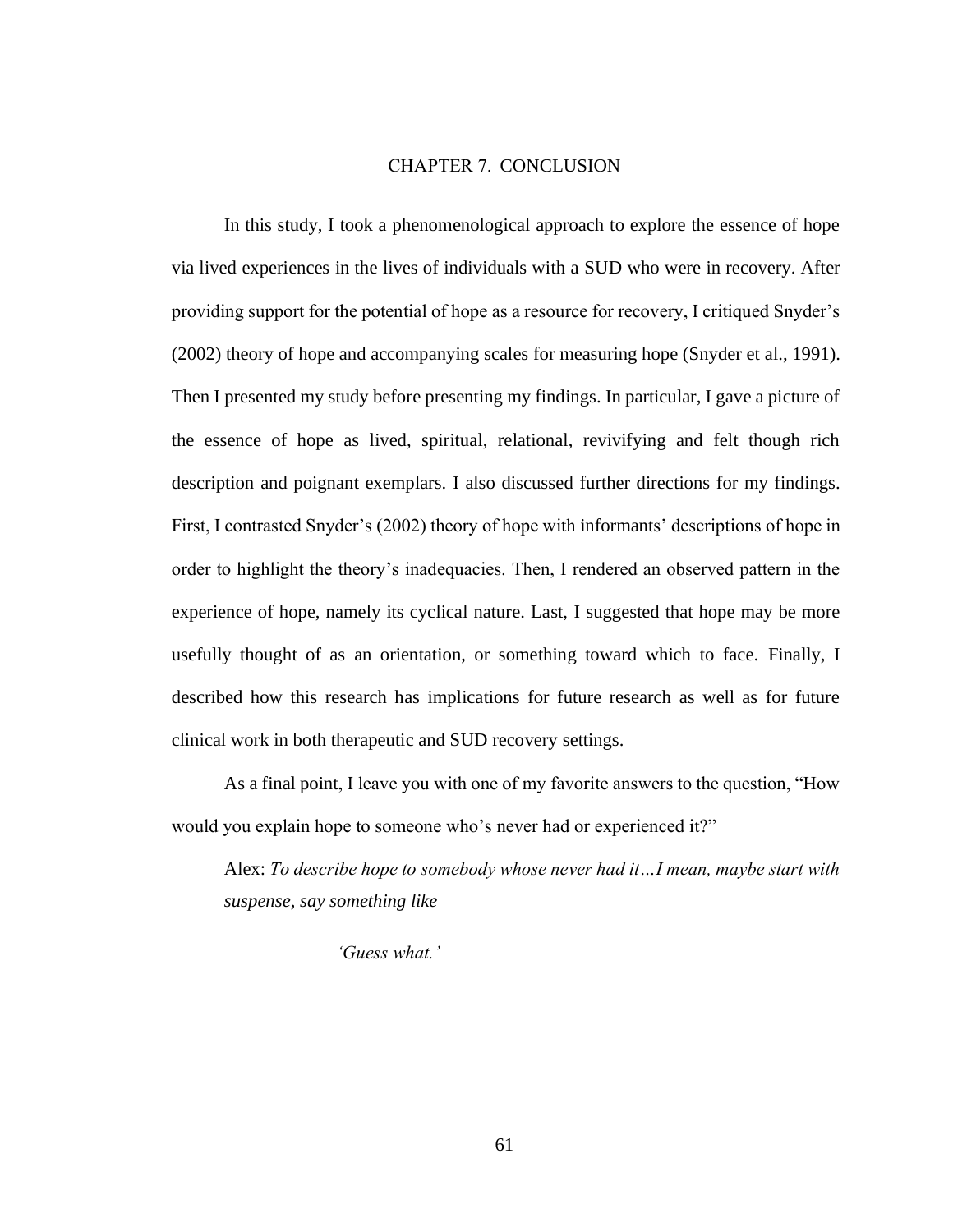# CHAPTER 7. CONCLUSION

In this study, I took a phenomenological approach to explore the essence of hope via lived experiences in the lives of individuals with a SUD who were in recovery. After providing support for the potential of hope as a resource for recovery, I critiqued Snyder's (2002) theory of hope and accompanying scales for measuring hope (Snyder et al., 1991). Then I presented my study before presenting my findings. In particular, I gave a picture of the essence of hope as lived, spiritual, relational, revivifying and felt though rich description and poignant exemplars. I also discussed further directions for my findings. First, I contrasted Snyder's (2002) theory of hope with informants' descriptions of hope in order to highlight the theory's inadequacies. Then, I rendered an observed pattern in the experience of hope, namely its cyclical nature. Last, I suggested that hope may be more usefully thought of as an orientation, or something toward which to face. Finally, I described how this research has implications for future research as well as for future clinical work in both therapeutic and SUD recovery settings.

As a final point, I leave you with one of my favorite answers to the question, "How would you explain hope to someone who's never had or experienced it?"

> Alex: *To describe hope to somebody whose never had it…I mean, maybe start with suspense, say something like*
>
> *'Guess what.'*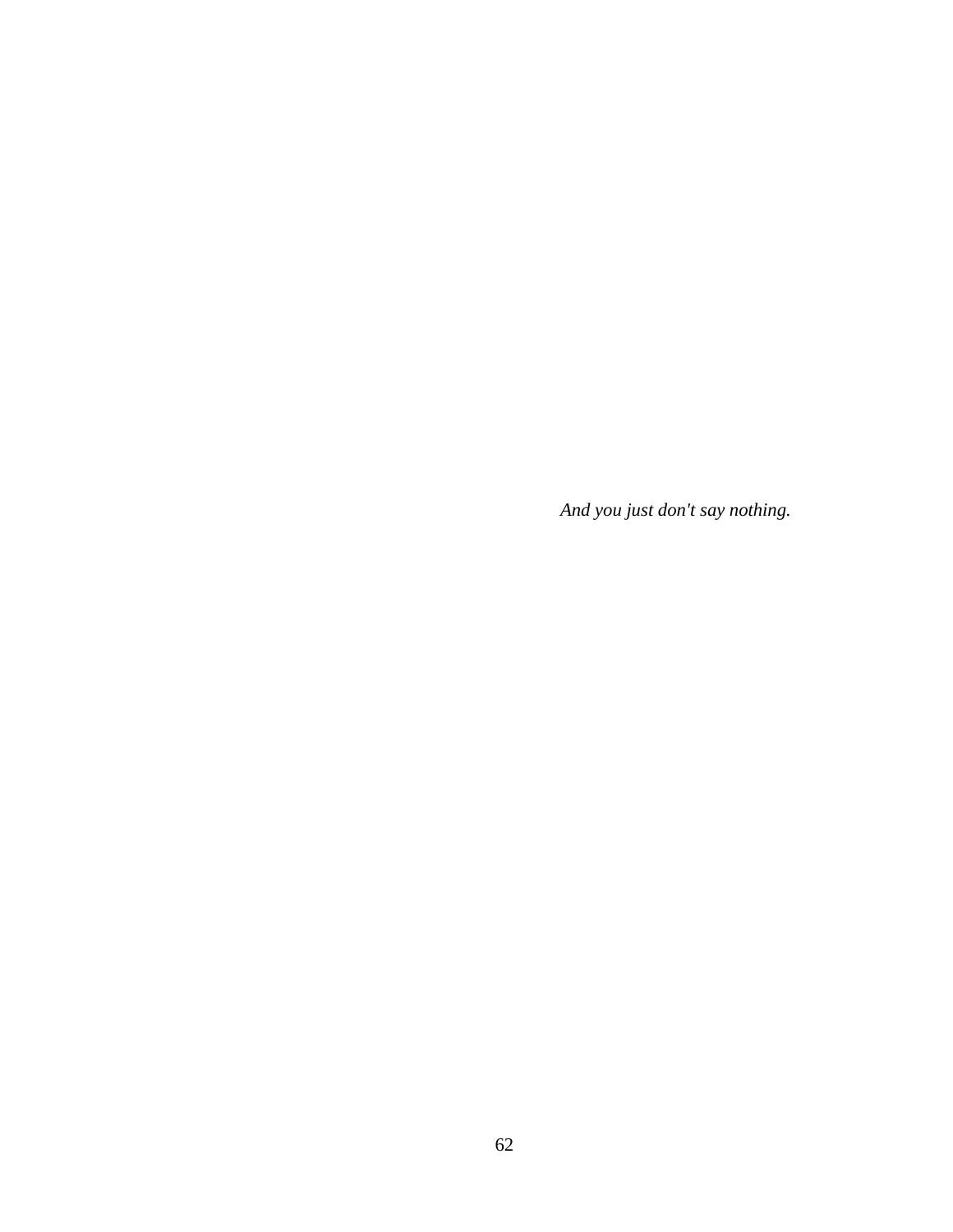*And you just don't say nothing.*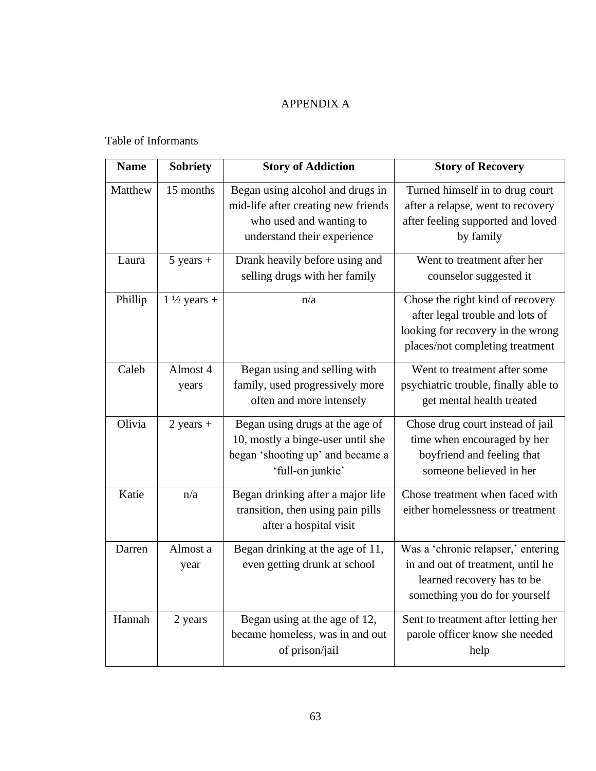# APPENDIX A

Table of Informants

| Name | Sobriety | Story of Addiction | Story of Recovery |
|---|---|---|---|
| Matthew | 15 months | Began using alcohol and drugs in mid-life after creating new friends who used and wanting to understand their experience | Turned himself in to drug court after a relapse, went to recovery after feeling supported and loved by family |
| Laura | 5 years + | Drank heavily before using and selling drugs with her family | Went to treatment after her counselor suggested it |
| Phillip | 1 ½ years + | n/a | Chose the right kind of recovery after legal trouble and lots of looking for recovery in the wrong places/not completing treatment |
| Caleb | Almost 4 years | Began using and selling with family, used progressively more often and more intensely | Went to treatment after some psychiatric trouble, finally able to get mental health treated |
| Olivia | 2 years + | Began using drugs at the age of 10, mostly a binge-user until she began 'shooting up' and became a 'full-on junkie' | Chose drug court instead of jail time when encouraged by her boyfriend and feeling that someone believed in her |
| Katie | n/a | Began drinking after a major life transition, then using pain pills after a hospital visit | Chose treatment when faced with either homelessness or treatment |
| Darren | Almost a year | Began drinking at the age of 11, even getting drunk at school | Was a 'chronic relapser,' entering in and out of treatment, until he learned recovery has to be something you do for yourself |
| Hannah | 2 years | Began using at the age of 12, became homeless, was in and out of prison/jail | Sent to treatment after letting her parole officer know she needed help |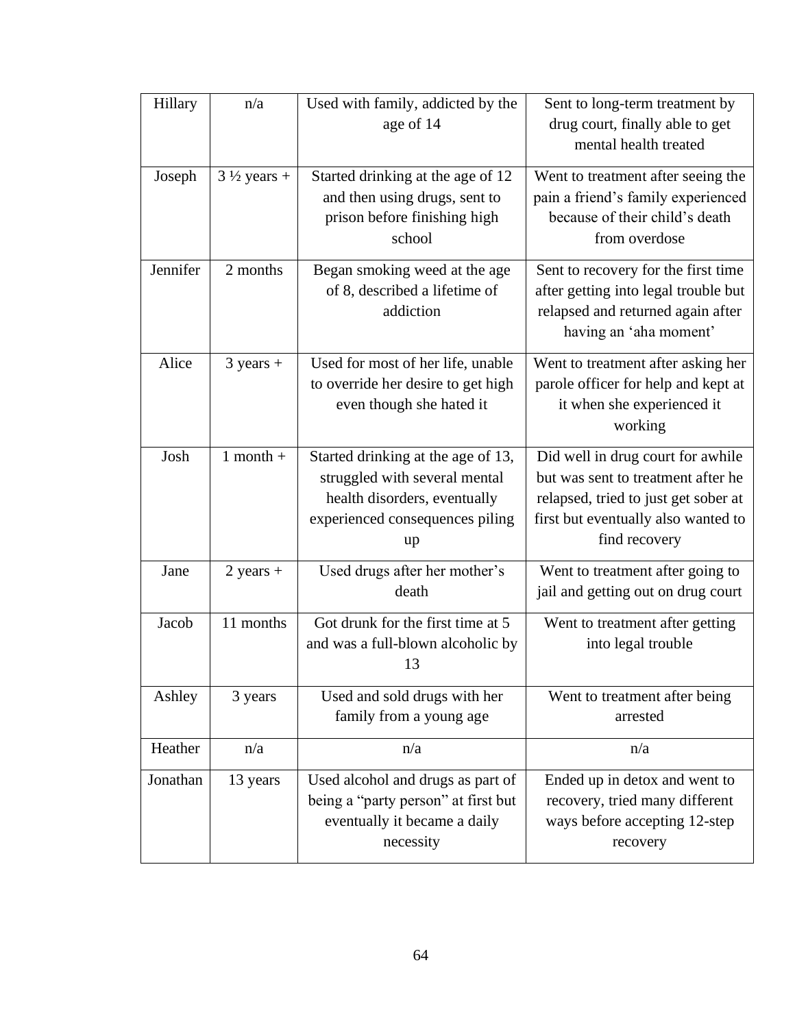| Hillary | n/a | Used with family, addicted by the age of 14 | Sent to long-term treatment by drug court, finally able to get mental health treated |
|---|---|---|---|
| Joseph | 3 ½ years + | Started drinking at the age of 12 and then using drugs, sent to prison before finishing high school | Went to treatment after seeing the pain a friend's family experienced because of their child's death from overdose |
| Jennifer | 2 months | Began smoking weed at the age of 8, described a lifetime of addiction | Sent to recovery for the first time after getting into legal trouble but relapsed and returned again after having an 'aha moment' |
| Alice | 3 years + | Used for most of her life, unable to override her desire to get high even though she hated it | Went to treatment after asking her parole officer for help and kept at it when she experienced it working |
| Josh | 1 month + | Started drinking at the age of 13, struggled with several mental health disorders, eventually experienced consequences piling up | Did well in drug court for awhile but was sent to treatment after he relapsed, tried to just get sober at first but eventually also wanted to find recovery |
| Jane | 2 years + | Used drugs after her mother's death | Went to treatment after going to jail and getting out on drug court |
| Jacob | 11 months | Got drunk for the first time at 5 and was a full-blown alcoholic by 13 | Went to treatment after getting into legal trouble |
| Ashley | 3 years | Used and sold drugs with her family from a young age | Went to treatment after being arrested |
| Heather | n/a | n/a | n/a |
| Jonathan | 13 years | Used alcohol and drugs as part of being a "party person" at first but eventually it became a daily necessity | Ended up in detox and went to recovery, tried many different ways before accepting 12-step recovery |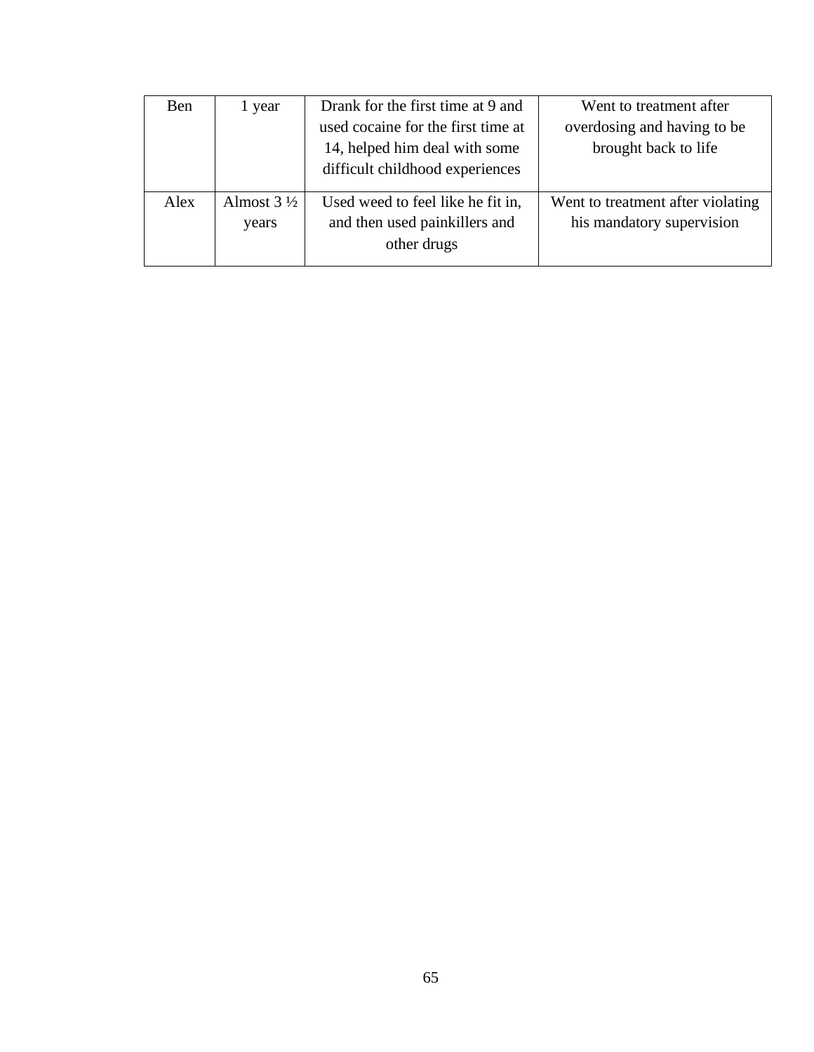| Ben | 1 year | Drank for the first time at 9 and used cocaine for the first time at 14, helped him deal with some difficult childhood experiences | Went to treatment after overdosing and having to be brought back to life |
|---|---|---|---|
| Alex | Almost 3 ½ years | Used weed to feel like he fit in, and then used painkillers and other drugs | Went to treatment after violating his mandatory supervision |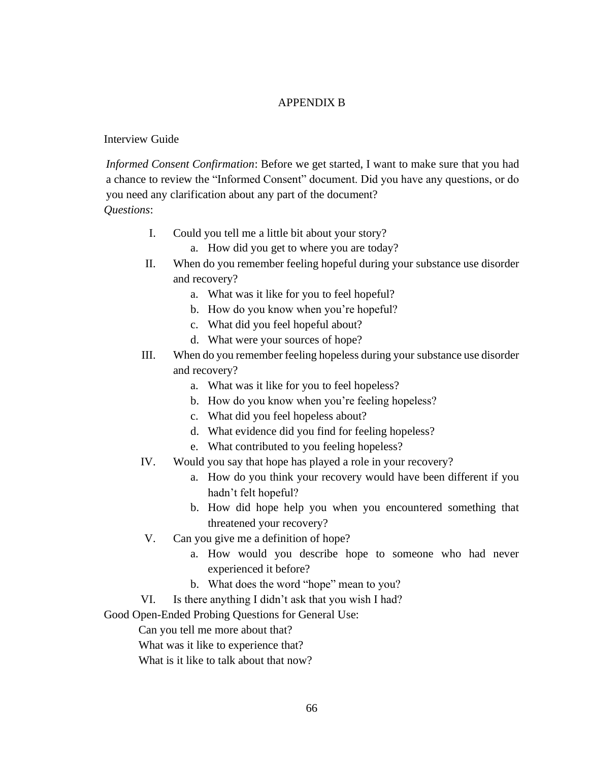# APPENDIX B

Interview Guide

*Informed Consent Confirmation*: Before we get started, I want to make sure that you had a chance to review the "Informed Consent" document. Did you have any questions, or do you need any clarification about any part of the document?

*Questions*:

I. Could you tell me a little bit about your story?
   a. How did you get to where you are today?

II. When do you remember feeling hopeful during your substance use disorder and recovery?
   a. What was it like for you to feel hopeful?
   b. How do you know when you're hopeful?
   c. What did you feel hopeful about?
   d. What were your sources of hope?

III. When do you remember feeling hopeless during your substance use disorder and recovery?
   a. What was it like for you to feel hopeless?
   b. How do you know when you're feeling hopeless?
   c. What did you feel hopeless about?
   d. What evidence did you find for feeling hopeless?
   e. What contributed to you feeling hopeless?

IV. Would you say that hope has played a role in your recovery?
   a. How do you think your recovery would have been different if you hadn't felt hopeful?
   b. How did hope help you when you encountered something that threatened your recovery?

V. Can you give me a definition of hope?
   a. How would you describe hope to someone who had never experienced it before?
   b. What does the word "hope" mean to you?

VI. Is there anything I didn't ask that you wish I had?

Good Open-Ended Probing Questions for General Use:

Can you tell me more about that?

What was it like to experience that?

What is it like to talk about that now?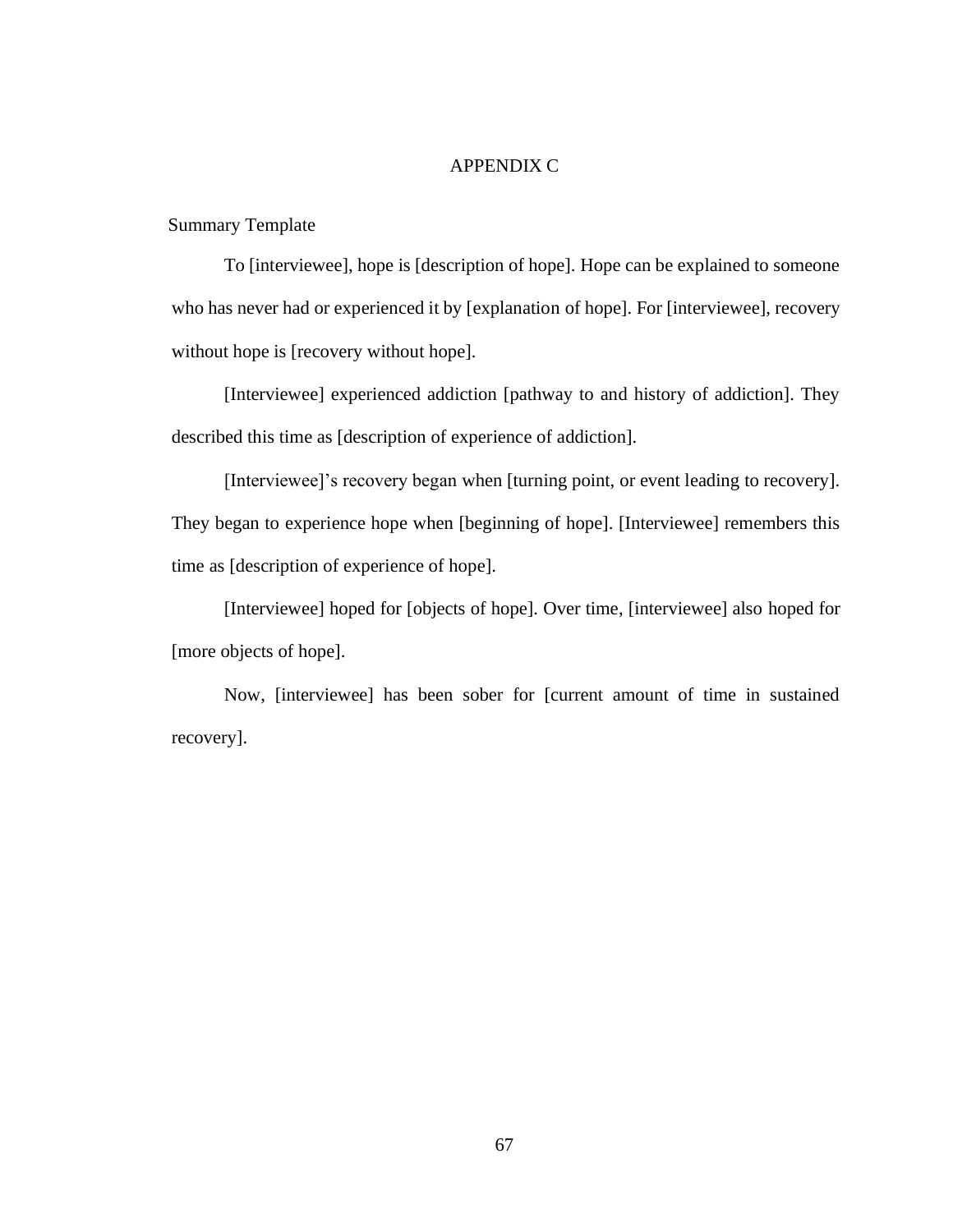# APPENDIX C

Summary Template

To [interviewee], hope is [description of hope]. Hope can be explained to someone who has never had or experienced it by [explanation of hope]. For [interviewee], recovery without hope is [recovery without hope].

[Interviewee] experienced addiction [pathway to and history of addiction]. They described this time as [description of experience of addiction].

[Interviewee]'s recovery began when [turning point, or event leading to recovery]. They began to experience hope when [beginning of hope]. [Interviewee] remembers this time as [description of experience of hope].

[Interviewee] hoped for [objects of hope]. Over time, [interviewee] also hoped for [more objects of hope].

Now, [interviewee] has been sober for [current amount of time in sustained recovery].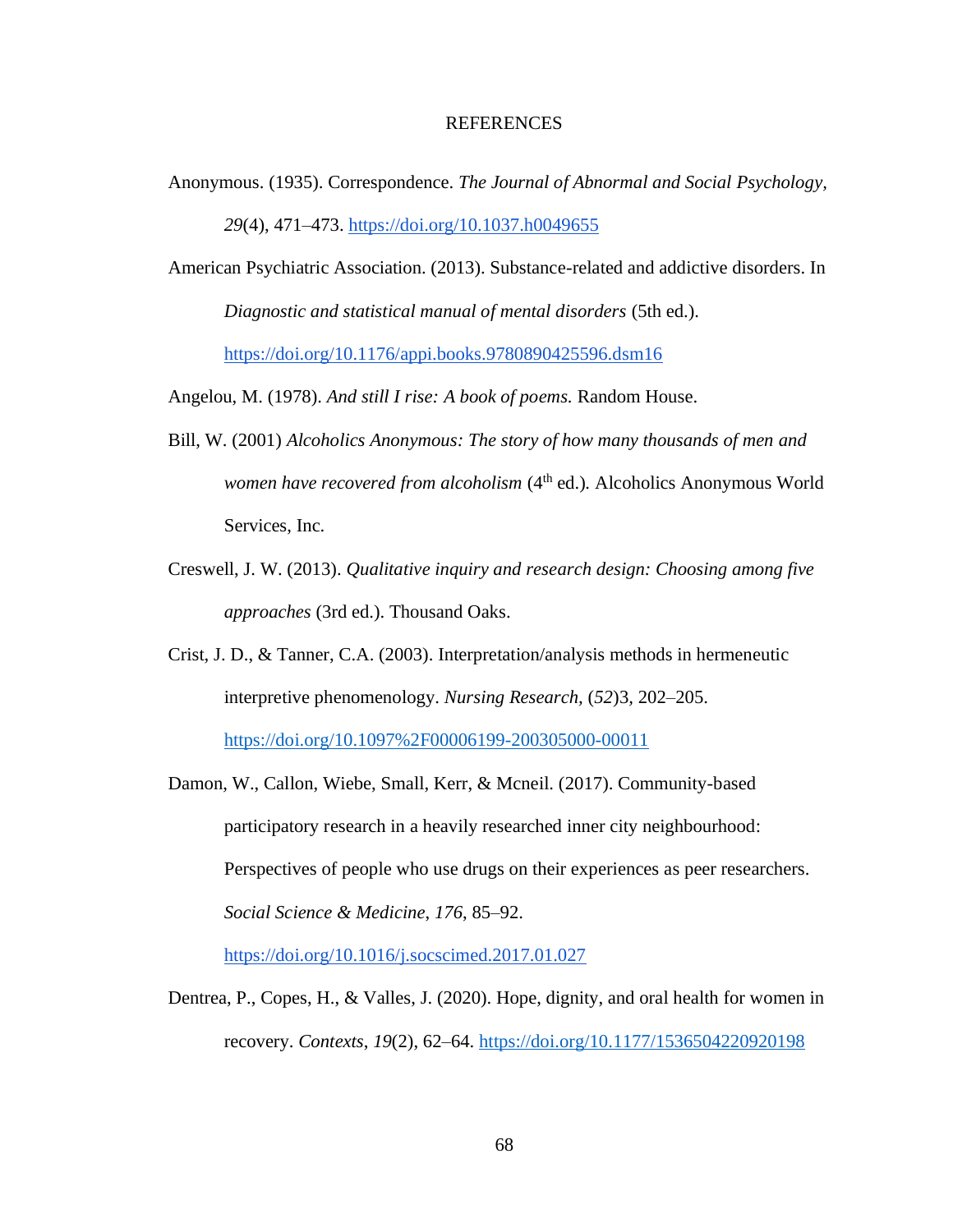# REFERENCES

Anonymous. (1935). Correspondence. *The Journal of Abnormal and Social Psychology, 29*(4), 471–473. https://doi.org/10.1037.h0049655

American Psychiatric Association. (2013). Substance-related and addictive disorders. In *Diagnostic and statistical manual of mental disorders* (5th ed.). https://doi.org/10.1176/appi.books.9780890425596.dsm16

Angelou, M. (1978). *And still I rise: A book of poems.* Random House.

Bill, W. (2001) *Alcoholics Anonymous: The story of how many thousands of men and women have recovered from alcoholism* (4th ed.). Alcoholics Anonymous World Services, Inc.

Creswell, J. W. (2013). *Qualitative inquiry and research design: Choosing among five approaches* (3rd ed.). Thousand Oaks.

Crist, J. D., & Tanner, C.A. (2003). Interpretation/analysis methods in hermeneutic interpretive phenomenology. *Nursing Research,* (*52*)3, 202–205. https://doi.org/10.1097%2F00006199-200305000-00011

Damon, W., Callon, Wiebe, Small, Kerr, & Mcneil. (2017). Community-based participatory research in a heavily researched inner city neighbourhood: Perspectives of people who use drugs on their experiences as peer researchers. *Social Science & Medicine*, *176*, 85–92. https://doi.org/10.1016/j.socscimed.2017.01.027

Dentrea, P., Copes, H., & Valles, J. (2020). Hope, dignity, and oral health for women in recovery. *Contexts*, *19*(2), 62–64. https://doi.org/10.1177/1536504220920198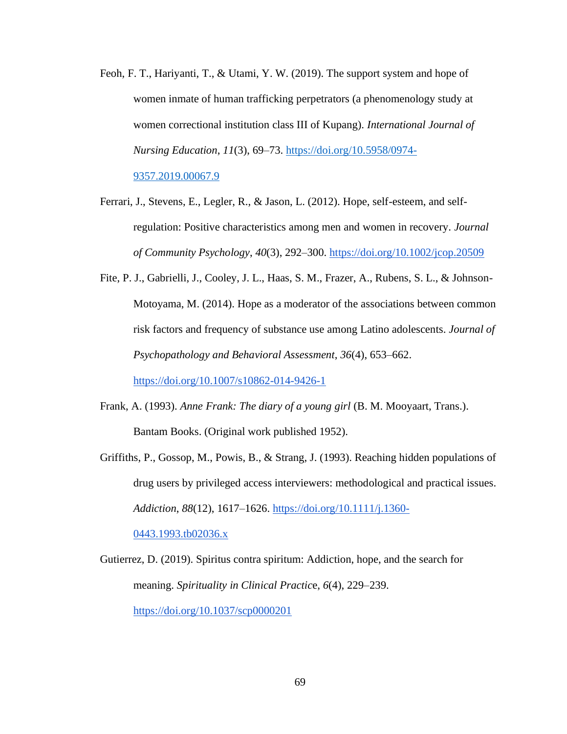Feoh, F. T., Hariyanti, T., & Utami, Y. W. (2019). The support system and hope of women inmate of human trafficking perpetrators (a phenomenology study at women correctional institution class III of Kupang). *International Journal of Nursing Education*, *11*(3), 69–73. https://doi.org/10.5958/0974-9357.2019.00067.9

Ferrari, J., Stevens, E., Legler, R., & Jason, L. (2012). Hope, self-esteem, and self-regulation: Positive characteristics among men and women in recovery. *Journal of Community Psychology*, *40*(3), 292–300. https://doi.org/10.1002/jcop.20509

Fite, P. J., Gabrielli, J., Cooley, J. L., Haas, S. M., Frazer, A., Rubens, S. L., & Johnson-Motoyama, M. (2014). Hope as a moderator of the associations between common risk factors and frequency of substance use among Latino adolescents. *Journal of Psychopathology and Behavioral Assessment*, *36*(4), 653–662. https://doi.org/10.1007/s10862-014-9426-1

Frank, A. (1993). *Anne Frank: The diary of a young girl* (B. M. Mooyaart, Trans.). Bantam Books. (Original work published 1952).

Griffiths, P., Gossop, M., Powis, B., & Strang, J. (1993). Reaching hidden populations of drug users by privileged access interviewers: methodological and practical issues. *Addiction*, *88*(12), 1617–1626. https://doi.org/10.1111/j.1360-0443.1993.tb02036.x

Gutierrez, D. (2019). Spiritus contra spiritum: Addiction, hope, and the search for meaning. *Spirituality in Clinical Practice*, *6*(4), 229–239. https://doi.org/10.1037/scp0000201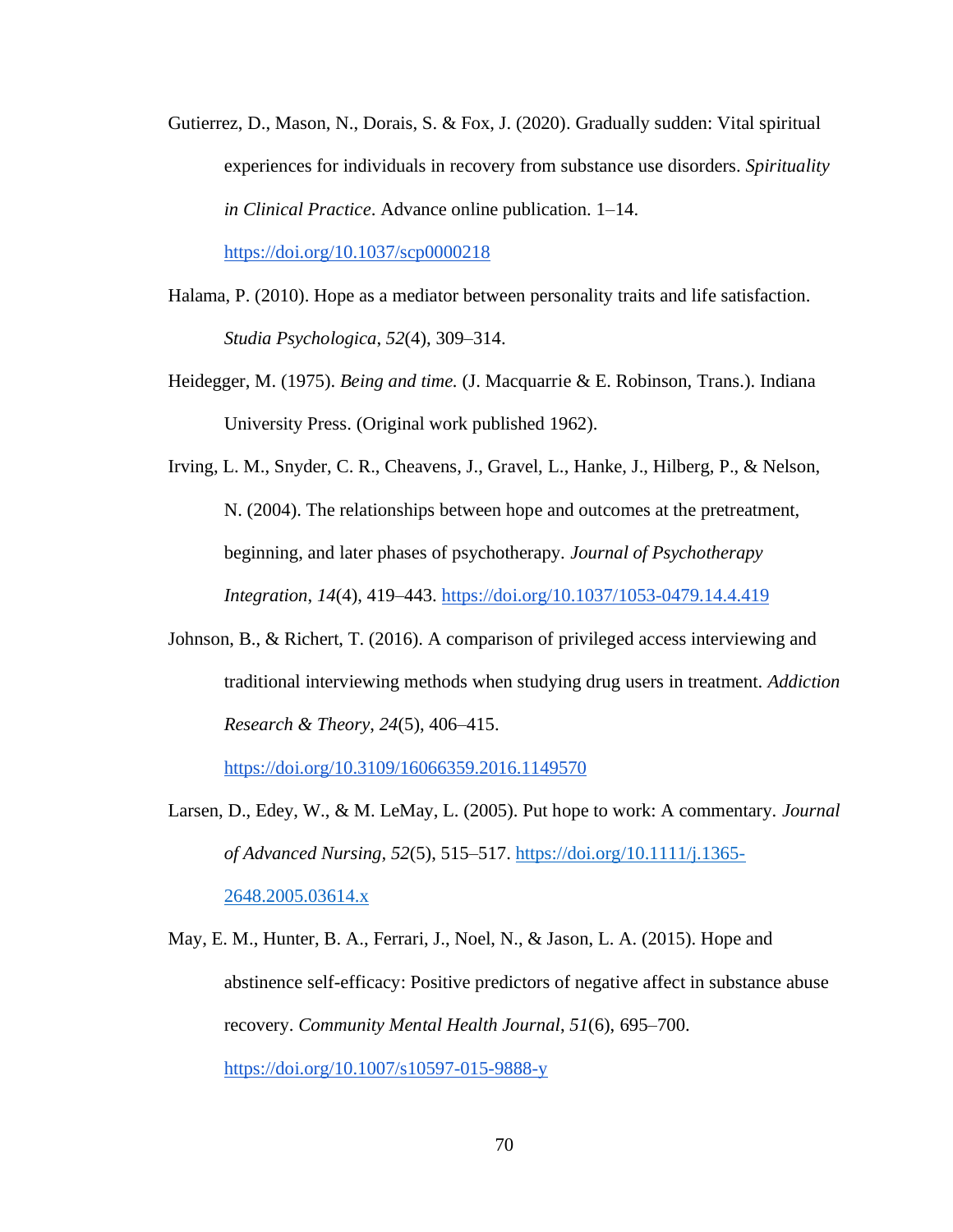Gutierrez, D., Mason, N., Dorais, S. & Fox, J. (2020). Gradually sudden: Vital spiritual experiences for individuals in recovery from substance use disorders. *Spirituality in Clinical Practice*. Advance online publication. 1–14. https://doi.org/10.1037/scp0000218

Halama, P. (2010). Hope as a mediator between personality traits and life satisfaction. *Studia Psychologica*, *52*(4), 309–314.

Heidegger, M. (1975). *Being and time.* (J. Macquarrie & E. Robinson, Trans.). Indiana University Press. (Original work published 1962).

Irving, L. M., Snyder, C. R., Cheavens, J., Gravel, L., Hanke, J., Hilberg, P., & Nelson, N. (2004). The relationships between hope and outcomes at the pretreatment, beginning, and later phases of psychotherapy. *Journal of Psychotherapy Integration*, *14*(4), 419–443. https://doi.org/10.1037/1053-0479.14.4.419

Johnson, B., & Richert, T. (2016). A comparison of privileged access interviewing and traditional interviewing methods when studying drug users in treatment. *Addiction Research & Theory*, *24*(5), 406–415. https://doi.org/10.3109/16066359.2016.1149570

Larsen, D., Edey, W., & M. LeMay, L. (2005). Put hope to work: A commentary. *Journal of Advanced Nursing*, *52*(5), 515–517. https://doi.org/10.1111/j.1365-2648.2005.03614.x

May, E. M., Hunter, B. A., Ferrari, J., Noel, N., & Jason, L. A. (2015). Hope and abstinence self-efficacy: Positive predictors of negative affect in substance abuse recovery. *Community Mental Health Journal*, *51*(6), 695–700. https://doi.org/10.1007/s10597-015-9888-y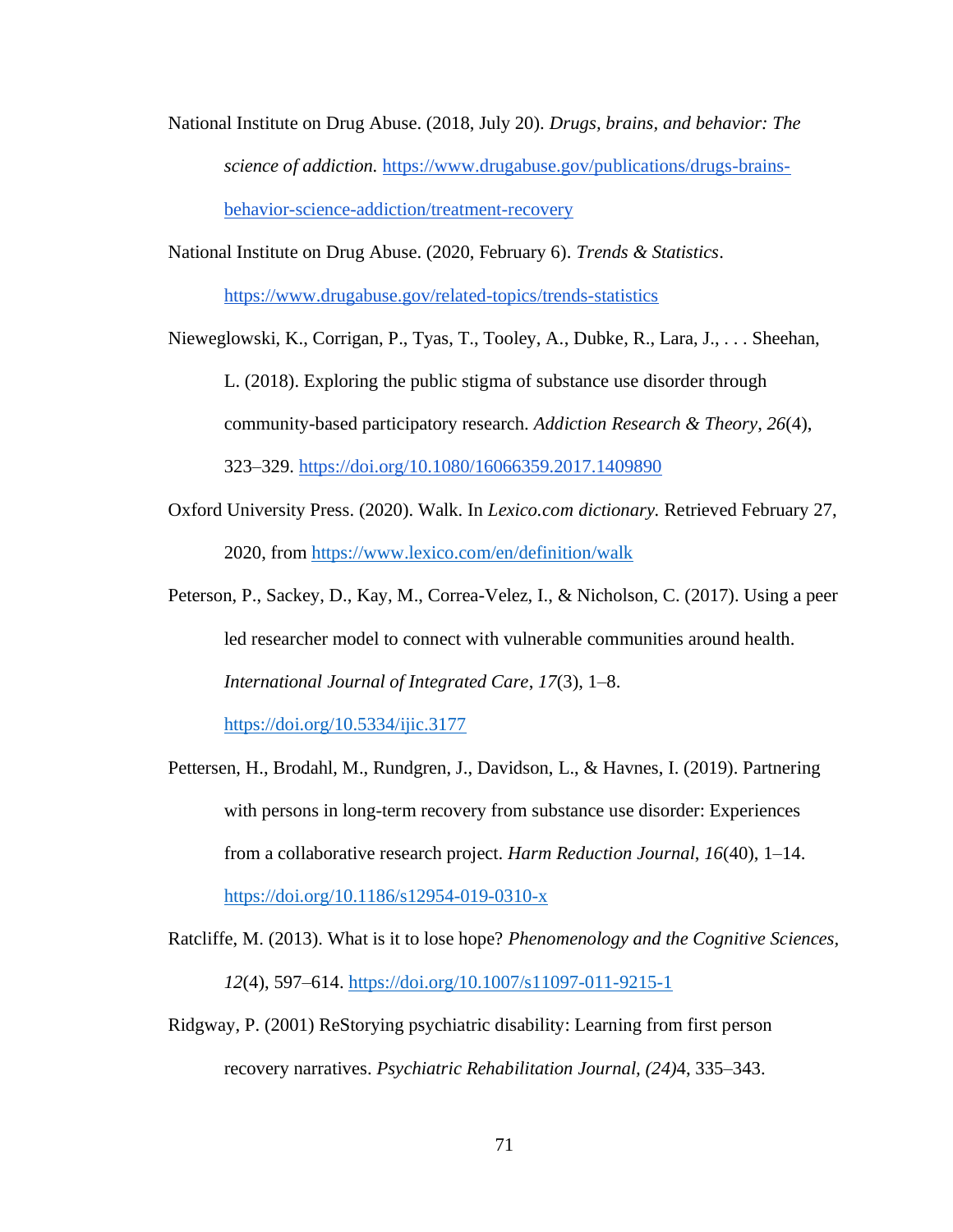National Institute on Drug Abuse. (2018, July 20). *Drugs, brains, and behavior: The science of addiction.* https://www.drugabuse.gov/publications/drugs-brains-behavior-science-addiction/treatment-recovery

National Institute on Drug Abuse. (2020, February 6). *Trends & Statistics*. https://www.drugabuse.gov/related-topics/trends-statistics

Nieweglowski, K., Corrigan, P., Tyas, T., Tooley, A., Dubke, R., Lara, J., . . . Sheehan, L. (2018). Exploring the public stigma of substance use disorder through community-based participatory research. *Addiction Research & Theory*, *26*(4), 323–329. https://doi.org/10.1080/16066359.2017.1409890

Oxford University Press. (2020). Walk. In *Lexico.com dictionary.* Retrieved February 27, 2020, from https://www.lexico.com/en/definition/walk

Peterson, P., Sackey, D., Kay, M., Correa-Velez, I., & Nicholson, C. (2017). Using a peer led researcher model to connect with vulnerable communities around health. *International Journal of Integrated Care*, *17*(3), 1–8. https://doi.org/10.5334/ijic.3177

Pettersen, H., Brodahl, M., Rundgren, J., Davidson, L., & Havnes, I. (2019). Partnering with persons in long-term recovery from substance use disorder: Experiences from a collaborative research project. *Harm Reduction Journal*, *16*(40), 1–14. https://doi.org/10.1186/s12954-019-0310-x

Ratcliffe, M. (2013). What is it to lose hope? *Phenomenology and the Cognitive Sciences*, *12*(4), 597–614. https://doi.org/10.1007/s11097-011-9215-1

Ridgway, P. (2001) ReStorying psychiatric disability: Learning from first person recovery narratives. *Psychiatric Rehabilitation Journal, (24)*4, 335–343.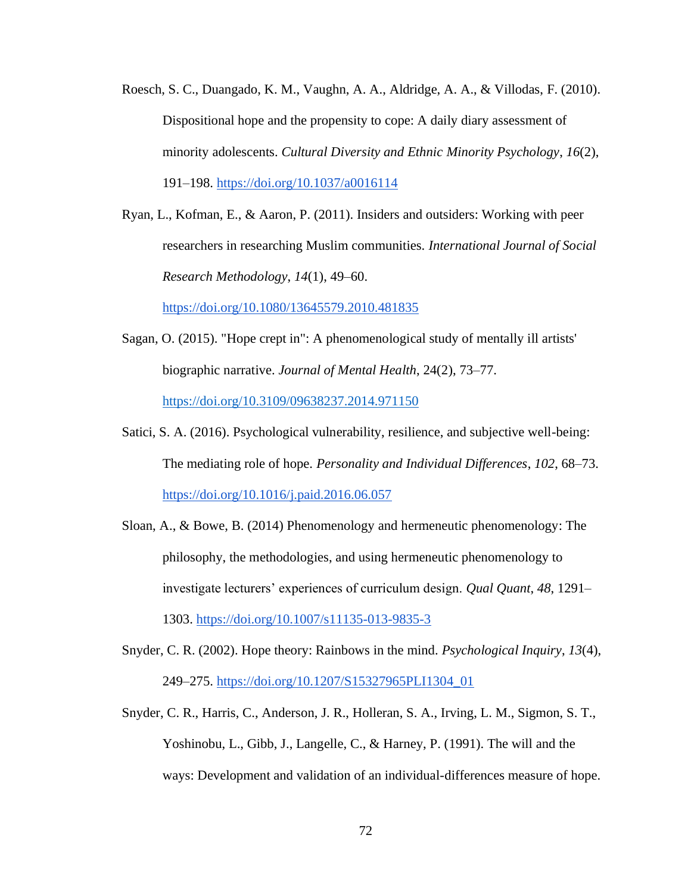Roesch, S. C., Duangado, K. M., Vaughn, A. A., Aldridge, A. A., & Villodas, F. (2010). Dispositional hope and the propensity to cope: A daily diary assessment of minority adolescents. *Cultural Diversity and Ethnic Minority Psychology*, *16*(2), 191–198. https://doi.org/10.1037/a0016114

Ryan, L., Kofman, E., & Aaron, P. (2011). Insiders and outsiders: Working with peer researchers in researching Muslim communities. *International Journal of Social Research Methodology*, *14*(1), 49–60. https://doi.org/10.1080/13645579.2010.481835

Sagan, O. (2015). "Hope crept in": A phenomenological study of mentally ill artists' biographic narrative. *Journal of Mental Health*, 24(2), 73–77. https://doi.org/10.3109/09638237.2014.971150

Satici, S. A. (2016). Psychological vulnerability, resilience, and subjective well-being: The mediating role of hope. *Personality and Individual Differences*, *102*, 68–73. https://doi.org/10.1016/j.paid.2016.06.057

Sloan, A., & Bowe, B. (2014) Phenomenology and hermeneutic phenomenology: The philosophy, the methodologies, and using hermeneutic phenomenology to investigate lecturers' experiences of curriculum design. *Qual Quant*, *48*, 1291–1303. https://doi.org/10.1007/s11135-013-9835-3

Snyder, C. R. (2002). Hope theory: Rainbows in the mind. *Psychological Inquiry*, *13*(4), 249–275. https://doi.org/10.1207/S15327965PLI1304_01

Snyder, C. R., Harris, C., Anderson, J. R., Holleran, S. A., Irving, L. M., Sigmon, S. T., Yoshinobu, L., Gibb, J., Langelle, C., & Harney, P. (1991). The will and the ways: Development and validation of an individual-differences measure of hope.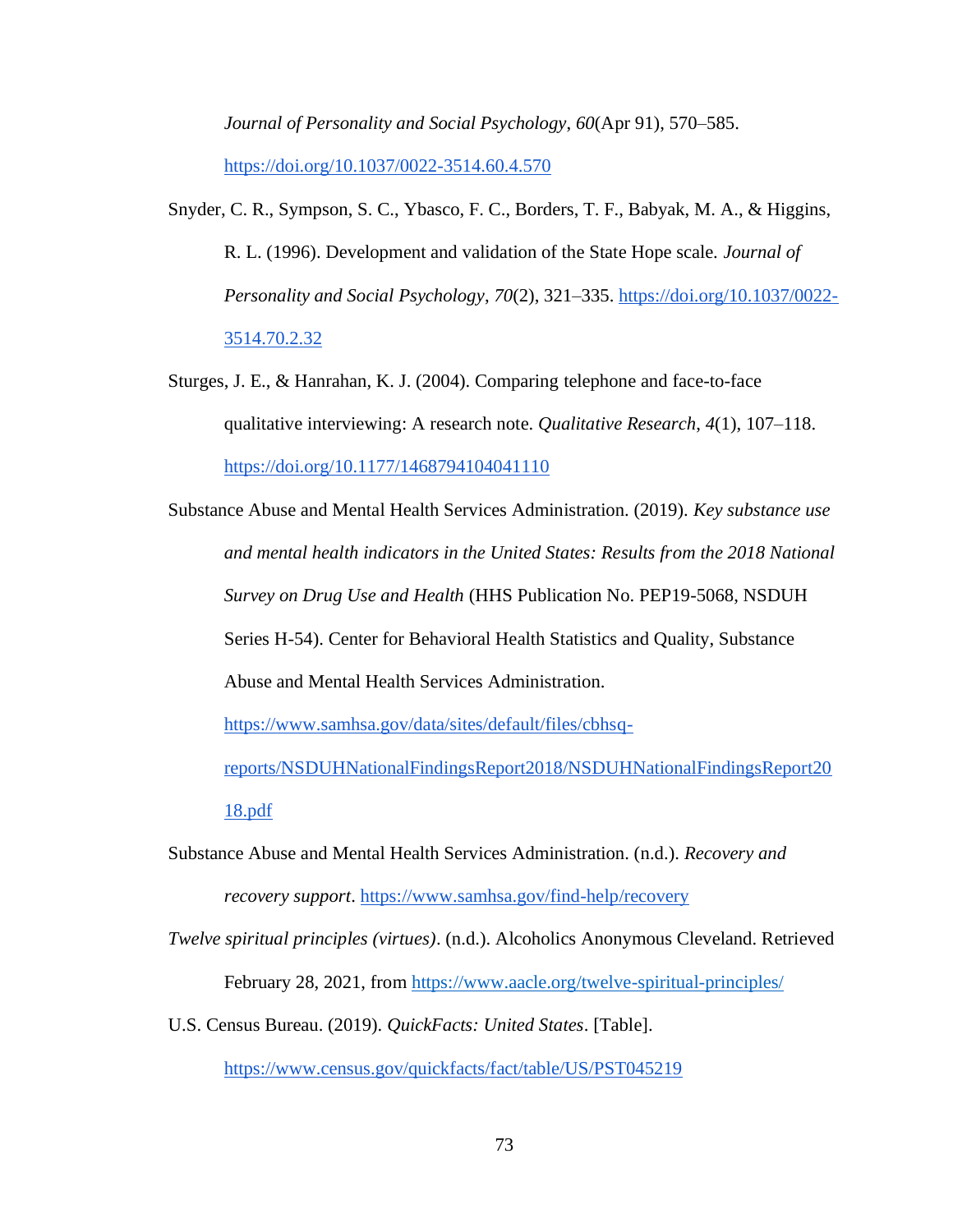*Journal of Personality and Social Psychology*, *60*(Apr 91), 570–585. https://doi.org/10.1037/0022-3514.60.4.570

Snyder, C. R., Sympson, S. C., Ybasco, F. C., Borders, T. F., Babyak, M. A., & Higgins, R. L. (1996). Development and validation of the State Hope scale. *Journal of Personality and Social Psychology*, *70*(2), 321–335. https://doi.org/10.1037/0022-3514.70.2.32

Sturges, J. E., & Hanrahan, K. J. (2004). Comparing telephone and face-to-face qualitative interviewing: A research note. *Qualitative Research*, *4*(1), 107–118. https://doi.org/10.1177/1468794104041110

Substance Abuse and Mental Health Services Administration. (2019). *Key substance use and mental health indicators in the United States: Results from the 2018 National Survey on Drug Use and Health* (HHS Publication No. PEP19-5068, NSDUH Series H-54). Center for Behavioral Health Statistics and Quality, Substance Abuse and Mental Health Services Administration. https://www.samhsa.gov/data/sites/default/files/cbhsq-reports/NSDUHNationalFindingsReport2018/NSDUHNationalFindingsReport2018.pdf

Substance Abuse and Mental Health Services Administration. (n.d.). *Recovery and recovery support*. https://www.samhsa.gov/find-help/recovery

*Twelve spiritual principles (virtues)*. (n.d.). Alcoholics Anonymous Cleveland. Retrieved February 28, 2021, from https://www.aacle.org/twelve-spiritual-principles/

U.S. Census Bureau. (2019). *QuickFacts: United States*. [Table]. https://www.census.gov/quickfacts/fact/table/US/PST045219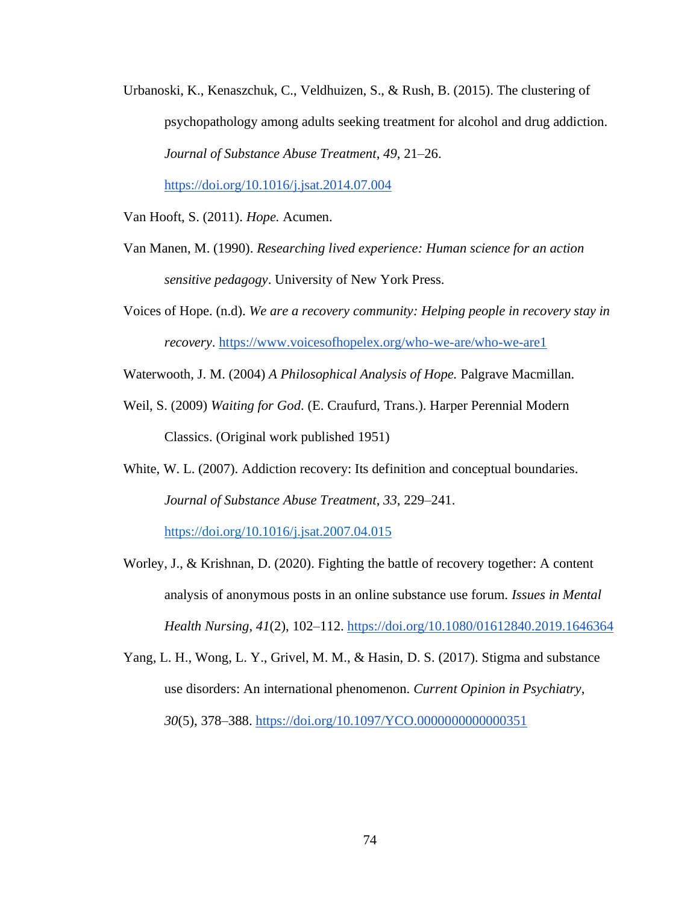Urbanoski, K., Kenaszchuk, C., Veldhuizen, S., & Rush, B. (2015). The clustering of psychopathology among adults seeking treatment for alcohol and drug addiction. *Journal of Substance Abuse Treatment*, *49*, 21–26. https://doi.org/10.1016/j.jsat.2014.07.004

Van Hooft, S. (2011). *Hope.* Acumen.

Van Manen, M. (1990). *Researching lived experience: Human science for an action sensitive pedagogy*. University of New York Press.

Voices of Hope. (n.d). *We are a recovery community: Helping people in recovery stay in recovery*. https://www.voicesofhopelex.org/who-we-are/who-we-are1

Waterwooth, J. M. (2004) *A Philosophical Analysis of Hope.* Palgrave Macmillan.

Weil, S. (2009) *Waiting for God*. (E. Craufurd, Trans.). Harper Perennial Modern Classics. (Original work published 1951)

White, W. L. (2007). Addiction recovery: Its definition and conceptual boundaries. *Journal of Substance Abuse Treatment*, *33*, 229–241. https://doi.org/10.1016/j.jsat.2007.04.015

Worley, J., & Krishnan, D. (2020). Fighting the battle of recovery together: A content analysis of anonymous posts in an online substance use forum. *Issues in Mental Health Nursing*, *41*(2), 102–112. https://doi.org/10.1080/01612840.2019.1646364

Yang, L. H., Wong, L. Y., Grivel, M. M., & Hasin, D. S. (2017). Stigma and substance use disorders: An international phenomenon. *Current Opinion in Psychiatry*, *30*(5), 378–388. https://doi.org/10.1097/YCO.0000000000000351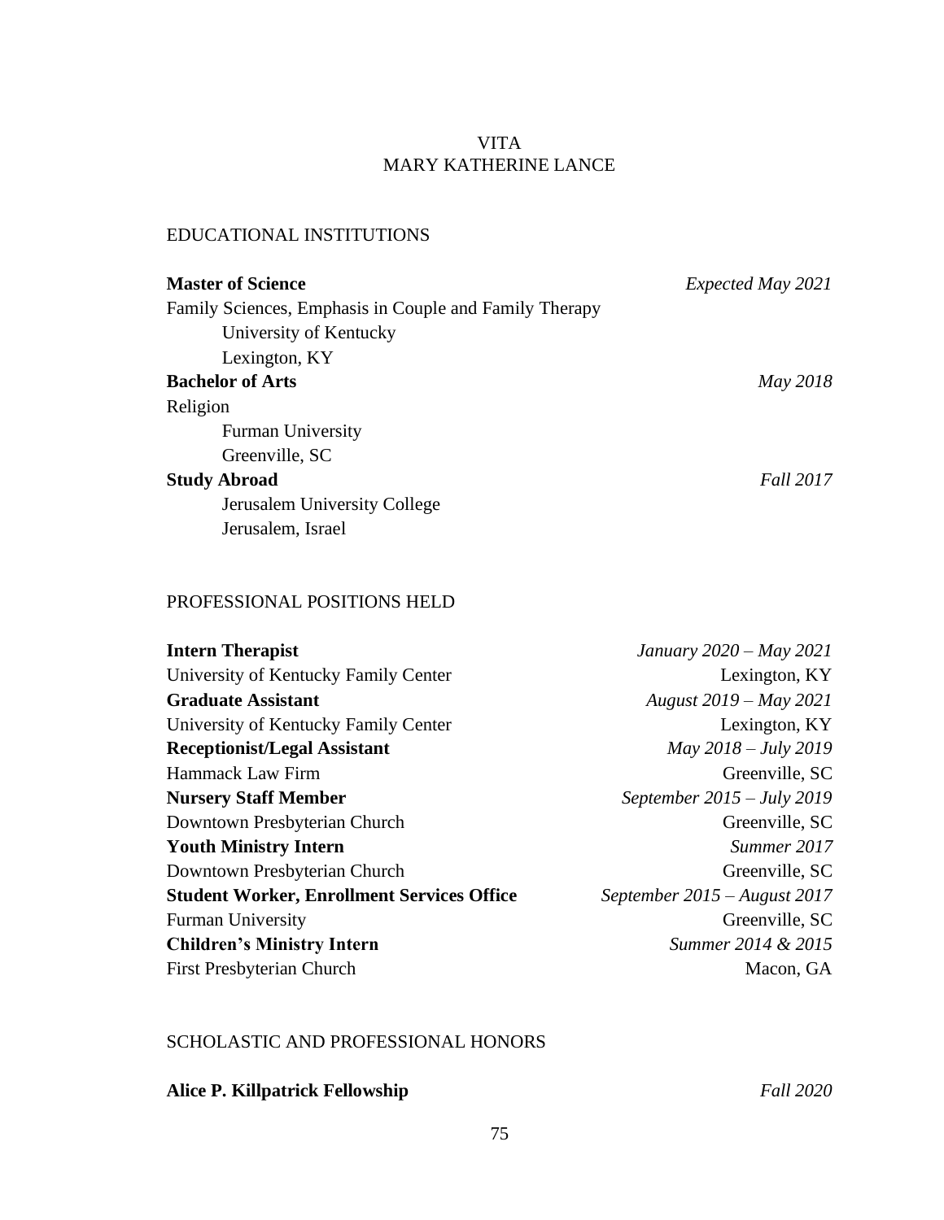# VITA
# MARY KATHERINE LANCE

## EDUCATIONAL INSTITUTIONS

**Master of Science** — *Expected May 2021*
Family Sciences, Emphasis in Couple and Family Therapy
University of Kentucky
Lexington, KY

**Bachelor of Arts** — *May 2018*
Religion
Furman University
Greenville, SC

**Study Abroad** — *Fall 2017*
Jerusalem University College
Jerusalem, Israel

## PROFESSIONAL POSITIONS HELD

**Intern Therapist** — *January 2020 – May 2021*
University of Kentucky Family Center — Lexington, KY

**Graduate Assistant** — *August 2019 – May 2021*
University of Kentucky Family Center — Lexington, KY

**Receptionist/Legal Assistant** — *May 2018 – July 2019*
Hammack Law Firm — Greenville, SC

**Nursery Staff Member** — *September 2015 – July 2019*
Downtown Presbyterian Church — Greenville, SC

**Youth Ministry Intern** — *Summer 2017*
Downtown Presbyterian Church — Greenville, SC

**Student Worker, Enrollment Services Office** — *September 2015 – August 2017*
Furman University — Greenville, SC

**Children's Ministry Intern** — *Summer 2014 & 2015*
First Presbyterian Church — Macon, GA

## SCHOLASTIC AND PROFESSIONAL HONORS

**Alice P. Killpatrick Fellowship** — *Fall 2020*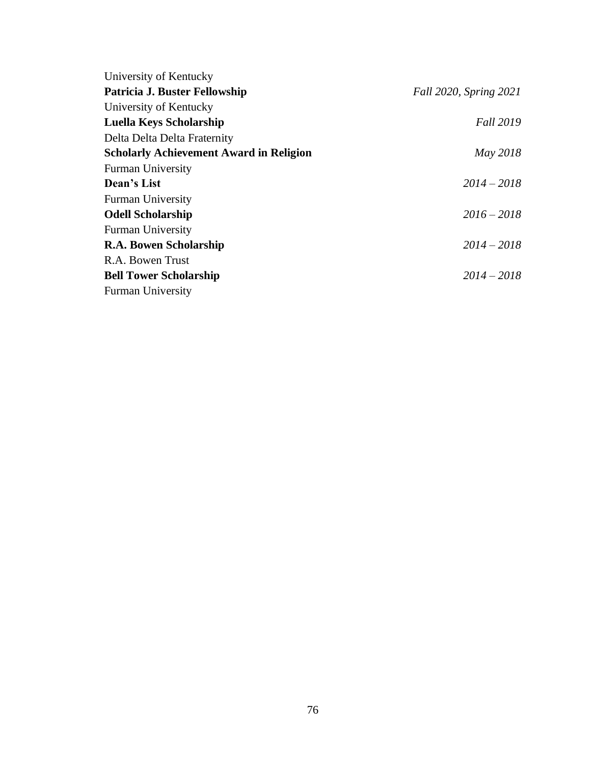University of Kentucky

**Patricia J. Buster Fellowship** *Fall 2020, Spring 2021*

University of Kentucky

**Luella Keys Scholarship** *Fall 2019*

Delta Delta Delta Fraternity

**Scholarly Achievement Award in Religion** *May 2018*

Furman University

**Dean's List** *2014 – 2018*

Furman University

**Odell Scholarship** *2016 – 2018*

Furman University

**R.A. Bowen Scholarship** *2014 – 2018*

R.A. Bowen Trust

**Bell Tower Scholarship** *2014 – 2018*

Furman University